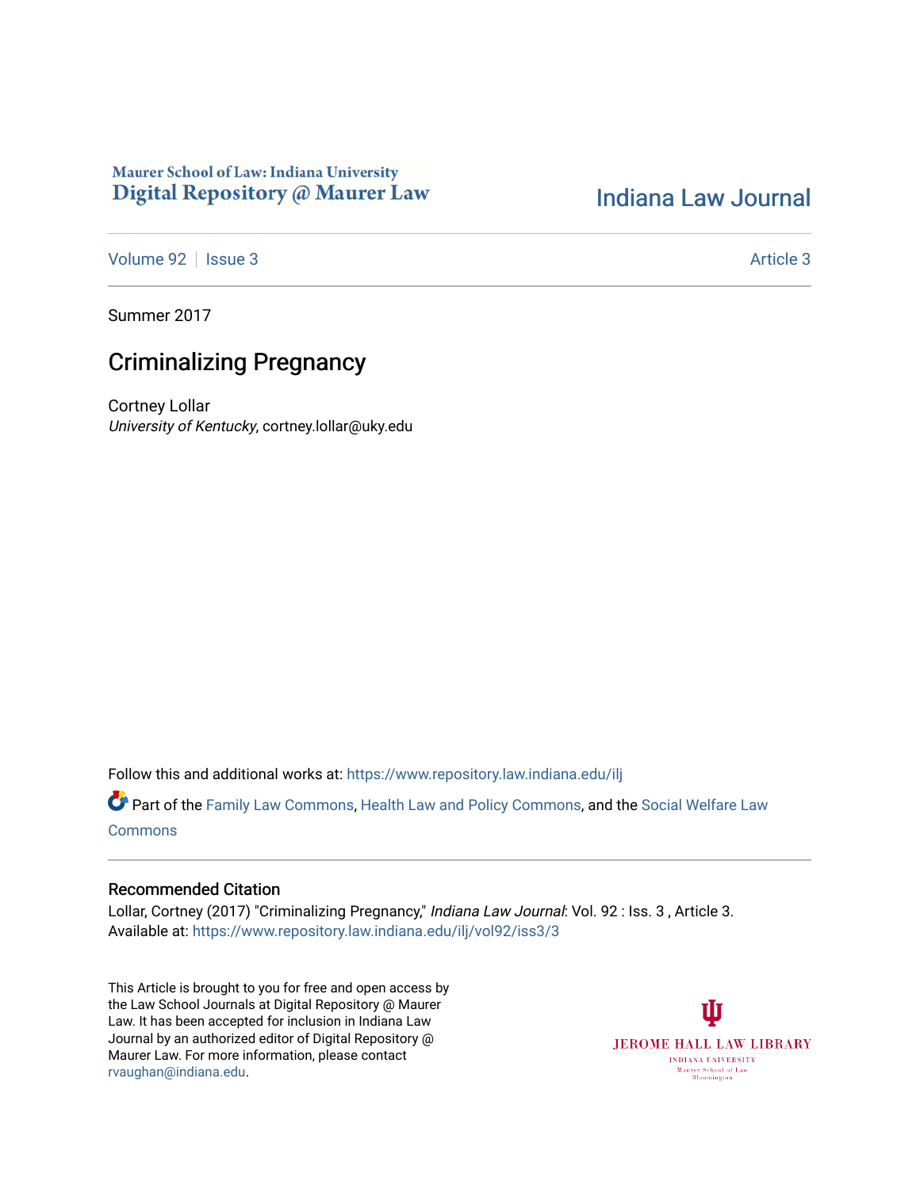Maurer School of Law: Indiana University
**Digital Repository @ Maurer Law**

# Indiana Law Journal

Volume 92 | Issue 3 — Article 3

Summer 2017

## Criminalizing Pregnancy

Cortney Lollar
*University of Kentucky*, cortney.lollar@uky.edu

Follow this and additional works at: https://www.repository.law.indiana.edu/ilj

Part of the Family Law Commons, Health Law and Policy Commons, and the Social Welfare Law Commons

### Recommended Citation

Lollar, Cortney (2017) "Criminalizing Pregnancy," *Indiana Law Journal*: Vol. 92 : Iss. 3 , Article 3.
Available at: https://www.repository.law.indiana.edu/ilj/vol92/iss3/3

This Article is brought to you for free and open access by the Law School Journals at Digital Repository @ Maurer Law. It has been accepted for inclusion in Indiana Law Journal by an authorized editor of Digital Repository @ Maurer Law. For more information, please contact rvaughan@indiana.edu.

JEROME HALL LAW LIBRARY
INDIANA UNIVERSITY
Maurer School of Law
Bloomington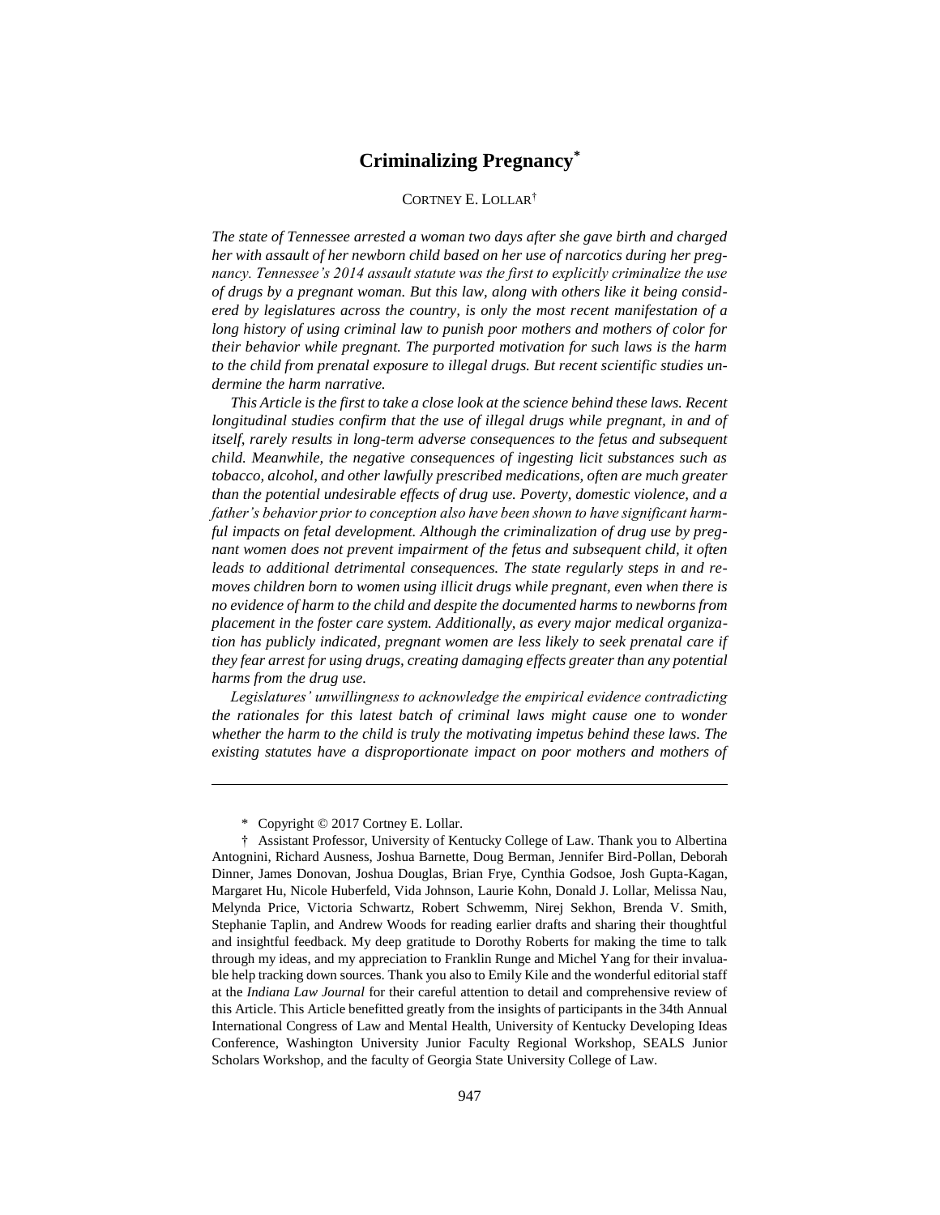# Criminalizing Pregnancy*

CORTNEY E. LOLLAR†

*The state of Tennessee arrested a woman two days after she gave birth and charged her with assault of her newborn child based on her use of narcotics during her pregnancy. Tennessee's 2014 assault statute was the first to explicitly criminalize the use of drugs by a pregnant woman. But this law, along with others like it being considered by legislatures across the country, is only the most recent manifestation of a long history of using criminal law to punish poor mothers and mothers of color for their behavior while pregnant. The purported motivation for such laws is the harm to the child from prenatal exposure to illegal drugs. But recent scientific studies undermine the harm narrative.*

*This Article is the first to take a close look at the science behind these laws. Recent longitudinal studies confirm that the use of illegal drugs while pregnant, in and of itself, rarely results in long-term adverse consequences to the fetus and subsequent child. Meanwhile, the negative consequences of ingesting licit substances such as tobacco, alcohol, and other lawfully prescribed medications, often are much greater than the potential undesirable effects of drug use. Poverty, domestic violence, and a father's behavior prior to conception also have been shown to have significant harmful impacts on fetal development. Although the criminalization of drug use by pregnant women does not prevent impairment of the fetus and subsequent child, it often leads to additional detrimental consequences. The state regularly steps in and removes children born to women using illicit drugs while pregnant, even when there is no evidence of harm to the child and despite the documented harms to newborns from placement in the foster care system. Additionally, as every major medical organization has publicly indicated, pregnant women are less likely to seek prenatal care if they fear arrest for using drugs, creating damaging effects greater than any potential harms from the drug use.*

*Legislatures' unwillingness to acknowledge the empirical evidence contradicting the rationales for this latest batch of criminal laws might cause one to wonder whether the harm to the child is truly the motivating impetus behind these laws. The existing statutes have a disproportionate impact on poor mothers and mothers of*

---

\* Copyright © 2017 Cortney E. Lollar.

† Assistant Professor, University of Kentucky College of Law. Thank you to Albertina Antognini, Richard Ausness, Joshua Barnette, Doug Berman, Jennifer Bird-Pollan, Deborah Dinner, James Donovan, Joshua Douglas, Brian Frye, Cynthia Godsoe, Josh Gupta-Kagan, Margaret Hu, Nicole Huberfeld, Vida Johnson, Laurie Kohn, Donald J. Lollar, Melissa Nau, Melynda Price, Victoria Schwartz, Robert Schwemm, Nirej Sekhon, Brenda V. Smith, Stephanie Taplin, and Andrew Woods for reading earlier drafts and sharing their thoughtful and insightful feedback. My deep gratitude to Dorothy Roberts for making the time to talk through my ideas, and my appreciation to Franklin Runge and Michel Yang for their invaluable help tracking down sources. Thank you also to Emily Kile and the wonderful editorial staff at the *Indiana Law Journal* for their careful attention to detail and comprehensive review of this Article. This Article benefitted greatly from the insights of participants in the 34th Annual International Congress of Law and Mental Health, University of Kentucky Developing Ideas Conference, Washington University Junior Faculty Regional Workshop, SEALS Junior Scholars Workshop, and the faculty of Georgia State University College of Law.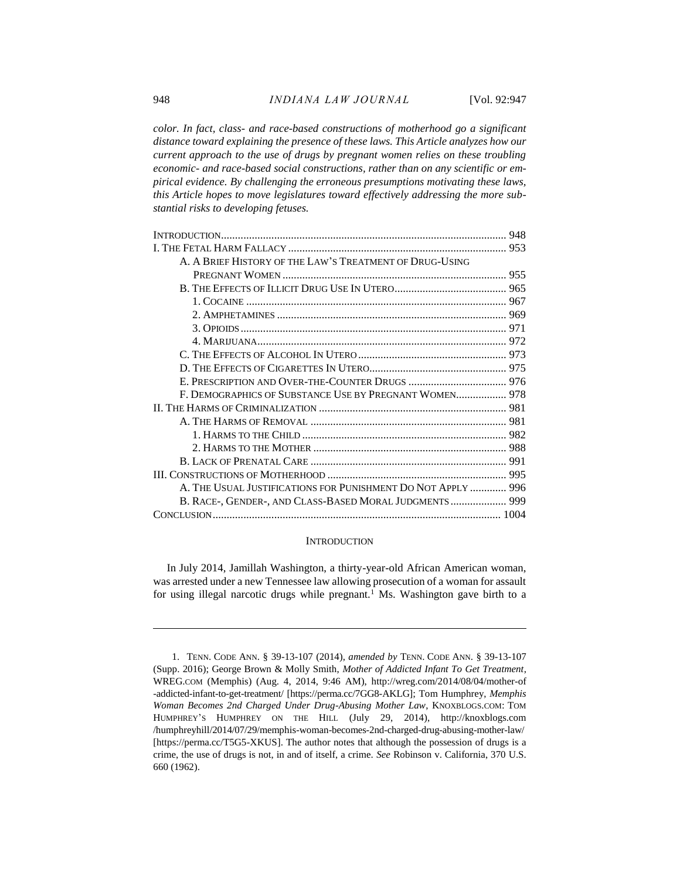*color. In fact, class- and race-based constructions of motherhood go a significant distance toward explaining the presence of these laws. This Article analyzes how our current approach to the use of drugs by pregnant women relies on these troubling economic- and race-based social constructions, rather than on any scientific or empirical evidence. By challenging the erroneous presumptions motivating these laws, this Article hopes to move legislatures toward effectively addressing the more substantial risks to developing fetuses.*

| | |
|---|---|
| INTRODUCTION | 948 |
| I. THE FETAL HARM FALLACY | 953 |
| A. A BRIEF HISTORY OF THE LAW'S TREATMENT OF DRUG-USING PREGNANT WOMEN | 955 |
| B. THE EFFECTS OF ILLICIT DRUG USE IN UTERO | 965 |
| 1. COCAINE | 967 |
| 2. AMPHETAMINES | 969 |
| 3. OPIOIDS | 971 |
| 4. MARIJUANA | 972 |
| C. THE EFFECTS OF ALCOHOL IN UTERO | 973 |
| D. THE EFFECTS OF CIGARETTES IN UTERO | 975 |
| E. PRESCRIPTION AND OVER-THE-COUNTER DRUGS | 976 |
| F. DEMOGRAPHICS OF SUBSTANCE USE BY PREGNANT WOMEN | 978 |
| II. THE HARMS OF CRIMINALIZATION | 981 |
| A. THE HARMS OF REMOVAL | 981 |
| 1. HARMS TO THE CHILD | 982 |
| 2. HARMS TO THE MOTHER | 988 |
| B. LACK OF PRENATAL CARE | 991 |
| III. CONSTRUCTIONS OF MOTHERHOOD | 995 |
| A. THE USUAL JUSTIFICATIONS FOR PUNISHMENT DO NOT APPLY | 996 |
| B. RACE-, GENDER-, AND CLASS-BASED MORAL JUDGMENTS | 999 |
| CONCLUSION | 1004 |

## INTRODUCTION

In July 2014, Jamillah Washington, a thirty-year-old African American woman, was arrested under a new Tennessee law allowing prosecution of a woman for assault for using illegal narcotic drugs while pregnant.[1] Ms. Washington gave birth to a

---

1. TENN. CODE ANN. § 39-13-107 (2014), *amended by* TENN. CODE ANN. § 39-13-107 (Supp. 2016); George Brown & Molly Smith, *Mother of Addicted Infant To Get Treatment*, WREG.COM (Memphis) (Aug. 4, 2014, 9:46 AM), http://wreg.com/2014/08/04/mother-of-addicted-infant-to-get-treatment/ [https://perma.cc/7GG8-AKLG]; Tom Humphrey, *Memphis Woman Becomes 2nd Charged Under Drug-Abusing Mother Law*, KNOXBLOGS.COM: TOM HUMPHREY'S HUMPHREY ON THE HILL (July 29, 2014), http://knoxblogs.com/humphreyhill/2014/07/29/memphis-woman-becomes-2nd-charged-drug-abusing-mother-law/ [https://perma.cc/T5G5-XKUS]. The author notes that although the possession of drugs is a crime, the use of drugs is not, in and of itself, a crime. *See* Robinson v. California, 370 U.S. 660 (1962).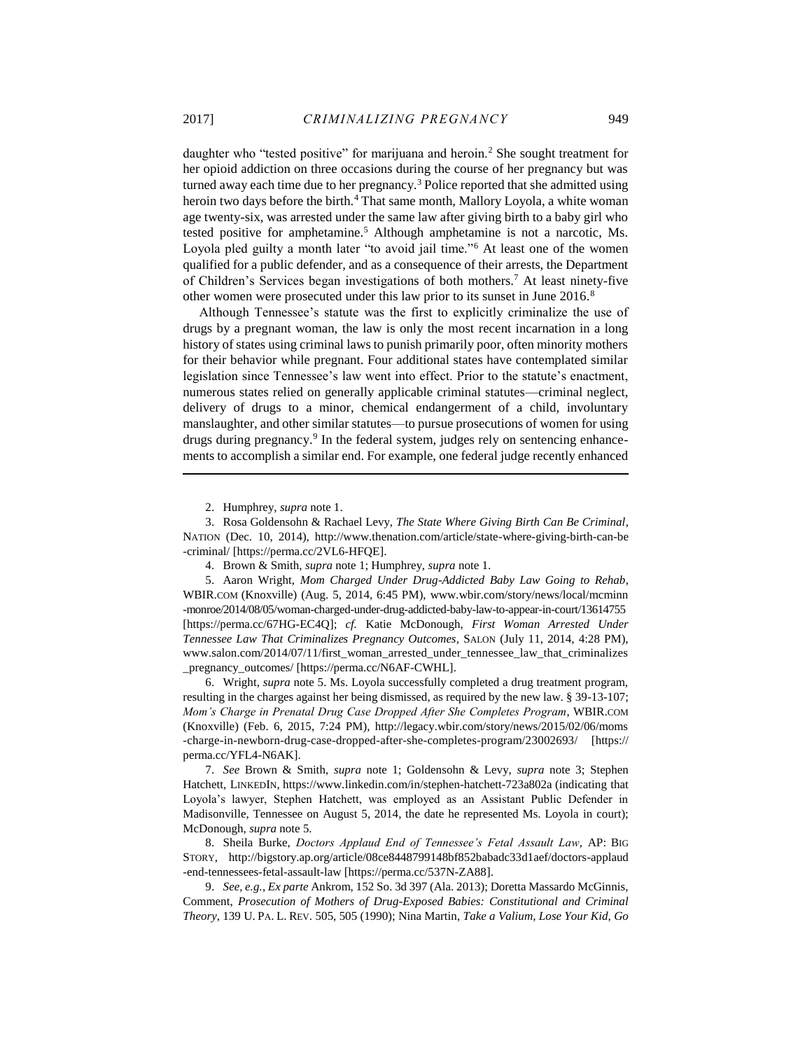daughter who "tested positive" for marijuana and heroin.[2] She sought treatment for her opioid addiction on three occasions during the course of her pregnancy but was turned away each time due to her pregnancy.[3] Police reported that she admitted using heroin two days before the birth.[4] That same month, Mallory Loyola, a white woman age twenty-six, was arrested under the same law after giving birth to a baby girl who tested positive for amphetamine.[5] Although amphetamine is not a narcotic, Ms. Loyola pled guilty a month later "to avoid jail time."[6] At least one of the women qualified for a public defender, and as a consequence of their arrests, the Department of Children's Services began investigations of both mothers.[7] At least ninety-five other women were prosecuted under this law prior to its sunset in June 2016.[8]

Although Tennessee's statute was the first to explicitly criminalize the use of drugs by a pregnant woman, the law is only the most recent incarnation in a long history of states using criminal laws to punish primarily poor, often minority mothers for their behavior while pregnant. Four additional states have contemplated similar legislation since Tennessee's law went into effect. Prior to the statute's enactment, numerous states relied on generally applicable criminal statutes—criminal neglect, delivery of drugs to a minor, chemical endangerment of a child, involuntary manslaughter, and other similar statutes—to pursue prosecutions of women for using drugs during pregnancy.[9] In the federal system, judges rely on sentencing enhancements to accomplish a similar end. For example, one federal judge recently enhanced

---

2. Humphrey, *supra* note 1.

3. Rosa Goldensohn & Rachael Levy, *The State Where Giving Birth Can Be Criminal*, NATION (Dec. 10, 2014), http://www.thenation.com/article/state-where-giving-birth-can-be-criminal/ [https://perma.cc/2VL6-HFQE].

4. Brown & Smith, *supra* note 1; Humphrey, *supra* note 1.

5. Aaron Wright, *Mom Charged Under Drug-Addicted Baby Law Going to Rehab*, WBIR.COM (Knoxville) (Aug. 5, 2014, 6:45 PM), www.wbir.com/story/news/local/mcminn-monroe/2014/08/05/woman-charged-under-drug-addicted-baby-law-to-appear-in-court/13614755 [https://perma.cc/67HG-EC4Q]; *cf.* Katie McDonough, *First Woman Arrested Under Tennessee Law That Criminalizes Pregnancy Outcomes*, SALON (July 11, 2014, 4:28 PM), www.salon.com/2014/07/11/first_woman_arrested_under_tennessee_law_that_criminalizes_pregnancy_outcomes/ [https://perma.cc/N6AF-CWHL].

6. Wright, *supra* note 5. Ms. Loyola successfully completed a drug treatment program, resulting in the charges against her being dismissed, as required by the new law. § 39-13-107; *Mom's Charge in Prenatal Drug Case Dropped After She Completes Program*, WBIR.COM (Knoxville) (Feb. 6, 2015, 7:24 PM), http://legacy.wbir.com/story/news/2015/02/06/moms-charge-in-newborn-drug-case-dropped-after-she-completes-program/23002693/ [https://perma.cc/YFL4-N6AK].

7. *See* Brown & Smith, *supra* note 1; Goldensohn & Levy, *supra* note 3; Stephen Hatchett, LINKEDIN, https://www.linkedin.com/in/stephen-hatchett-723a802a (indicating that Loyola's lawyer, Stephen Hatchett, was employed as an Assistant Public Defender in Madisonville, Tennessee on August 5, 2014, the date he represented Ms. Loyola in court); McDonough, *supra* note 5.

8. Sheila Burke, *Doctors Applaud End of Tennessee's Fetal Assault Law*, AP: BIG STORY, http://bigstory.ap.org/article/08ce8448799148bf852babadc33d1aef/doctors-applaud-end-tennessees-fetal-assault-law [https://perma.cc/537N-ZA88].

9. *See, e.g.*, *Ex parte* Ankrom, 152 So. 3d 397 (Ala. 2013); Doretta Massardo McGinnis, Comment, *Prosecution of Mothers of Drug-Exposed Babies: Constitutional and Criminal Theory*, 139 U. PA. L. REV. 505, 505 (1990); Nina Martin, *Take a Valium, Lose Your Kid, Go*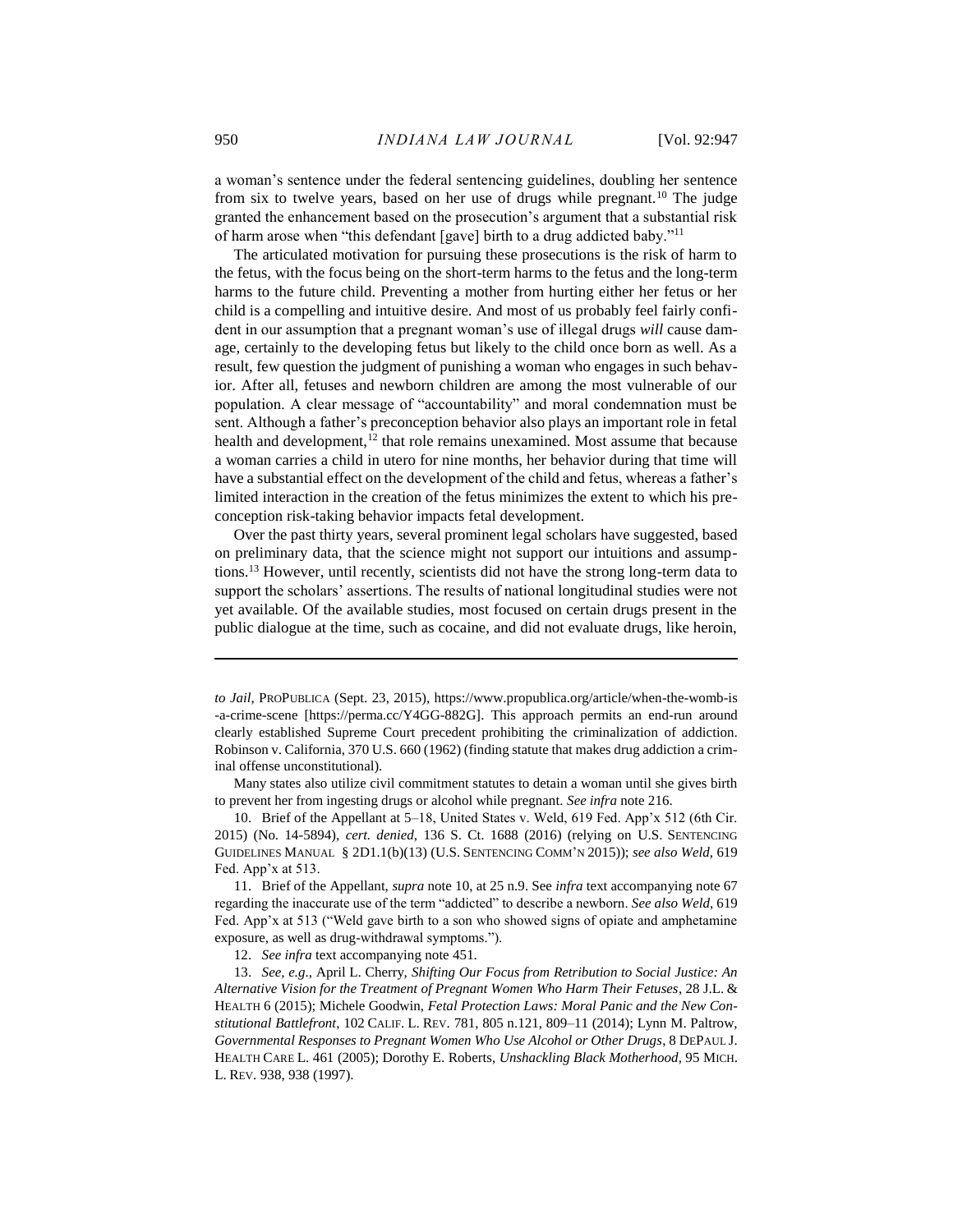a woman's sentence under the federal sentencing guidelines, doubling her sentence from six to twelve years, based on her use of drugs while pregnant.[10] The judge granted the enhancement based on the prosecution's argument that a substantial risk of harm arose when "this defendant [gave] birth to a drug addicted baby."[11]

The articulated motivation for pursuing these prosecutions is the risk of harm to the fetus, with the focus being on the short-term harms to the fetus and the long-term harms to the future child. Preventing a mother from hurting either her fetus or her child is a compelling and intuitive desire. And most of us probably feel fairly confident in our assumption that a pregnant woman's use of illegal drugs *will* cause damage, certainly to the developing fetus but likely to the child once born as well. As a result, few question the judgment of punishing a woman who engages in such behavior. After all, fetuses and newborn children are among the most vulnerable of our population. A clear message of "accountability" and moral condemnation must be sent. Although a father's preconception behavior also plays an important role in fetal health and development,[12] that role remains unexamined. Most assume that because a woman carries a child in utero for nine months, her behavior during that time will have a substantial effect on the development of the child and fetus, whereas a father's limited interaction in the creation of the fetus minimizes the extent to which his preconception risk-taking behavior impacts fetal development.

Over the past thirty years, several prominent legal scholars have suggested, based on preliminary data, that the science might not support our intuitions and assumptions.[13] However, until recently, scientists did not have the strong long-term data to support the scholars' assertions. The results of national longitudinal studies were not yet available. Of the available studies, most focused on certain drugs present in the public dialogue at the time, such as cocaine, and did not evaluate drugs, like heroin,

---

*to Jail*, PROPUBLICA (Sept. 23, 2015), https://www.propublica.org/article/when-the-womb-is-a-crime-scene [https://perma.cc/Y4GG-882G]. This approach permits an end-run around clearly established Supreme Court precedent prohibiting the criminalization of addiction. Robinson v. California, 370 U.S. 660 (1962) (finding statute that makes drug addiction a criminal offense unconstitutional).

Many states also utilize civil commitment statutes to detain a woman until she gives birth to prevent her from ingesting drugs or alcohol while pregnant. *See infra* note 216.

10. Brief of the Appellant at 5–18, United States v. Weld, 619 Fed. App'x 512 (6th Cir. 2015) (No. 14-5894), *cert. denied*, 136 S. Ct. 1688 (2016) (relying on U.S. SENTENCING GUIDELINES MANUAL § 2D1.1(b)(13) (U.S. SENTENCING COMM'N 2015)); *see also Weld*, 619 Fed. App'x at 513.

11. Brief of the Appellant, *supra* note 10, at 25 n.9. See *infra* text accompanying note 67 regarding the inaccurate use of the term "addicted" to describe a newborn. *See also Weld*, 619 Fed. App'x at 513 ("Weld gave birth to a son who showed signs of opiate and amphetamine exposure, as well as drug-withdrawal symptoms.").

12. *See infra* text accompanying note 451.

13. *See, e.g.*, April L. Cherry, *Shifting Our Focus from Retribution to Social Justice: An Alternative Vision for the Treatment of Pregnant Women Who Harm Their Fetuses*, 28 J.L. & HEALTH 6 (2015); Michele Goodwin, *Fetal Protection Laws: Moral Panic and the New Constitutional Battlefront*, 102 CALIF. L. REV. 781, 805 n.121, 809–11 (2014); Lynn M. Paltrow, *Governmental Responses to Pregnant Women Who Use Alcohol or Other Drugs*, 8 DEPAUL J. HEALTH CARE L. 461 (2005); Dorothy E. Roberts, *Unshackling Black Motherhood*, 95 MICH. L. REV. 938, 938 (1997).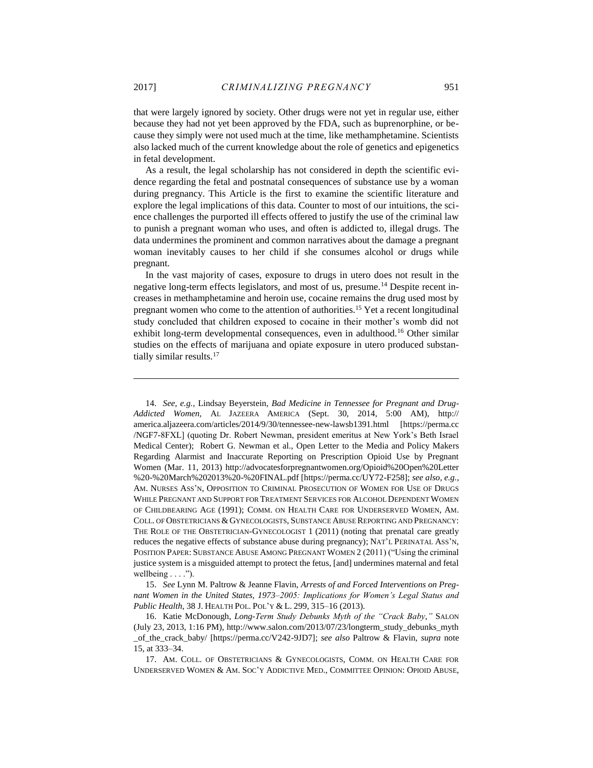that were largely ignored by society. Other drugs were not yet in regular use, either because they had not yet been approved by the FDA, such as buprenorphine, or because they simply were not used much at the time, like methamphetamine. Scientists also lacked much of the current knowledge about the role of genetics and epigenetics in fetal development.

As a result, the legal scholarship has not considered in depth the scientific evidence regarding the fetal and postnatal consequences of substance use by a woman during pregnancy. This Article is the first to examine the scientific literature and explore the legal implications of this data. Counter to most of our intuitions, the science challenges the purported ill effects offered to justify the use of the criminal law to punish a pregnant woman who uses, and often is addicted to, illegal drugs. The data undermines the prominent and common narratives about the damage a pregnant woman inevitably causes to her child if she consumes alcohol or drugs while pregnant.

In the vast majority of cases, exposure to drugs in utero does not result in the negative long-term effects legislators, and most of us, presume.[14] Despite recent increases in methamphetamine and heroin use, cocaine remains the drug used most by pregnant women who come to the attention of authorities.[15] Yet a recent longitudinal study concluded that children exposed to cocaine in their mother's womb did not exhibit long-term developmental consequences, even in adulthood.[16] Other similar studies on the effects of marijuana and opiate exposure in utero produced substantially similar results.[17]

---

14. *See, e.g.*, Lindsay Beyerstein, *Bad Medicine in Tennessee for Pregnant and Drug-Addicted Women*, AL JAZEERA AMERICA (Sept. 30, 2014, 5:00 AM), http://america.aljazeera.com/articles/2014/9/30/tennessee-new-lawsb1391.html [https://perma.cc/NGF7-8FXL] (quoting Dr. Robert Newman, president emeritus at New York's Beth Israel Medical Center); Robert G. Newman et al., Open Letter to the Media and Policy Makers Regarding Alarmist and Inaccurate Reporting on Prescription Opioid Use by Pregnant Women (Mar. 11, 2013) http://advocatesforpregnantwomen.org/Opioid%20Open%20Letter%20-%20March%202013%20-%20FINAL.pdf [https://perma.cc/UY72-F258]; *see also, e.g.*, AM. NURSES ASS'N, OPPOSITION TO CRIMINAL PROSECUTION OF WOMEN FOR USE OF DRUGS WHILE PREGNANT AND SUPPORT FOR TREATMENT SERVICES FOR ALCOHOL DEPENDENT WOMEN OF CHILDBEARING AGE (1991); COMM. ON HEALTH CARE FOR UNDERSERVED WOMEN, AM. COLL. OF OBSTETRICIANS & GYNECOLOGISTS, SUBSTANCE ABUSE REPORTING AND PREGNANCY: THE ROLE OF THE OBSTETRICIAN-GYNECOLOGIST 1 (2011) (noting that prenatal care greatly reduces the negative effects of substance abuse during pregnancy); NAT'L PERINATAL ASS'N, POSITION PAPER: SUBSTANCE ABUSE AMONG PREGNANT WOMEN 2 (2011) ("Using the criminal justice system is a misguided attempt to protect the fetus, [and] undermines maternal and fetal wellbeing . . . .").

15. *See* Lynn M. Paltrow & Jeanne Flavin, *Arrests of and Forced Interventions on Pregnant Women in the United States, 1973–2005: Implications for Women's Legal Status and Public Health*, 38 J. HEALTH POL. POL'Y & L. 299, 315–16 (2013).

16. Katie McDonough, *Long-Term Study Debunks Myth of the "Crack Baby*,*"* SALON (July 23, 2013, 1:16 PM), http://www.salon.com/2013/07/23/longterm_study_debunks_myth_of_the_crack_baby/ [https://perma.cc/V242-9JD7]; *see also* Paltrow & Flavin, *supra* note 15, at 333–34.

17. AM. COLL. OF OBSTETRICIANS & GYNECOLOGISTS, COMM. ON HEALTH CARE FOR UNDERSERVED WOMEN & AM. SOC'Y ADDICTIVE MED., COMMITTEE OPINION: OPIOID ABUSE,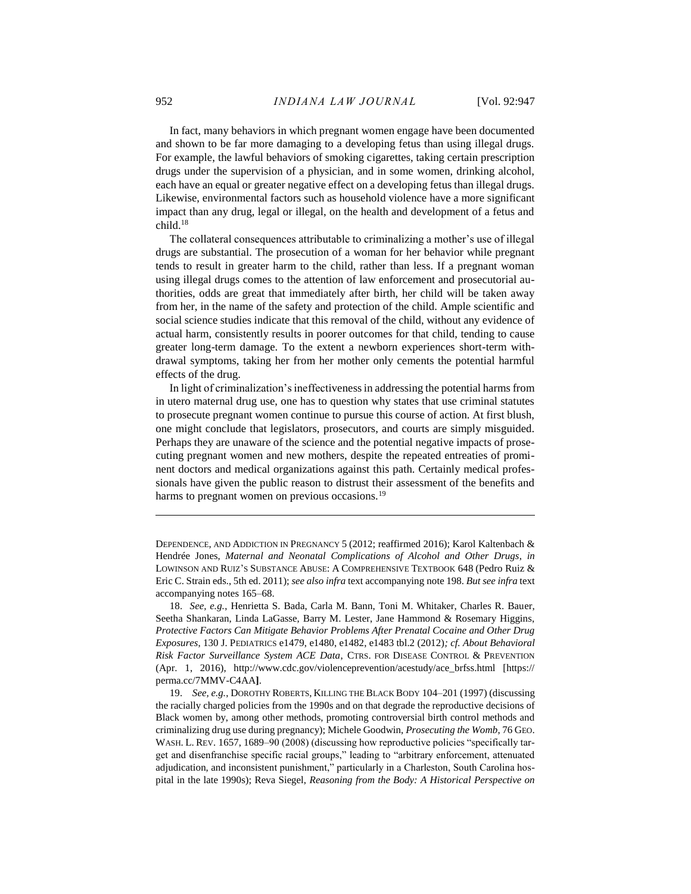In fact, many behaviors in which pregnant women engage have been documented and shown to be far more damaging to a developing fetus than using illegal drugs. For example, the lawful behaviors of smoking cigarettes, taking certain prescription drugs under the supervision of a physician, and in some women, drinking alcohol, each have an equal or greater negative effect on a developing fetus than illegal drugs. Likewise, environmental factors such as household violence have a more significant impact than any drug, legal or illegal, on the health and development of a fetus and child.[18]

The collateral consequences attributable to criminalizing a mother's use of illegal drugs are substantial. The prosecution of a woman for her behavior while pregnant tends to result in greater harm to the child, rather than less. If a pregnant woman using illegal drugs comes to the attention of law enforcement and prosecutorial authorities, odds are great that immediately after birth, her child will be taken away from her, in the name of the safety and protection of the child. Ample scientific and social science studies indicate that this removal of the child, without any evidence of actual harm, consistently results in poorer outcomes for that child, tending to cause greater long-term damage. To the extent a newborn experiences short-term withdrawal symptoms, taking her from her mother only cements the potential harmful effects of the drug.

In light of criminalization's ineffectiveness in addressing the potential harms from in utero maternal drug use, one has to question why states that use criminal statutes to prosecute pregnant women continue to pursue this course of action. At first blush, one might conclude that legislators, prosecutors, and courts are simply misguided. Perhaps they are unaware of the science and the potential negative impacts of prosecuting pregnant women and new mothers, despite the repeated entreaties of prominent doctors and medical organizations against this path. Certainly medical professionals have given the public reason to distrust their assessment of the benefits and harms to pregnant women on previous occasions.[19]

---

DEPENDENCE, AND ADDICTION IN PREGNANCY 5 (2012; reaffirmed 2016); Karol Kaltenbach & Hendrée Jones, *Maternal and Neonatal Complications of Alcohol and Other Drugs*, *in* LOWINSON AND RUIZ'S SUBSTANCE ABUSE: A COMPREHENSIVE TEXTBOOK 648 (Pedro Ruiz & Eric C. Strain eds., 5th ed. 2011); *see also infra* text accompanying note 198. *But see infra* text accompanying notes 165–68.

18. *See, e.g.*, Henrietta S. Bada, Carla M. Bann, Toni M. Whitaker, Charles R. Bauer, Seetha Shankaran, Linda LaGasse, Barry M. Lester, Jane Hammond & Rosemary Higgins, *Protective Factors Can Mitigate Behavior Problems After Prenatal Cocaine and Other Drug Exposures*, 130 J. PEDIATRICS e1479, e1480, e1482, e1483 tbl.2 (2012)*; cf. About Behavioral Risk Factor Surveillance System ACE Data*, CTRS. FOR DISEASE CONTROL & PREVENTION (Apr. 1, 2016), http://www.cdc.gov/violenceprevention/acestudy/ace_brfss.html [https://perma.cc/7MMV-C4AA].

19. *See, e.g.*, DOROTHY ROBERTS, KILLING THE BLACK BODY 104–201 (1997) (discussing the racially charged policies from the 1990s and on that degrade the reproductive decisions of Black women by, among other methods, promoting controversial birth control methods and criminalizing drug use during pregnancy); Michele Goodwin, *Prosecuting the Womb*, 76 GEO. WASH. L. REV. 1657, 1689–90 (2008) (discussing how reproductive policies "specifically target and disenfranchise specific racial groups," leading to "arbitrary enforcement, attenuated adjudication, and inconsistent punishment," particularly in a Charleston, South Carolina hospital in the late 1990s); Reva Siegel, *Reasoning from the Body: A Historical Perspective on*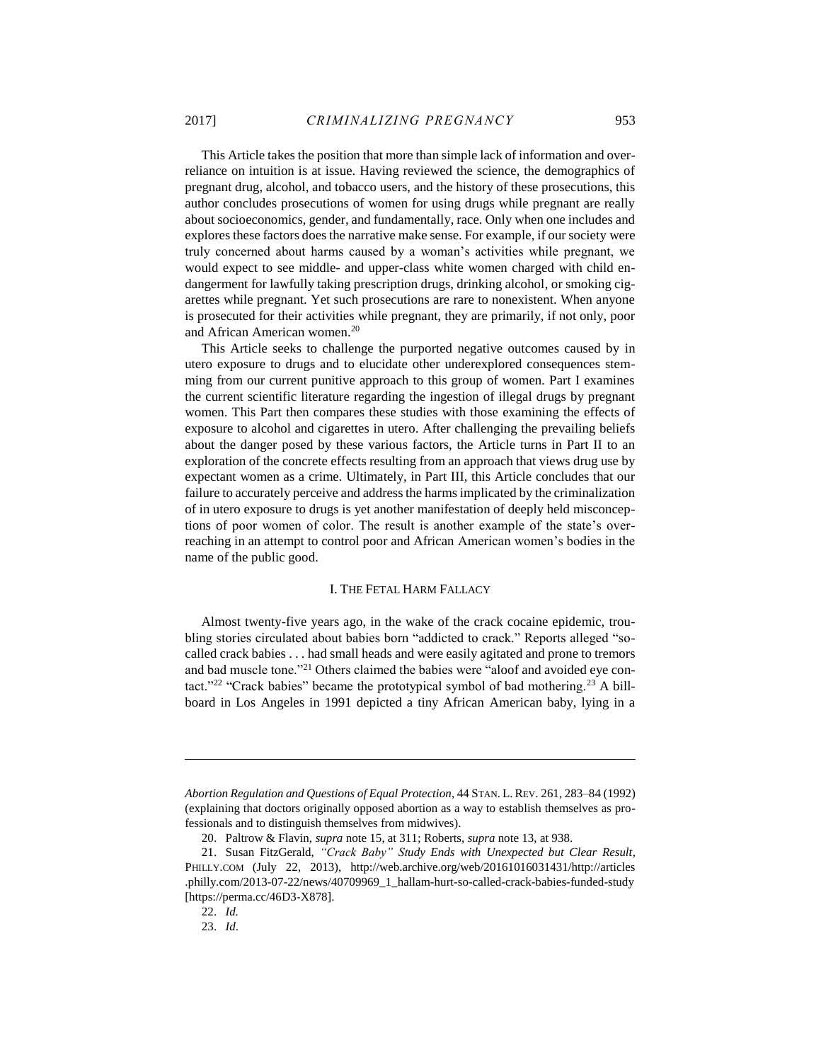This Article takes the position that more than simple lack of information and over-reliance on intuition is at issue. Having reviewed the science, the demographics of pregnant drug, alcohol, and tobacco users, and the history of these prosecutions, this author concludes prosecutions of women for using drugs while pregnant are really about socioeconomics, gender, and fundamentally, race. Only when one includes and explores these factors does the narrative make sense. For example, if our society were truly concerned about harms caused by a woman's activities while pregnant, we would expect to see middle- and upper-class white women charged with child endangerment for lawfully taking prescription drugs, drinking alcohol, or smoking cigarettes while pregnant. Yet such prosecutions are rare to nonexistent. When anyone is prosecuted for their activities while pregnant, they are primarily, if not only, poor and African American women.[20]

This Article seeks to challenge the purported negative outcomes caused by in utero exposure to drugs and to elucidate other underexplored consequences stemming from our current punitive approach to this group of women. Part I examines the current scientific literature regarding the ingestion of illegal drugs by pregnant women. This Part then compares these studies with those examining the effects of exposure to alcohol and cigarettes in utero. After challenging the prevailing beliefs about the danger posed by these various factors, the Article turns in Part II to an exploration of the concrete effects resulting from an approach that views drug use by expectant women as a crime. Ultimately, in Part III, this Article concludes that our failure to accurately perceive and address the harms implicated by the criminalization of in utero exposure to drugs is yet another manifestation of deeply held misconceptions of poor women of color. The result is another example of the state's overreaching in an attempt to control poor and African American women's bodies in the name of the public good.

## I. The Fetal Harm Fallacy

Almost twenty-five years ago, in the wake of the crack cocaine epidemic, troubling stories circulated about babies born "addicted to crack." Reports alleged "so-called crack babies . . . had small heads and were easily agitated and prone to tremors and bad muscle tone."[21] Others claimed the babies were "aloof and avoided eye contact."[22] "Crack babies" became the prototypical symbol of bad mothering.[23] A billboard in Los Angeles in 1991 depicted a tiny African American baby, lying in a

---

*Abortion Regulation and Questions of Equal Protection*, 44 Stan. L. Rev. 261, 283–84 (1992) (explaining that doctors originally opposed abortion as a way to establish themselves as professionals and to distinguish themselves from midwives).

20. Paltrow & Flavin, *supra* note 15, at 311; Roberts, *supra* note 13, at 938.

21. Susan FitzGerald, *"Crack Baby" Study Ends with Unexpected but Clear Result*, Philly.com (July 22, 2013), http://web.archive.org/web/20161016031431/http://articles.philly.com/2013-07-22/news/40709969_1_hallam-hurt-so-called-crack-babies-funded-study [https://perma.cc/46D3-X878].

22. *Id.*

23. *Id.*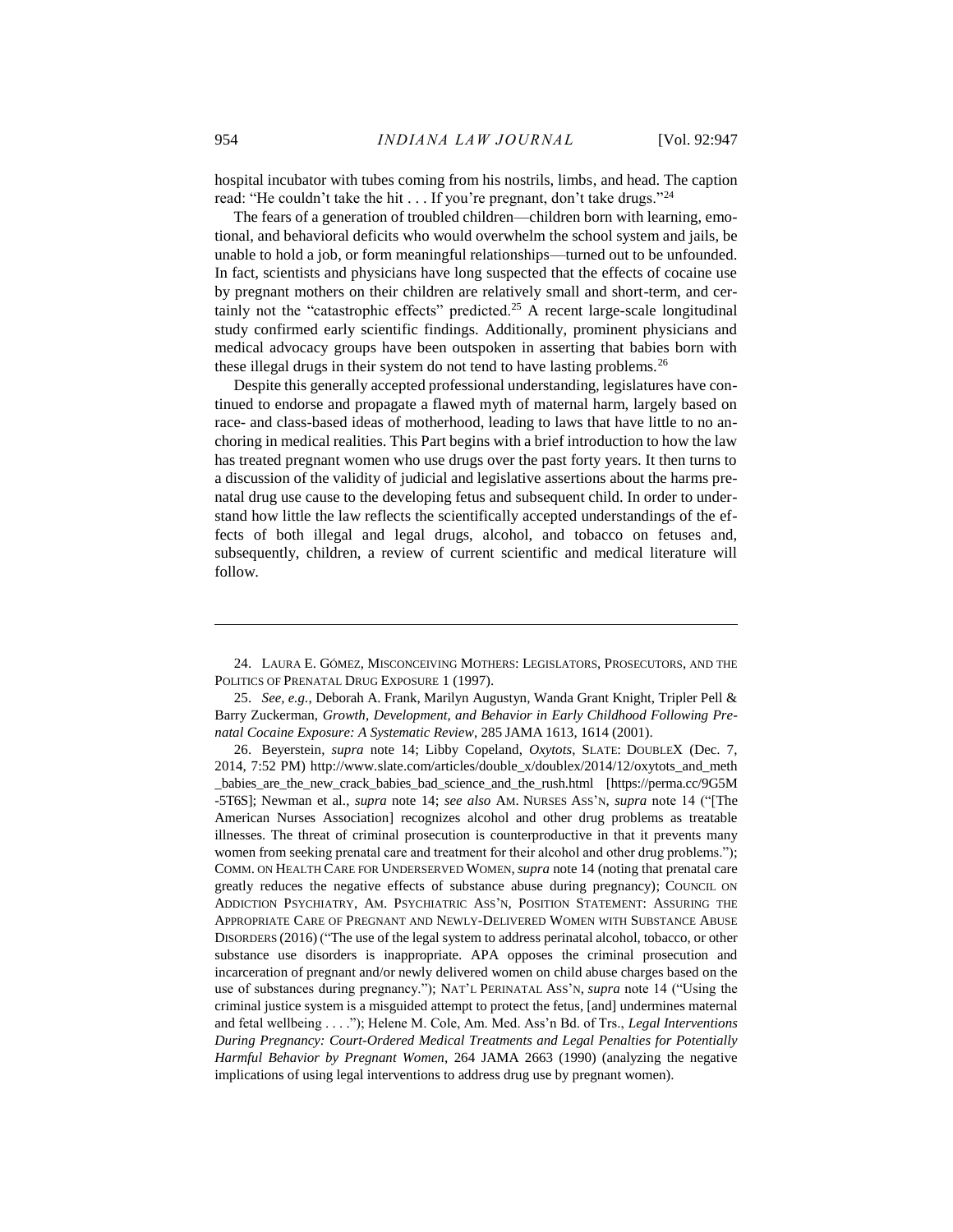hospital incubator with tubes coming from his nostrils, limbs, and head. The caption read: "He couldn't take the hit . . . If you're pregnant, don't take drugs."[24]

The fears of a generation of troubled children—children born with learning, emotional, and behavioral deficits who would overwhelm the school system and jails, be unable to hold a job, or form meaningful relationships—turned out to be unfounded. In fact, scientists and physicians have long suspected that the effects of cocaine use by pregnant mothers on their children are relatively small and short-term, and certainly not the "catastrophic effects" predicted.[25] A recent large-scale longitudinal study confirmed early scientific findings. Additionally, prominent physicians and medical advocacy groups have been outspoken in asserting that babies born with these illegal drugs in their system do not tend to have lasting problems.[26]

Despite this generally accepted professional understanding, legislatures have continued to endorse and propagate a flawed myth of maternal harm, largely based on race- and class-based ideas of motherhood, leading to laws that have little to no anchoring in medical realities. This Part begins with a brief introduction to how the law has treated pregnant women who use drugs over the past forty years. It then turns to a discussion of the validity of judicial and legislative assertions about the harms prenatal drug use cause to the developing fetus and subsequent child. In order to understand how little the law reflects the scientifically accepted understandings of the effects of both illegal and legal drugs, alcohol, and tobacco on fetuses and, subsequently, children, a review of current scientific and medical literature will follow.

---

24. LAURA E. GÓMEZ, MISCONCEIVING MOTHERS: LEGISLATORS, PROSECUTORS, AND THE POLITICS OF PRENATAL DRUG EXPOSURE 1 (1997).

25. *See, e.g.*, Deborah A. Frank, Marilyn Augustyn, Wanda Grant Knight, Tripler Pell & Barry Zuckerman, *Growth, Development, and Behavior in Early Childhood Following Prenatal Cocaine Exposure: A Systematic Review*, 285 JAMA 1613, 1614 (2001).

26. Beyerstein, *supra* note 14; Libby Copeland, *Oxytots*, SLATE: DOUBLEX (Dec. 7, 2014, 7:52 PM) http://www.slate.com/articles/double_x/doublex/2014/12/oxytots_and_meth_babies_are_the_new_crack_babies_bad_science_and_the_rush.html [https://perma.cc/9G5M-5T6S]; Newman et al., *supra* note 14; *see also* AM. NURSES ASS'N, *supra* note 14 ("[The American Nurses Association] recognizes alcohol and other drug problems as treatable illnesses. The threat of criminal prosecution is counterproductive in that it prevents many women from seeking prenatal care and treatment for their alcohol and other drug problems."); COMM. ON HEALTH CARE FOR UNDERSERVED WOMEN, *supra* note 14 (noting that prenatal care greatly reduces the negative effects of substance abuse during pregnancy); COUNCIL ON ADDICTION PSYCHIATRY, AM. PSYCHIATRIC ASS'N, POSITION STATEMENT: ASSURING THE APPROPRIATE CARE OF PREGNANT AND NEWLY-DELIVERED WOMEN WITH SUBSTANCE ABUSE DISORDERS (2016) ("The use of the legal system to address perinatal alcohol, tobacco, or other substance use disorders is inappropriate. APA opposes the criminal prosecution and incarceration of pregnant and/or newly delivered women on child abuse charges based on the use of substances during pregnancy."); NAT'L PERINATAL ASS'N, *supra* note 14 ("Using the criminal justice system is a misguided attempt to protect the fetus, [and] undermines maternal and fetal wellbeing . . . ."); Helene M. Cole, Am. Med. Ass'n Bd. of Trs., *Legal Interventions During Pregnancy: Court-Ordered Medical Treatments and Legal Penalties for Potentially Harmful Behavior by Pregnant Women*, 264 JAMA 2663 (1990) (analyzing the negative implications of using legal interventions to address drug use by pregnant women).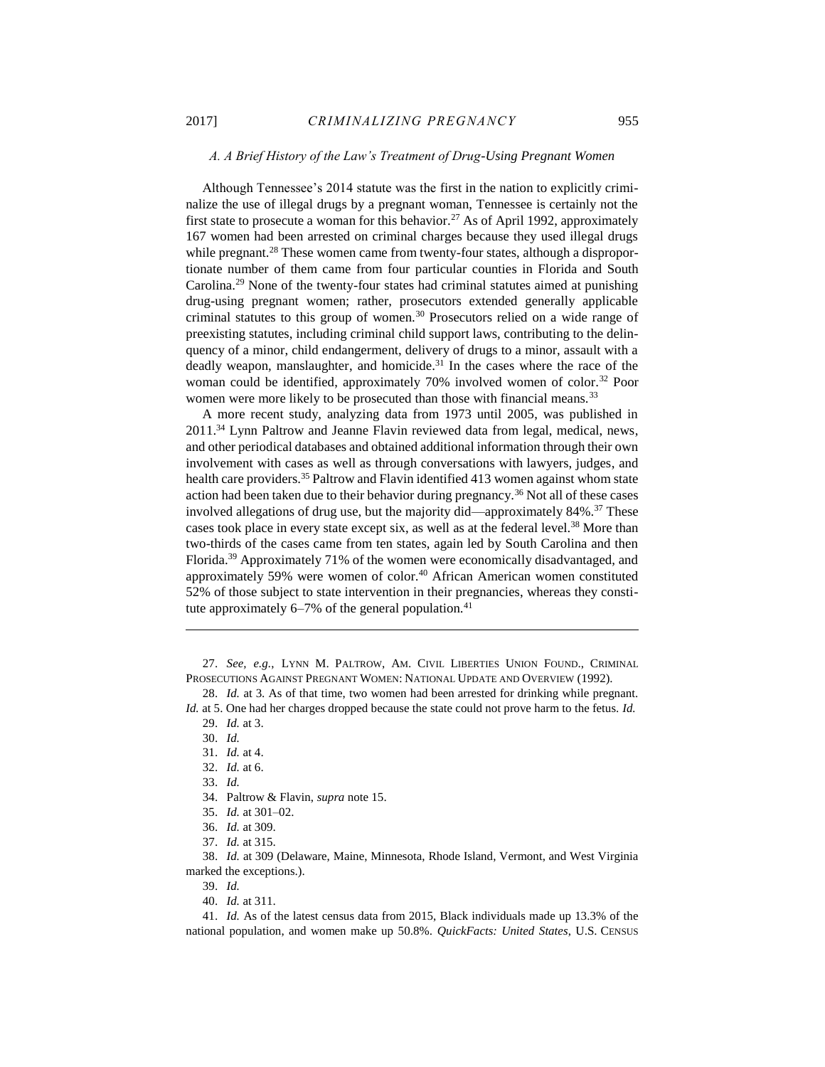### *A. A Brief History of the Law's Treatment of Drug-Using Pregnant Women*

Although Tennessee's 2014 statute was the first in the nation to explicitly criminalize the use of illegal drugs by a pregnant woman, Tennessee is certainly not the first state to prosecute a woman for this behavior.[27] As of April 1992, approximately 167 women had been arrested on criminal charges because they used illegal drugs while pregnant.[28] These women came from twenty-four states, although a disproportionate number of them came from four particular counties in Florida and South Carolina.[29] None of the twenty-four states had criminal statutes aimed at punishing drug-using pregnant women; rather, prosecutors extended generally applicable criminal statutes to this group of women.[30] Prosecutors relied on a wide range of preexisting statutes, including criminal child support laws, contributing to the delinquency of a minor, child endangerment, delivery of drugs to a minor, assault with a deadly weapon, manslaughter, and homicide.[31] In the cases where the race of the woman could be identified, approximately 70% involved women of color.[32] Poor women were more likely to be prosecuted than those with financial means.[33]

A more recent study, analyzing data from 1973 until 2005, was published in 2011.[34] Lynn Paltrow and Jeanne Flavin reviewed data from legal, medical, news, and other periodical databases and obtained additional information through their own involvement with cases as well as through conversations with lawyers, judges, and health care providers.[35] Paltrow and Flavin identified 413 women against whom state action had been taken due to their behavior during pregnancy.[36] Not all of these cases involved allegations of drug use, but the majority did—approximately 84%.[37] These cases took place in every state except six, as well as at the federal level.[38] More than two-thirds of the cases came from ten states, again led by South Carolina and then Florida.[39] Approximately 71% of the women were economically disadvantaged, and approximately 59% were women of color.[40] African American women constituted 52% of those subject to state intervention in their pregnancies, whereas they constitute approximately 6–7% of the general population.[41]

---

27. *See, e.g.*, LYNN M. PALTROW, AM. CIVIL LIBERTIES UNION FOUND., CRIMINAL PROSECUTIONS AGAINST PREGNANT WOMEN: NATIONAL UPDATE AND OVERVIEW (1992).

28. *Id.* at 3. As of that time, two women had been arrested for drinking while pregnant. *Id.* at 5. One had her charges dropped because the state could not prove harm to the fetus. *Id.*

29. *Id.* at 3.

30. *Id.*

31. *Id.* at 4.

32. *Id.* at 6.

33. *Id.*

34. Paltrow & Flavin, *supra* note 15.

35. *Id.* at 301–02.

36. *Id.* at 309.

37. *Id.* at 315.

38. *Id.* at 309 (Delaware, Maine, Minnesota, Rhode Island, Vermont, and West Virginia marked the exceptions.).

39. *Id.*

40. *Id.* at 311.

41. *Id.* As of the latest census data from 2015, Black individuals made up 13.3% of the national population, and women make up 50.8%. *QuickFacts: United States*, U.S. CENSUS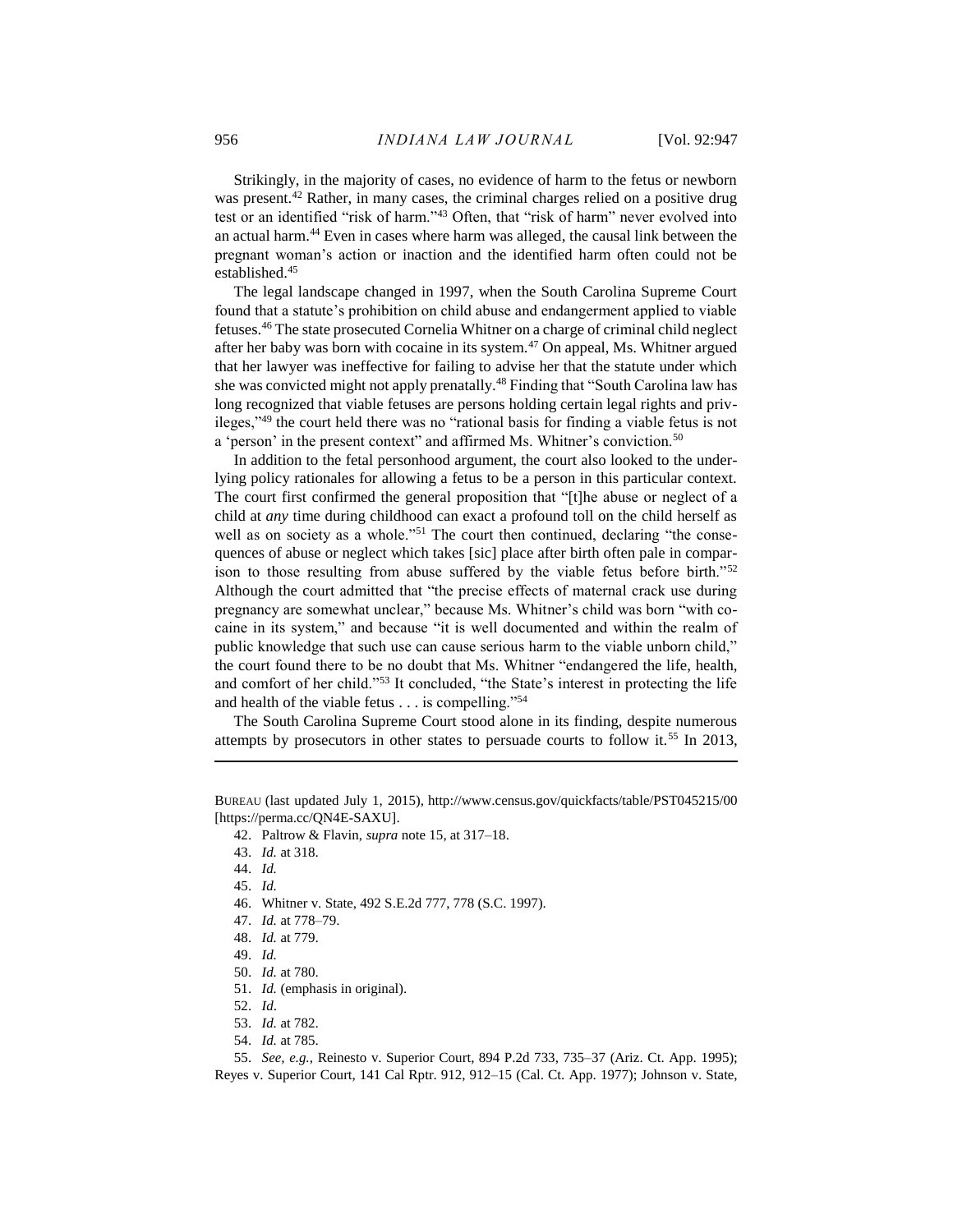Strikingly, in the majority of cases, no evidence of harm to the fetus or newborn was present.[42] Rather, in many cases, the criminal charges relied on a positive drug test or an identified "risk of harm."[43] Often, that "risk of harm" never evolved into an actual harm.[44] Even in cases where harm was alleged, the causal link between the pregnant woman's action or inaction and the identified harm often could not be established.[45]

The legal landscape changed in 1997, when the South Carolina Supreme Court found that a statute's prohibition on child abuse and endangerment applied to viable fetuses.[46] The state prosecuted Cornelia Whitner on a charge of criminal child neglect after her baby was born with cocaine in its system.[47] On appeal, Ms. Whitner argued that her lawyer was ineffective for failing to advise her that the statute under which she was convicted might not apply prenatally.[48] Finding that "South Carolina law has long recognized that viable fetuses are persons holding certain legal rights and privileges,"[49] the court held there was no "rational basis for finding a viable fetus is not a 'person' in the present context" and affirmed Ms. Whitner's conviction.[50]

In addition to the fetal personhood argument, the court also looked to the underlying policy rationales for allowing a fetus to be a person in this particular context. The court first confirmed the general proposition that "[t]he abuse or neglect of a child at *any* time during childhood can exact a profound toll on the child herself as well as on society as a whole."[51] The court then continued, declaring "the consequences of abuse or neglect which takes [sic] place after birth often pale in comparison to those resulting from abuse suffered by the viable fetus before birth."[52] Although the court admitted that "the precise effects of maternal crack use during pregnancy are somewhat unclear," because Ms. Whitner's child was born "with cocaine in its system," and because "it is well documented and within the realm of public knowledge that such use can cause serious harm to the viable unborn child," the court found there to be no doubt that Ms. Whitner "endangered the life, health, and comfort of her child."[53] It concluded, "the State's interest in protecting the life and health of the viable fetus . . . is compelling."[54]

The South Carolina Supreme Court stood alone in its finding, despite numerous attempts by prosecutors in other states to persuade courts to follow it.[55] In 2013,

---

BUREAU (last updated July 1, 2015), http://www.census.gov/quickfacts/table/PST045215/00 [https://perma.cc/QN4E-SAXU].

42. Paltrow & Flavin, *supra* note 15, at 317–18.

43. *Id.* at 318.

44. *Id.*

45. *Id.*

46. Whitner v. State, 492 S.E.2d 777, 778 (S.C. 1997).

47. *Id.* at 778–79.

48. *Id.* at 779.

49. *Id.*

50. *Id.* at 780.

51. *Id.* (emphasis in original).

52. *Id*.

53. *Id.* at 782.

54. *Id.* at 785.

55. *See, e.g.*, Reinesto v. Superior Court, 894 P.2d 733, 735–37 (Ariz. Ct. App. 1995); Reyes v. Superior Court, 141 Cal Rptr. 912, 912–15 (Cal. Ct. App. 1977); Johnson v. State,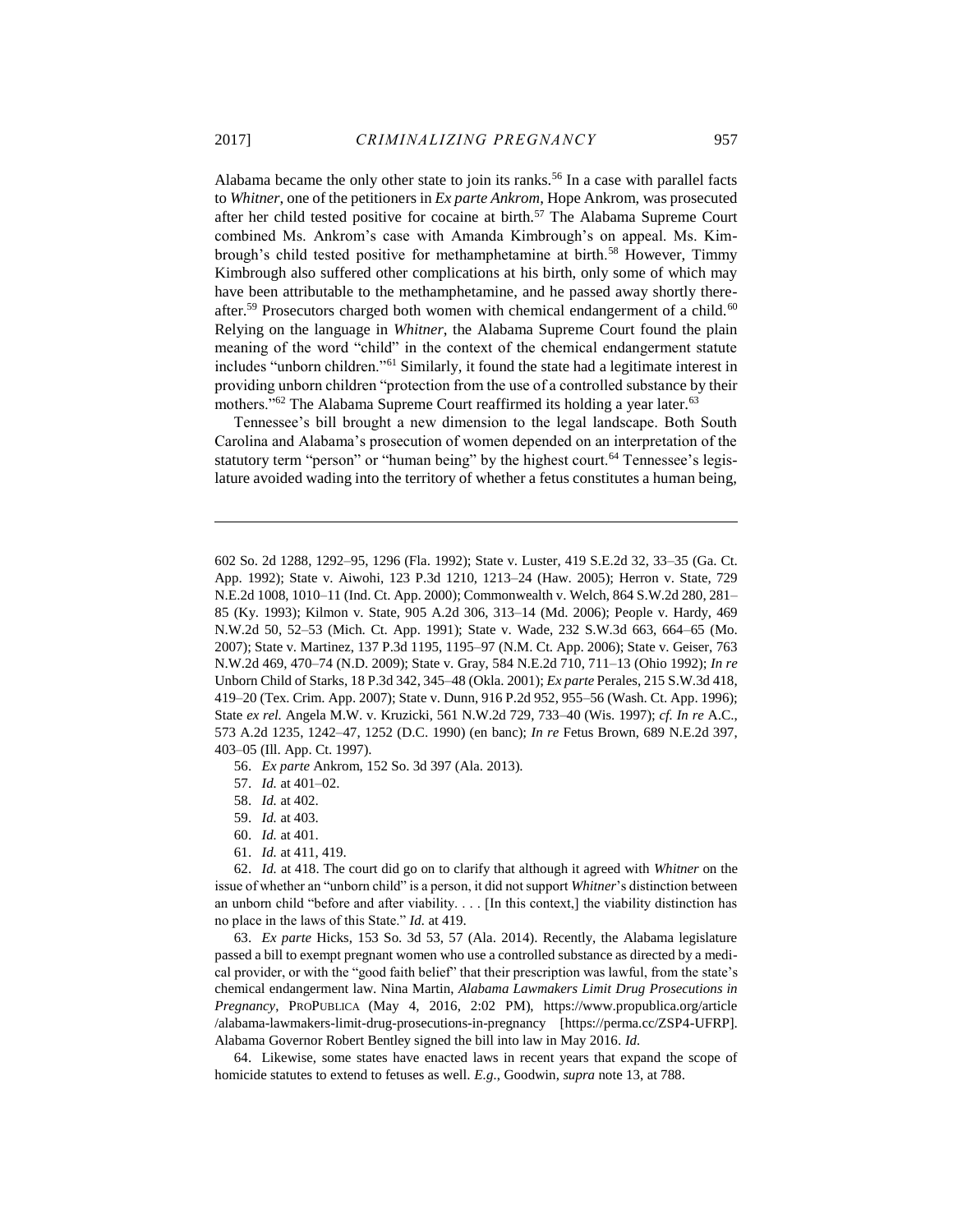Alabama became the only other state to join its ranks.[56] In a case with parallel facts to *Whitner*, one of the petitioners in *Ex parte Ankrom*, Hope Ankrom, was prosecuted after her child tested positive for cocaine at birth.[57] The Alabama Supreme Court combined Ms. Ankrom's case with Amanda Kimbrough's on appeal. Ms. Kimbrough's child tested positive for methamphetamine at birth.[58] However, Timmy Kimbrough also suffered other complications at his birth, only some of which may have been attributable to the methamphetamine, and he passed away shortly thereafter.[59] Prosecutors charged both women with chemical endangerment of a child.[60] Relying on the language in *Whitner*, the Alabama Supreme Court found the plain meaning of the word "child" in the context of the chemical endangerment statute includes "unborn children."[61] Similarly, it found the state had a legitimate interest in providing unborn children "protection from the use of a controlled substance by their mothers."[62] The Alabama Supreme Court reaffirmed its holding a year later.[63]

Tennessee's bill brought a new dimension to the legal landscape. Both South Carolina and Alabama's prosecution of women depended on an interpretation of the statutory term "person" or "human being" by the highest court.[64] Tennessee's legislature avoided wading into the territory of whether a fetus constitutes a human being,

---

602 So. 2d 1288, 1292–95, 1296 (Fla. 1992); State v. Luster, 419 S.E.2d 32, 33–35 (Ga. Ct. App. 1992); State v. Aiwohi, 123 P.3d 1210, 1213–24 (Haw. 2005); Herron v. State, 729 N.E.2d 1008, 1010–11 (Ind. Ct. App. 2000); Commonwealth v. Welch, 864 S.W.2d 280, 281–85 (Ky. 1993); Kilmon v. State, 905 A.2d 306, 313–14 (Md. 2006); People v. Hardy, 469 N.W.2d 50, 52–53 (Mich. Ct. App. 1991); State v. Wade, 232 S.W.3d 663, 664–65 (Mo. 2007); State v. Martinez, 137 P.3d 1195, 1195–97 (N.M. Ct. App. 2006); State v. Geiser, 763 N.W.2d 469, 470–74 (N.D. 2009); State v. Gray, 584 N.E.2d 710, 711–13 (Ohio 1992); *In re* Unborn Child of Starks, 18 P.3d 342, 345–48 (Okla. 2001); *Ex parte* Perales, 215 S.W.3d 418, 419–20 (Tex. Crim. App. 2007); State v. Dunn, 916 P.2d 952, 955–56 (Wash. Ct. App. 1996); State *ex rel.* Angela M.W. v. Kruzicki, 561 N.W.2d 729, 733–40 (Wis. 1997); *cf. In re* A.C., 573 A.2d 1235, 1242–47, 1252 (D.C. 1990) (en banc); *In re* Fetus Brown, 689 N.E.2d 397, 403–05 (Ill. App. Ct. 1997).

56. *Ex parte* Ankrom, 152 So. 3d 397 (Ala. 2013).

57. *Id.* at 401–02.

58. *Id.* at 402.

59. *Id.* at 403.

60. *Id.* at 401.

61. *Id.* at 411, 419.

62. *Id.* at 418. The court did go on to clarify that although it agreed with *Whitner* on the issue of whether an "unborn child" is a person, it did not support *Whitner*'s distinction between an unborn child "before and after viability. . . . [In this context,] the viability distinction has no place in the laws of this State." *Id.* at 419.

63. *Ex parte* Hicks, 153 So. 3d 53, 57 (Ala. 2014). Recently, the Alabama legislature passed a bill to exempt pregnant women who use a controlled substance as directed by a medical provider, or with the "good faith belief" that their prescription was lawful, from the state's chemical endangerment law. Nina Martin, *Alabama Lawmakers Limit Drug Prosecutions in Pregnancy*, PROPUBLICA (May 4, 2016, 2:02 PM), https://www.propublica.org/article/alabama-lawmakers-limit-drug-prosecutions-in-pregnancy [https://perma.cc/ZSP4-UFRP]. Alabama Governor Robert Bentley signed the bill into law in May 2016. *Id.*

64. Likewise, some states have enacted laws in recent years that expand the scope of homicide statutes to extend to fetuses as well. *E.g.*, Goodwin, *supra* note 13, at 788.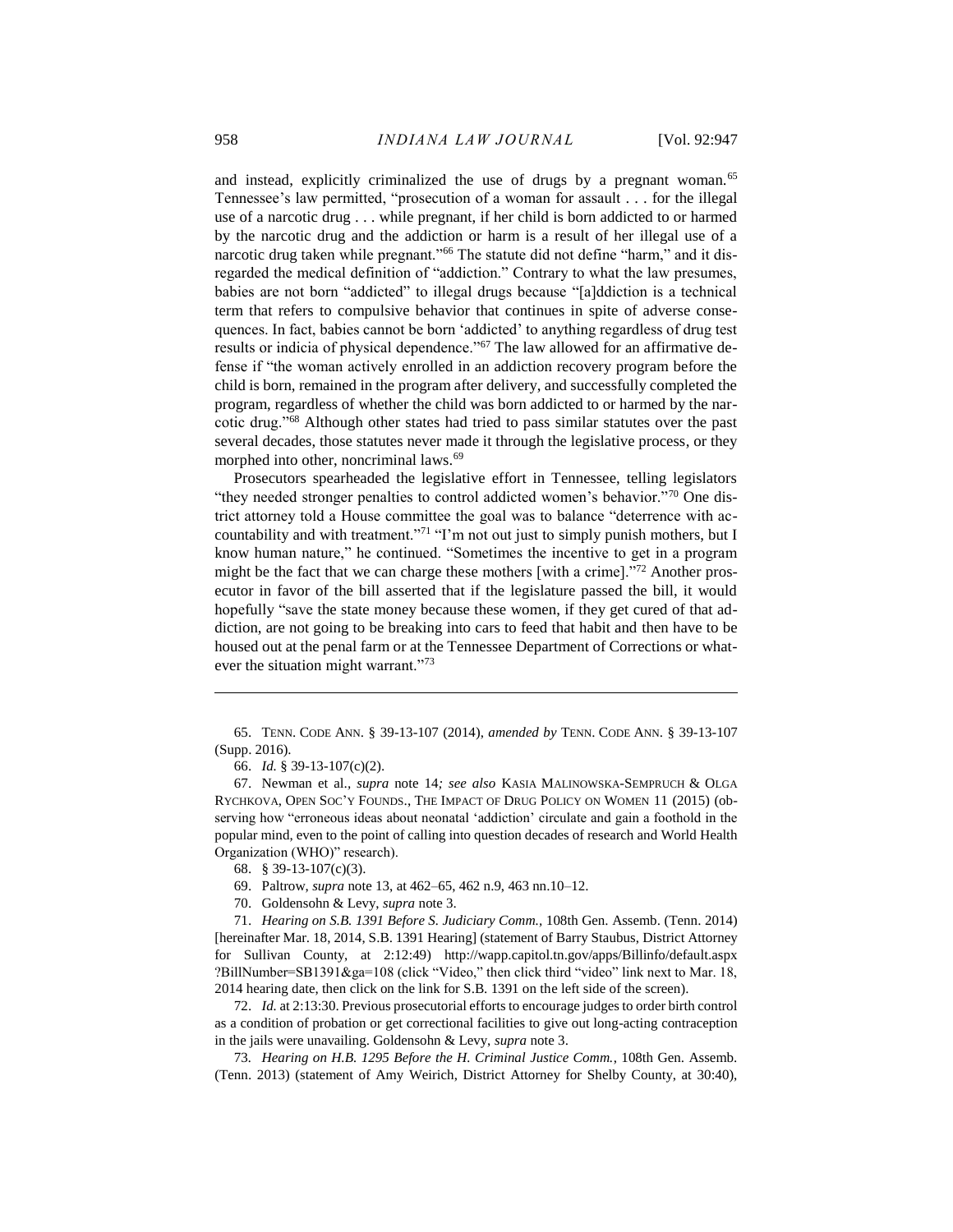and instead, explicitly criminalized the use of drugs by a pregnant woman.[65] Tennessee's law permitted, "prosecution of a woman for assault . . . for the illegal use of a narcotic drug . . . while pregnant, if her child is born addicted to or harmed by the narcotic drug and the addiction or harm is a result of her illegal use of a narcotic drug taken while pregnant."[66] The statute did not define "harm," and it disregarded the medical definition of "addiction." Contrary to what the law presumes, babies are not born "addicted" to illegal drugs because "[a]ddiction is a technical term that refers to compulsive behavior that continues in spite of adverse consequences. In fact, babies cannot be born 'addicted' to anything regardless of drug test results or indicia of physical dependence."[67] The law allowed for an affirmative defense if "the woman actively enrolled in an addiction recovery program before the child is born, remained in the program after delivery, and successfully completed the program, regardless of whether the child was born addicted to or harmed by the narcotic drug."[68] Although other states had tried to pass similar statutes over the past several decades, those statutes never made it through the legislative process, or they morphed into other, noncriminal laws.[69]

Prosecutors spearheaded the legislative effort in Tennessee, telling legislators "they needed stronger penalties to control addicted women's behavior."[70] One district attorney told a House committee the goal was to balance "deterrence with accountability and with treatment."[71] "I'm not out just to simply punish mothers, but I know human nature," he continued. "Sometimes the incentive to get in a program might be the fact that we can charge these mothers [with a crime]."[72] Another prosecutor in favor of the bill asserted that if the legislature passed the bill, it would hopefully "save the state money because these women, if they get cured of that addiction, are not going to be breaking into cars to feed that habit and then have to be housed out at the penal farm or at the Tennessee Department of Corrections or whatever the situation might warrant."[73]

---

65. TENN. CODE ANN. § 39-13-107 (2014), *amended by* TENN. CODE ANN. § 39-13-107 (Supp. 2016).

66. *Id.* § 39-13-107(c)(2).

67. Newman et al., *supra* note 14*; see also* KASIA MALINOWSKA-SEMPRUCH & OLGA RYCHKOVA, OPEN SOC'Y FOUNDS., THE IMPACT OF DRUG POLICY ON WOMEN 11 (2015) (observing how "erroneous ideas about neonatal 'addiction' circulate and gain a foothold in the popular mind, even to the point of calling into question decades of research and World Health Organization (WHO)" research).

68. § 39-13-107(c)(3).

69. Paltrow, *supra* note 13, at 462–65, 462 n.9, 463 nn.10–12.

70. Goldensohn & Levy, *supra* note 3.

71. *Hearing on S.B. 1391 Before S. Judiciary Comm.*, 108th Gen. Assemb. (Tenn. 2014) [hereinafter Mar. 18, 2014, S.B. 1391 Hearing] (statement of Barry Staubus, District Attorney for Sullivan County, at 2:12:49) http://wapp.capitol.tn.gov/apps/Billinfo/default.aspx?BillNumber=SB1391&ga=108 (click "Video," then click third "video" link next to Mar. 18, 2014 hearing date, then click on the link for S.B. 1391 on the left side of the screen).

72. *Id.* at 2:13:30. Previous prosecutorial efforts to encourage judges to order birth control as a condition of probation or get correctional facilities to give out long-acting contraception in the jails were unavailing. Goldensohn & Levy, *supra* note 3.

73. *Hearing on H.B. 1295 Before the H. Criminal Justice Comm.*, 108th Gen. Assemb. (Tenn. 2013) (statement of Amy Weirich, District Attorney for Shelby County, at 30:40),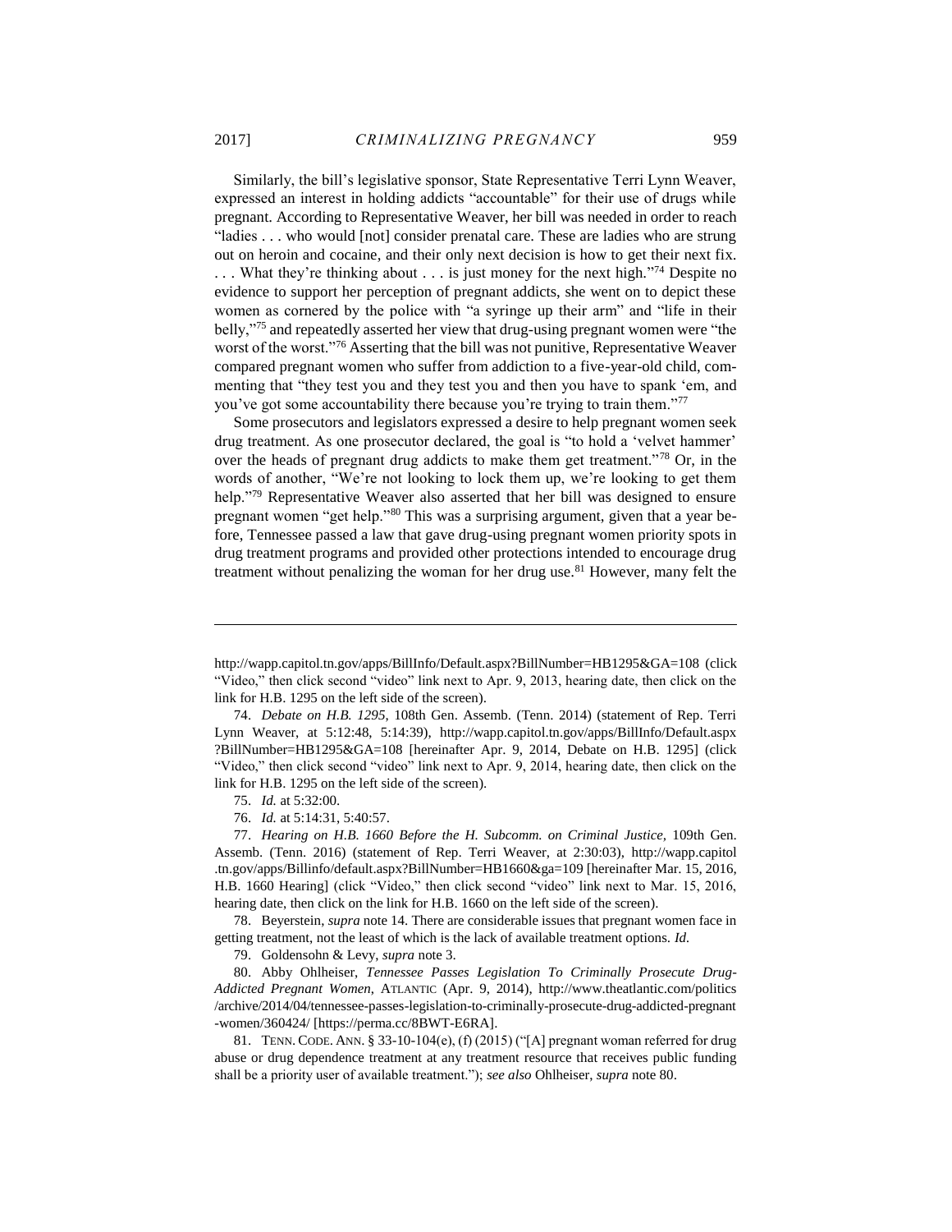Similarly, the bill's legislative sponsor, State Representative Terri Lynn Weaver, expressed an interest in holding addicts "accountable" for their use of drugs while pregnant. According to Representative Weaver, her bill was needed in order to reach "ladies . . . who would [not] consider prenatal care. These are ladies who are strung out on heroin and cocaine, and their only next decision is how to get their next fix. . . . What they're thinking about . . . is just money for the next high."[74] Despite no evidence to support her perception of pregnant addicts, she went on to depict these women as cornered by the police with "a syringe up their arm" and "life in their belly,"[75] and repeatedly asserted her view that drug-using pregnant women were "the worst of the worst."[76] Asserting that the bill was not punitive, Representative Weaver compared pregnant women who suffer from addiction to a five-year-old child, commenting that "they test you and they test you and then you have to spank 'em, and you've got some accountability there because you're trying to train them."[77]

Some prosecutors and legislators expressed a desire to help pregnant women seek drug treatment. As one prosecutor declared, the goal is "to hold a 'velvet hammer' over the heads of pregnant drug addicts to make them get treatment."[78] Or, in the words of another, "We're not looking to lock them up, we're looking to get them help."[79] Representative Weaver also asserted that her bill was designed to ensure pregnant women "get help."[80] This was a surprising argument, given that a year before, Tennessee passed a law that gave drug-using pregnant women priority spots in drug treatment programs and provided other protections intended to encourage drug treatment without penalizing the woman for her drug use.[81] However, many felt the

---

http://wapp.capitol.tn.gov/apps/BillInfo/Default.aspx?BillNumber=HB1295&GA=108 (click "Video," then click second "video" link next to Apr. 9, 2013, hearing date, then click on the link for H.B. 1295 on the left side of the screen).

74. *Debate on H.B. 1295*, 108th Gen. Assemb. (Tenn. 2014) (statement of Rep. Terri Lynn Weaver, at 5:12:48, 5:14:39), http://wapp.capitol.tn.gov/apps/BillInfo/Default.aspx?BillNumber=HB1295&GA=108 [hereinafter Apr. 9, 2014, Debate on H.B. 1295] (click "Video," then click second "video" link next to Apr. 9, 2014, hearing date, then click on the link for H.B. 1295 on the left side of the screen).

75. *Id.* at 5:32:00.

76. *Id.* at 5:14:31, 5:40:57.

77. *Hearing on H.B. 1660 Before the H. Subcomm. on Criminal Justice*, 109th Gen. Assemb. (Tenn. 2016) (statement of Rep. Terri Weaver, at 2:30:03), http://wapp.capitol.tn.gov/apps/Billinfo/default.aspx?BillNumber=HB1660&ga=109 [hereinafter Mar. 15, 2016, H.B. 1660 Hearing] (click "Video," then click second "video" link next to Mar. 15, 2016, hearing date, then click on the link for H.B. 1660 on the left side of the screen).

78. Beyerstein, *supra* note 14. There are considerable issues that pregnant women face in getting treatment, not the least of which is the lack of available treatment options. *Id.*

79. Goldensohn & Levy, *supra* note 3.

80. Abby Ohlheiser, *Tennessee Passes Legislation To Criminally Prosecute Drug-Addicted Pregnant Women*, ATLANTIC (Apr. 9, 2014), http://www.theatlantic.com/politics/archive/2014/04/tennessee-passes-legislation-to-criminally-prosecute-drug-addicted-pregnant-women/360424/ [https://perma.cc/8BWT-E6RA].

81. TENN. CODE. ANN. § 33-10-104(e), (f) (2015) ("[A] pregnant woman referred for drug abuse or drug dependence treatment at any treatment resource that receives public funding shall be a priority user of available treatment."); *see also* Ohlheiser, *supra* note 80.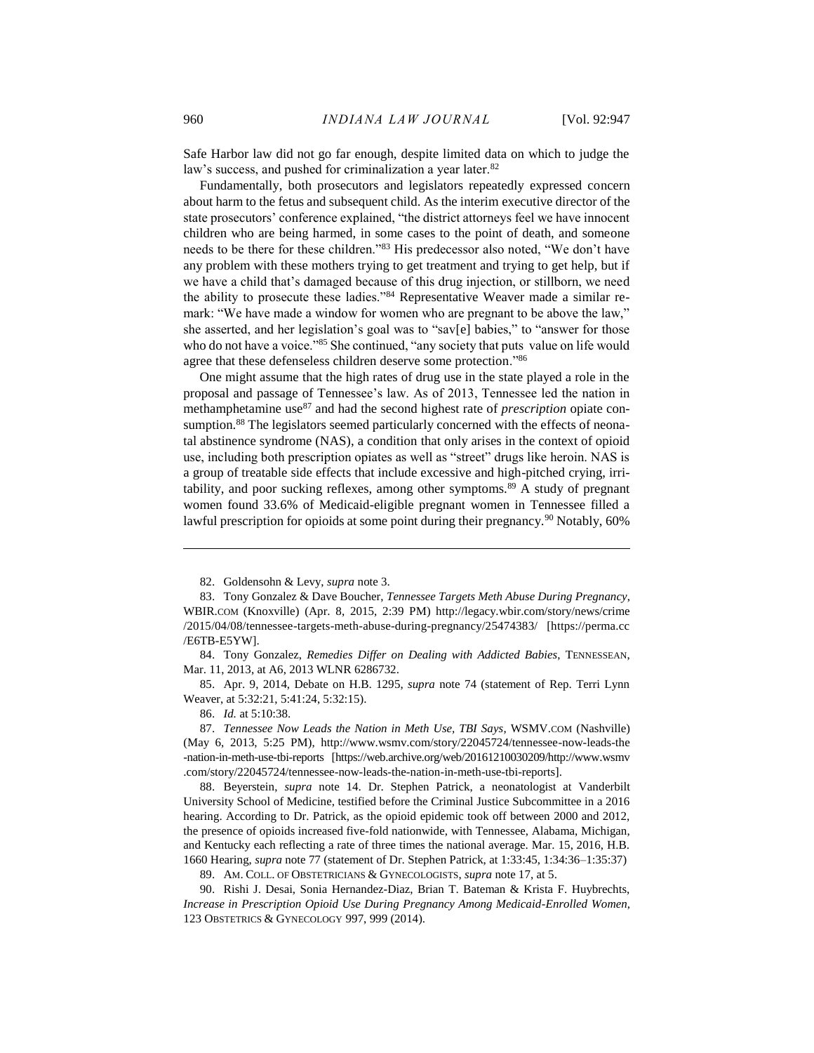Safe Harbor law did not go far enough, despite limited data on which to judge the law's success, and pushed for criminalization a year later.[82]

Fundamentally, both prosecutors and legislators repeatedly expressed concern about harm to the fetus and subsequent child. As the interim executive director of the state prosecutors' conference explained, "the district attorneys feel we have innocent children who are being harmed, in some cases to the point of death, and someone needs to be there for these children."[83] His predecessor also noted, "We don't have any problem with these mothers trying to get treatment and trying to get help, but if we have a child that's damaged because of this drug injection, or stillborn, we need the ability to prosecute these ladies."[84] Representative Weaver made a similar remark: "We have made a window for women who are pregnant to be above the law," she asserted, and her legislation's goal was to "sav[e] babies," to "answer for those who do not have a voice."[85] She continued, "any society that puts value on life would agree that these defenseless children deserve some protection."[86]

One might assume that the high rates of drug use in the state played a role in the proposal and passage of Tennessee's law. As of 2013, Tennessee led the nation in methamphetamine use[87] and had the second highest rate of *prescription* opiate consumption.[88] The legislators seemed particularly concerned with the effects of neonatal abstinence syndrome (NAS), a condition that only arises in the context of opioid use, including both prescription opiates as well as "street" drugs like heroin. NAS is a group of treatable side effects that include excessive and high-pitched crying, irritability, and poor sucking reflexes, among other symptoms.[89] A study of pregnant women found 33.6% of Medicaid-eligible pregnant women in Tennessee filled a lawful prescription for opioids at some point during their pregnancy.[90] Notably, 60%

---

82. Goldensohn & Levy, *supra* note 3.

83. Tony Gonzalez & Dave Boucher, *Tennessee Targets Meth Abuse During Pregnancy*, WBIR.COM (Knoxville) (Apr. 8, 2015, 2:39 PM) http://legacy.wbir.com/story/news/crime/2015/04/08/tennessee-targets-meth-abuse-during-pregnancy/25474383/ [https://perma.cc/E6TB-E5YW].

84. Tony Gonzalez, *Remedies Differ on Dealing with Addicted Babies*, TENNESSEAN, Mar. 11, 2013, at A6, 2013 WLNR 6286732.

85. Apr. 9, 2014, Debate on H.B. 1295, *supra* note 74 (statement of Rep. Terri Lynn Weaver, at 5:32:21, 5:41:24, 5:32:15).

86. *Id.* at 5:10:38.

87. *Tennessee Now Leads the Nation in Meth Use, TBI Says*, WSMV.COM (Nashville) (May 6, 2013, 5:25 PM), http://www.wsmv.com/story/22045724/tennessee-now-leads-the-nation-in-meth-use-tbi-reports [https://web.archive.org/web/20161210030209/http://www.wsmv.com/story/22045724/tennessee-now-leads-the-nation-in-meth-use-tbi-reports].

88. Beyerstein, *supra* note 14. Dr. Stephen Patrick, a neonatologist at Vanderbilt University School of Medicine, testified before the Criminal Justice Subcommittee in a 2016 hearing. According to Dr. Patrick, as the opioid epidemic took off between 2000 and 2012, the presence of opioids increased five-fold nationwide, with Tennessee, Alabama, Michigan, and Kentucky each reflecting a rate of three times the national average. Mar. 15, 2016, H.B. 1660 Hearing, *supra* note 77 (statement of Dr. Stephen Patrick, at 1:33:45, 1:34:36–1:35:37)

89. AM. COLL. OF OBSTETRICIANS & GYNECOLOGISTS, *supra* note 17, at 5.

90. Rishi J. Desai, Sonia Hernandez-Diaz, Brian T. Bateman & Krista F. Huybrechts, *Increase in Prescription Opioid Use During Pregnancy Among Medicaid-Enrolled Women*, 123 OBSTETRICS & GYNECOLOGY 997, 999 (2014).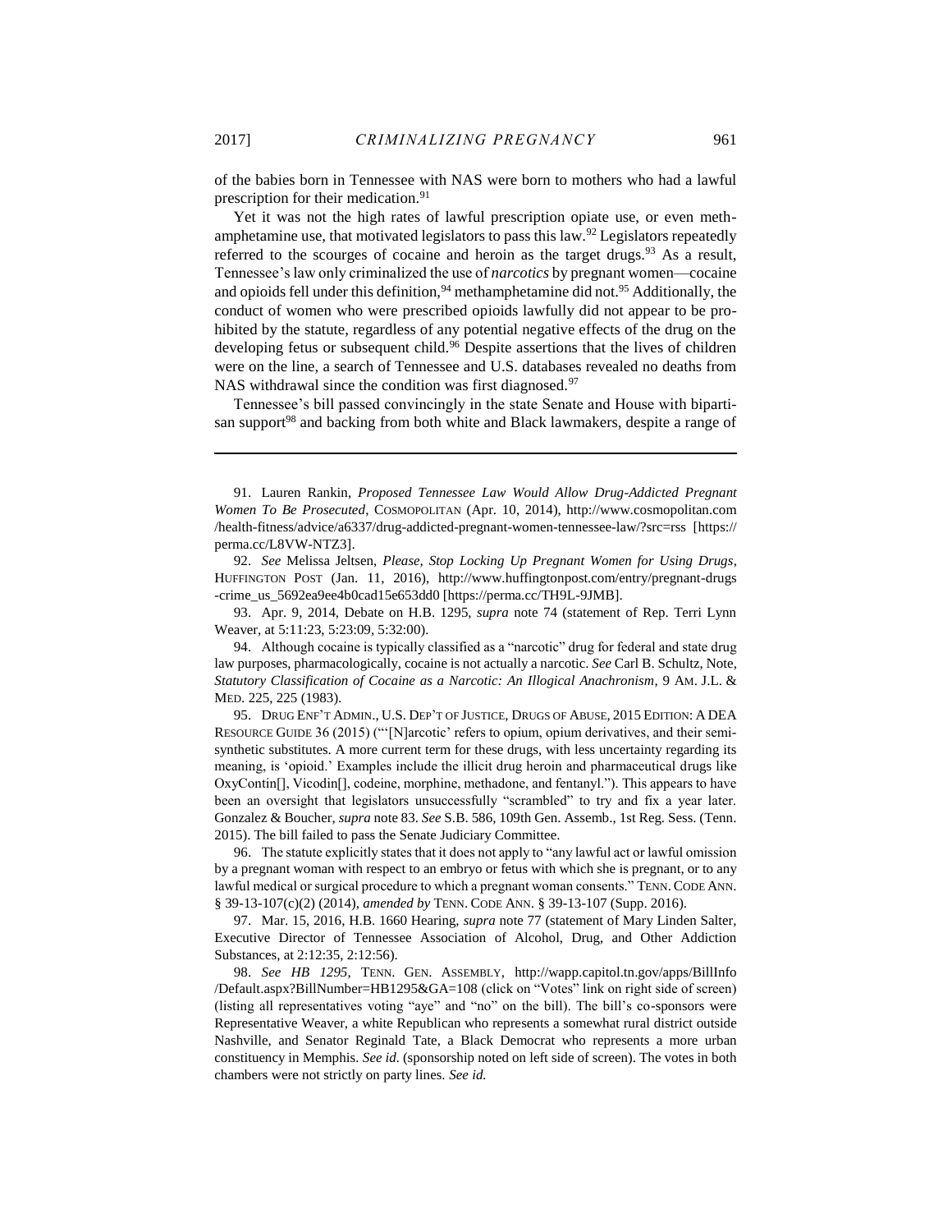of the babies born in Tennessee with NAS were born to mothers who had a lawful prescription for their medication.[91]

Yet it was not the high rates of lawful prescription opiate use, or even methamphetamine use, that motivated legislators to pass this law.[92] Legislators repeatedly referred to the scourges of cocaine and heroin as the target drugs.[93] As a result, Tennessee's law only criminalized the use of *narcotics* by pregnant women—cocaine and opioids fell under this definition,[94] methamphetamine did not.[95] Additionally, the conduct of women who were prescribed opioids lawfully did not appear to be prohibited by the statute, regardless of any potential negative effects of the drug on the developing fetus or subsequent child.[96] Despite assertions that the lives of children were on the line, a search of Tennessee and U.S. databases revealed no deaths from NAS withdrawal since the condition was first diagnosed.[97]

Tennessee's bill passed convincingly in the state Senate and House with bipartisan support[98] and backing from both white and Black lawmakers, despite a range of

---

91. Lauren Rankin, *Proposed Tennessee Law Would Allow Drug-Addicted Pregnant Women To Be Prosecuted*, COSMOPOLITAN (Apr. 10, 2014), http://www.cosmopolitan.com/health-fitness/advice/a6337/drug-addicted-pregnant-women-tennessee-law/?src=rss [https://perma.cc/L8VW-NTZ3].

92. *See* Melissa Jeltsen, *Please, Stop Locking Up Pregnant Women for Using Drugs*, HUFFINGTON POST (Jan. 11, 2016), http://www.huffingtonpost.com/entry/pregnant-drugs-crime_us_5692ea9ee4b0cad15e653dd0 [https://perma.cc/TH9L-9JMB].

93. Apr. 9, 2014, Debate on H.B. 1295, *supra* note 74 (statement of Rep. Terri Lynn Weaver, at 5:11:23, 5:23:09, 5:32:00).

94. Although cocaine is typically classified as a "narcotic" drug for federal and state drug law purposes, pharmacologically, cocaine is not actually a narcotic. *See* Carl B. Schultz, Note, *Statutory Classification of Cocaine as a Narcotic: An Illogical Anachronism*, 9 AM. J.L. & MED. 225, 225 (1983).

95. DRUG ENF'T ADMIN., U.S. DEP'T OF JUSTICE, DRUGS OF ABUSE, 2015 EDITION: A DEA RESOURCE GUIDE 36 (2015) ("'[N]arcotic' refers to opium, opium derivatives, and their semi-synthetic substitutes. A more current term for these drugs, with less uncertainty regarding its meaning, is 'opioid.' Examples include the illicit drug heroin and pharmaceutical drugs like OxyContin[], Vicodin[], codeine, morphine, methadone, and fentanyl."). This appears to have been an oversight that legislators unsuccessfully "scrambled" to try and fix a year later. Gonzalez & Boucher, *supra* note 83. *See* S.B. 586, 109th Gen. Assemb., 1st Reg. Sess. (Tenn. 2015). The bill failed to pass the Senate Judiciary Committee.

96. The statute explicitly states that it does not apply to "any lawful act or lawful omission by a pregnant woman with respect to an embryo or fetus with which she is pregnant, or to any lawful medical or surgical procedure to which a pregnant woman consents." TENN. CODE ANN. § 39-13-107(c)(2) (2014), *amended by* TENN. CODE ANN. § 39-13-107 (Supp. 2016).

97. Mar. 15, 2016, H.B. 1660 Hearing, *supra* note 77 (statement of Mary Linden Salter, Executive Director of Tennessee Association of Alcohol, Drug, and Other Addiction Substances, at 2:12:35, 2:12:56).

98. *See HB 1295*, TENN. GEN. ASSEMBLY, http://wapp.capitol.tn.gov/apps/BillInfo/Default.aspx?BillNumber=HB1295&GA=108 (click on "Votes" link on right side of screen) (listing all representatives voting "aye" and "no" on the bill). The bill's co-sponsors were Representative Weaver, a white Republican who represents a somewhat rural district outside Nashville, and Senator Reginald Tate, a Black Democrat who represents a more urban constituency in Memphis. *See id.* (sponsorship noted on left side of screen). The votes in both chambers were not strictly on party lines. *See id.*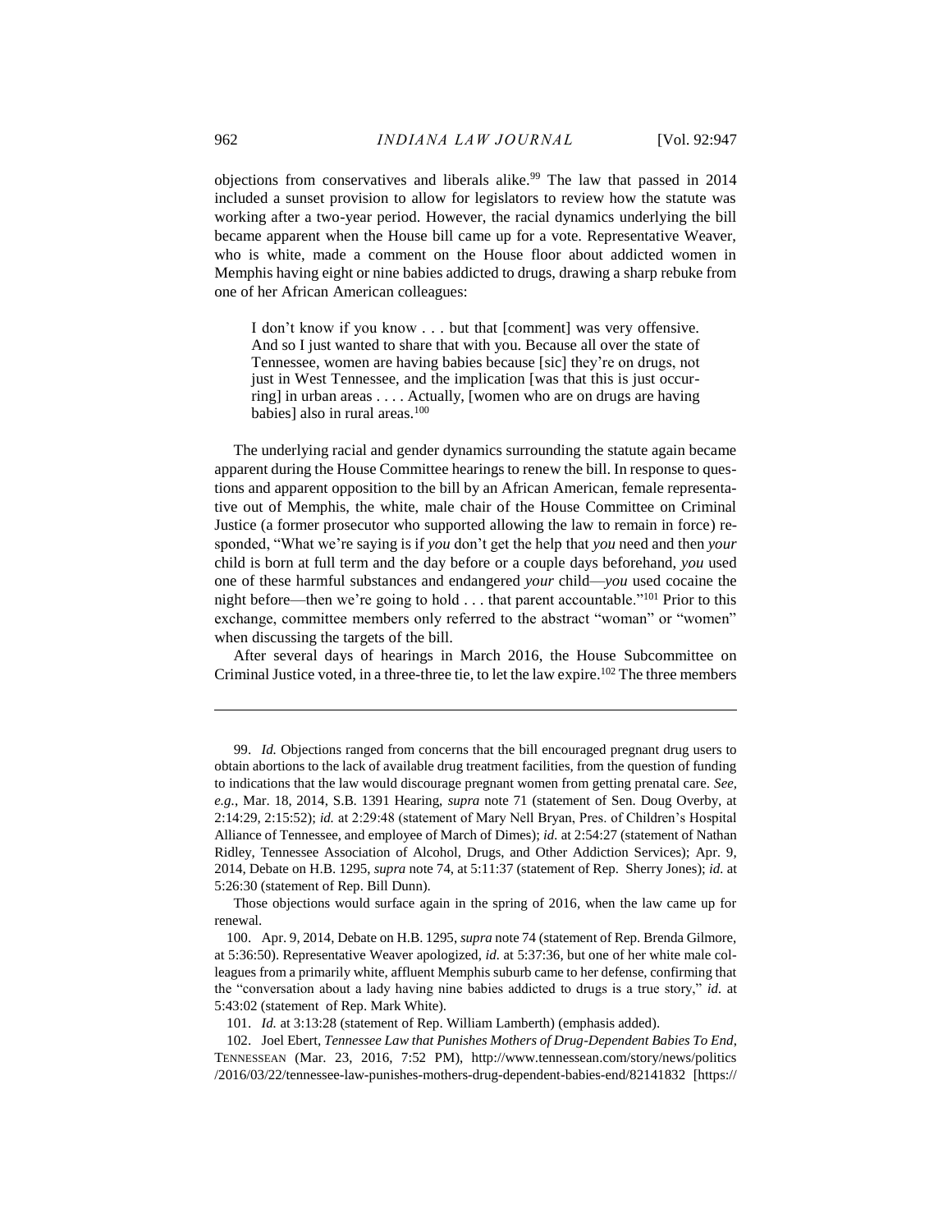objections from conservatives and liberals alike.[99] The law that passed in 2014 included a sunset provision to allow for legislators to review how the statute was working after a two-year period. However, the racial dynamics underlying the bill became apparent when the House bill came up for a vote. Representative Weaver, who is white, made a comment on the House floor about addicted women in Memphis having eight or nine babies addicted to drugs, drawing a sharp rebuke from one of her African American colleagues:

> I don't know if you know . . . but that [comment] was very offensive. And so I just wanted to share that with you. Because all over the state of Tennessee, women are having babies because [sic] they're on drugs, not just in West Tennessee, and the implication [was that this is just occurring] in urban areas . . . . Actually, [women who are on drugs are having babies] also in rural areas.[100]

The underlying racial and gender dynamics surrounding the statute again became apparent during the House Committee hearings to renew the bill. In response to questions and apparent opposition to the bill by an African American, female representative out of Memphis, the white, male chair of the House Committee on Criminal Justice (a former prosecutor who supported allowing the law to remain in force) responded, "What we're saying is if *you* don't get the help that *you* need and then *your* child is born at full term and the day before or a couple days beforehand, *you* used one of these harmful substances and endangered *your* child—*you* used cocaine the night before—then we're going to hold . . . that parent accountable."[101] Prior to this exchange, committee members only referred to the abstract "woman" or "women" when discussing the targets of the bill.

After several days of hearings in March 2016, the House Subcommittee on Criminal Justice voted, in a three-three tie, to let the law expire.[102] The three members

---

99. *Id.* Objections ranged from concerns that the bill encouraged pregnant drug users to obtain abortions to the lack of available drug treatment facilities, from the question of funding to indications that the law would discourage pregnant women from getting prenatal care. *See, e.g.*, Mar. 18, 2014, S.B. 1391 Hearing, *supra* note 71 (statement of Sen. Doug Overby, at 2:14:29, 2:15:52); *id.* at 2:29:48 (statement of Mary Nell Bryan, Pres. of Children's Hospital Alliance of Tennessee, and employee of March of Dimes); *id.* at 2:54:27 (statement of Nathan Ridley, Tennessee Association of Alcohol, Drugs, and Other Addiction Services); Apr. 9, 2014, Debate on H.B. 1295, *supra* note 74, at 5:11:37 (statement of Rep. Sherry Jones); *id.* at 5:26:30 (statement of Rep. Bill Dunn).

Those objections would surface again in the spring of 2016, when the law came up for renewal.

100. Apr. 9, 2014, Debate on H.B. 1295, *supra* note 74 (statement of Rep. Brenda Gilmore, at 5:36:50). Representative Weaver apologized, *id.* at 5:37:36, but one of her white male colleagues from a primarily white, affluent Memphis suburb came to her defense, confirming that the "conversation about a lady having nine babies addicted to drugs is a true story," *id.* at 5:43:02 (statement of Rep. Mark White).

101. *Id.* at 3:13:28 (statement of Rep. William Lamberth) (emphasis added).

102. Joel Ebert, *Tennessee Law that Punishes Mothers of Drug-Dependent Babies To End*, TENNESSEAN (Mar. 23, 2016, 7:52 PM), http://www.tennessean.com/story/news/politics/2016/03/22/tennessee-law-punishes-mothers-drug-dependent-babies-end/82141832 [https://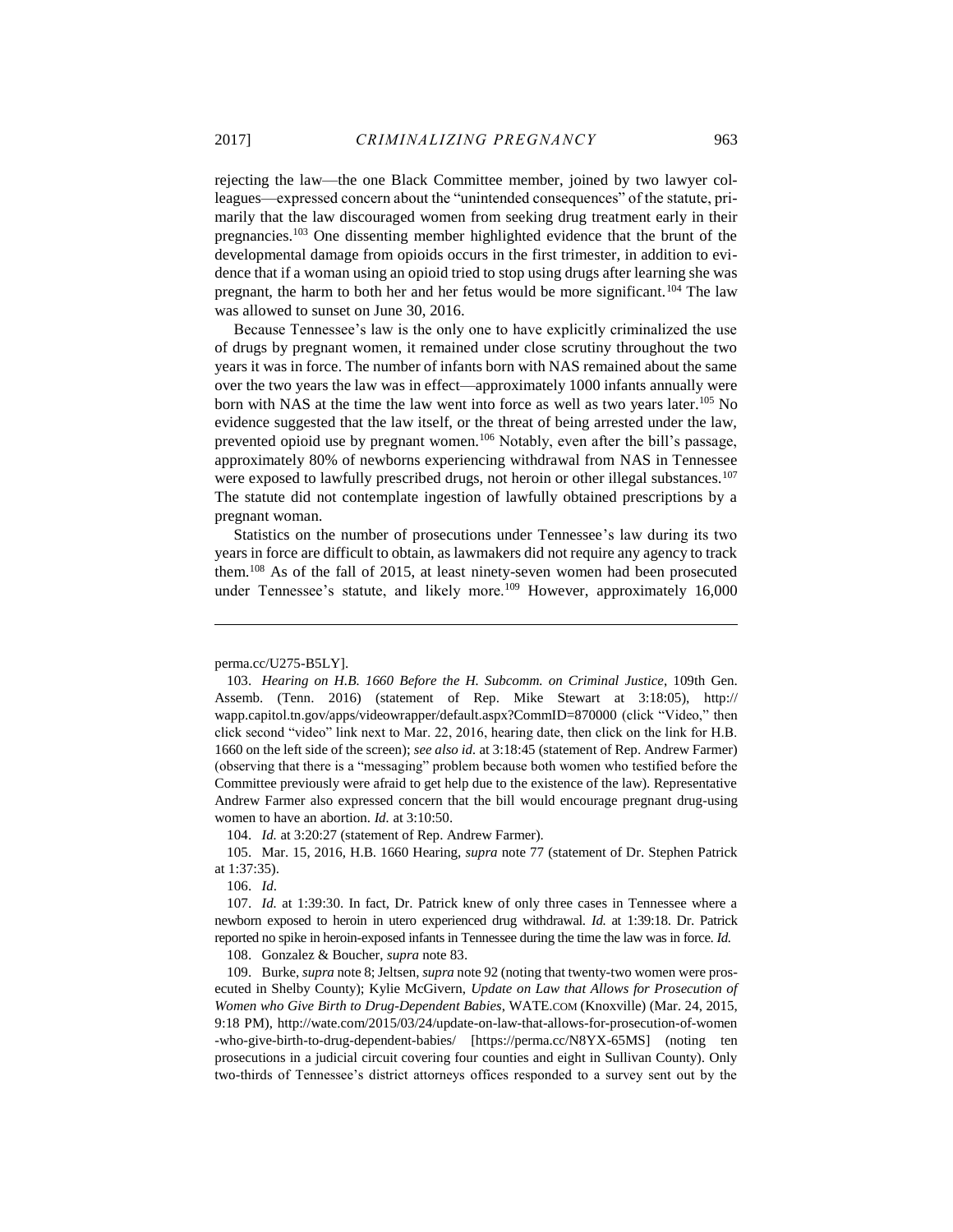rejecting the law—the one Black Committee member, joined by two lawyer colleagues—expressed concern about the "unintended consequences" of the statute, primarily that the law discouraged women from seeking drug treatment early in their pregnancies.[103] One dissenting member highlighted evidence that the brunt of the developmental damage from opioids occurs in the first trimester, in addition to evidence that if a woman using an opioid tried to stop using drugs after learning she was pregnant, the harm to both her and her fetus would be more significant.[104] The law was allowed to sunset on June 30, 2016.

Because Tennessee's law is the only one to have explicitly criminalized the use of drugs by pregnant women, it remained under close scrutiny throughout the two years it was in force. The number of infants born with NAS remained about the same over the two years the law was in effect—approximately 1000 infants annually were born with NAS at the time the law went into force as well as two years later.[105] No evidence suggested that the law itself, or the threat of being arrested under the law, prevented opioid use by pregnant women.[106] Notably, even after the bill's passage, approximately 80% of newborns experiencing withdrawal from NAS in Tennessee were exposed to lawfully prescribed drugs, not heroin or other illegal substances.[107] The statute did not contemplate ingestion of lawfully obtained prescriptions by a pregnant woman.

Statistics on the number of prosecutions under Tennessee's law during its two years in force are difficult to obtain, as lawmakers did not require any agency to track them.[108] As of the fall of 2015, at least ninety-seven women had been prosecuted under Tennessee's statute, and likely more.[109] However, approximately 16,000

---

perma.cc/U275-B5LY].

103. *Hearing on H.B. 1660 Before the H. Subcomm. on Criminal Justice*, 109th Gen. Assemb. (Tenn. 2016) (statement of Rep. Mike Stewart at 3:18:05), http://wapp.capitol.tn.gov/apps/videowrapper/default.aspx?CommID=870000 (click "Video," then click second "video" link next to Mar. 22, 2016, hearing date, then click on the link for H.B. 1660 on the left side of the screen); *see also id.* at 3:18:45 (statement of Rep. Andrew Farmer) (observing that there is a "messaging" problem because both women who testified before the Committee previously were afraid to get help due to the existence of the law). Representative Andrew Farmer also expressed concern that the bill would encourage pregnant drug-using women to have an abortion. *Id.* at 3:10:50.

104. *Id.* at 3:20:27 (statement of Rep. Andrew Farmer).

105. Mar. 15, 2016, H.B. 1660 Hearing, *supra* note 77 (statement of Dr. Stephen Patrick at 1:37:35).

106. *Id*.

107. *Id.* at 1:39:30. In fact, Dr. Patrick knew of only three cases in Tennessee where a newborn exposed to heroin in utero experienced drug withdrawal. *Id.* at 1:39:18. Dr. Patrick reported no spike in heroin-exposed infants in Tennessee during the time the law was in force. *Id.*

108. Gonzalez & Boucher, *supra* note 83.

109. Burke, *supra* note 8; Jeltsen, *supra* note 92 (noting that twenty-two women were prosecuted in Shelby County); Kylie McGivern, *Update on Law that Allows for Prosecution of Women who Give Birth to Drug-Dependent Babies*, WATE.COM (Knoxville) (Mar. 24, 2015, 9:18 PM), http://wate.com/2015/03/24/update-on-law-that-allows-for-prosecution-of-women-who-give-birth-to-drug-dependent-babies/ [https://perma.cc/N8YX-65MS] (noting ten prosecutions in a judicial circuit covering four counties and eight in Sullivan County). Only two-thirds of Tennessee's district attorneys offices responded to a survey sent out by the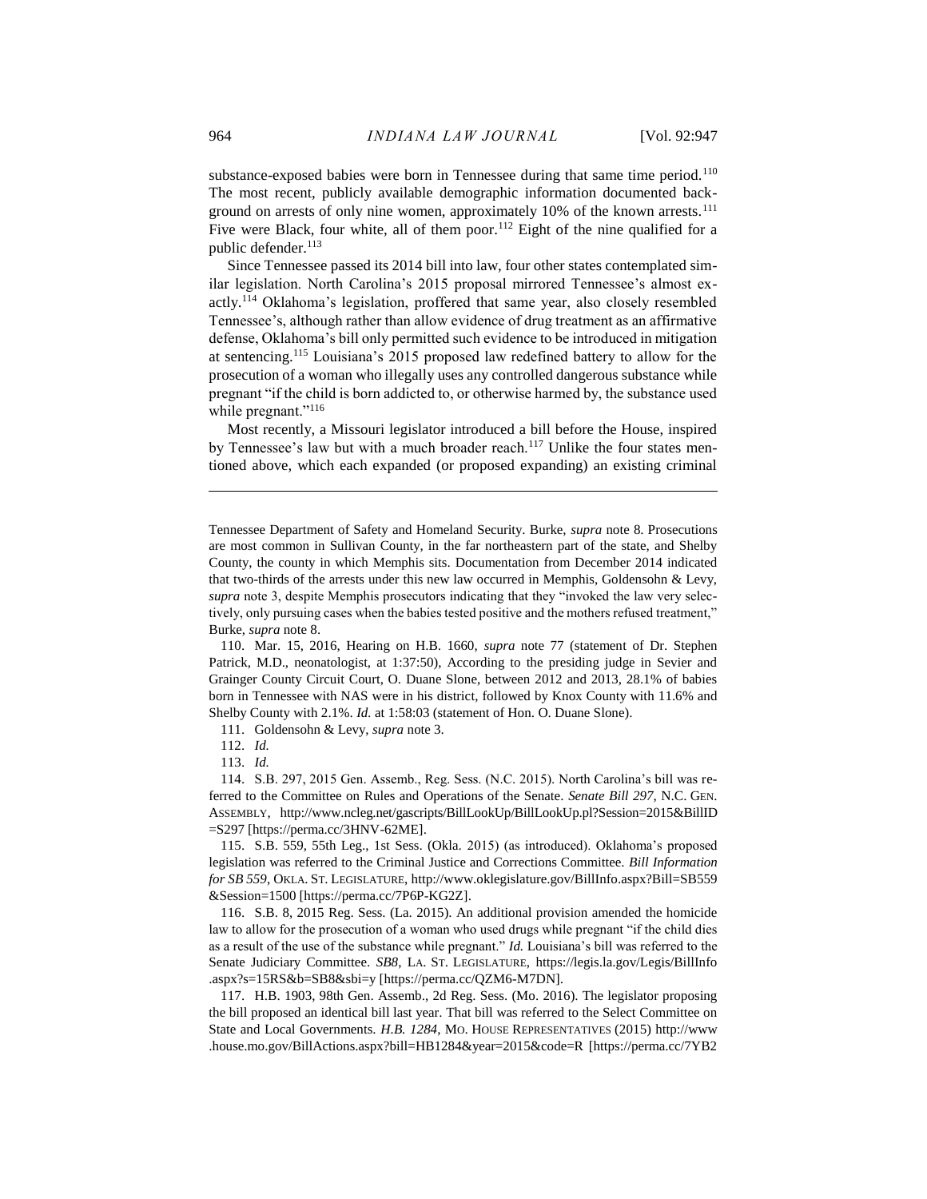substance-exposed babies were born in Tennessee during that same time period.[110] The most recent, publicly available demographic information documented background on arrests of only nine women, approximately 10% of the known arrests.[111] Five were Black, four white, all of them poor.[112] Eight of the nine qualified for a public defender.[113]

Since Tennessee passed its 2014 bill into law, four other states contemplated similar legislation. North Carolina's 2015 proposal mirrored Tennessee's almost exactly.[114] Oklahoma's legislation, proffered that same year, also closely resembled Tennessee's, although rather than allow evidence of drug treatment as an affirmative defense, Oklahoma's bill only permitted such evidence to be introduced in mitigation at sentencing.[115] Louisiana's 2015 proposed law redefined battery to allow for the prosecution of a woman who illegally uses any controlled dangerous substance while pregnant "if the child is born addicted to, or otherwise harmed by, the substance used while pregnant."[116]

Most recently, a Missouri legislator introduced a bill before the House, inspired by Tennessee's law but with a much broader reach.[117] Unlike the four states mentioned above, which each expanded (or proposed expanding) an existing criminal

---

Tennessee Department of Safety and Homeland Security. Burke, *supra* note 8. Prosecutions are most common in Sullivan County, in the far northeastern part of the state, and Shelby County, the county in which Memphis sits. Documentation from December 2014 indicated that two-thirds of the arrests under this new law occurred in Memphis, Goldensohn & Levy, *supra* note 3, despite Memphis prosecutors indicating that they "invoked the law very selectively, only pursuing cases when the babies tested positive and the mothers refused treatment," Burke, *supra* note 8.

110. Mar. 15, 2016, Hearing on H.B. 1660, *supra* note 77 (statement of Dr. Stephen Patrick, M.D., neonatologist, at 1:37:50), According to the presiding judge in Sevier and Grainger County Circuit Court, O. Duane Slone, between 2012 and 2013, 28.1% of babies born in Tennessee with NAS were in his district, followed by Knox County with 11.6% and Shelby County with 2.1%. *Id.* at 1:58:03 (statement of Hon. O. Duane Slone).

111. Goldensohn & Levy, *supra* note 3.

112. *Id.*

113. *Id.*

114. S.B. 297, 2015 Gen. Assemb., Reg. Sess. (N.C. 2015). North Carolina's bill was referred to the Committee on Rules and Operations of the Senate. *Senate Bill 297*, N.C. GEN. ASSEMBLY, http://www.ncleg.net/gascripts/BillLookUp/BillLookUp.pl?Session=2015&BillID=S297 [https://perma.cc/3HNV-62ME].

115. S.B. 559, 55th Leg., 1st Sess. (Okla. 2015) (as introduced). Oklahoma's proposed legislation was referred to the Criminal Justice and Corrections Committee. *Bill Information for SB 559*, OKLA. ST. LEGISLATURE, http://www.oklegislature.gov/BillInfo.aspx?Bill=SB559&Session=1500 [https://perma.cc/7P6P-KG2Z].

116. S.B. 8, 2015 Reg. Sess. (La. 2015). An additional provision amended the homicide law to allow for the prosecution of a woman who used drugs while pregnant "if the child dies as a result of the use of the substance while pregnant." *Id.* Louisiana's bill was referred to the Senate Judiciary Committee. *SB8*, LA. ST. LEGISLATURE, https://legis.la.gov/Legis/BillInfo.aspx?s=15RS&b=SB8&sbi=y [https://perma.cc/QZM6-M7DN].

117. H.B. 1903, 98th Gen. Assemb., 2d Reg. Sess. (Mo. 2016). The legislator proposing the bill proposed an identical bill last year. That bill was referred to the Select Committee on State and Local Governments. *H.B. 1284*, MO. HOUSE REPRESENTATIVES (2015) http://www.house.mo.gov/BillActions.aspx?bill=HB1284&year=2015&code=R [https://perma.cc/7YB2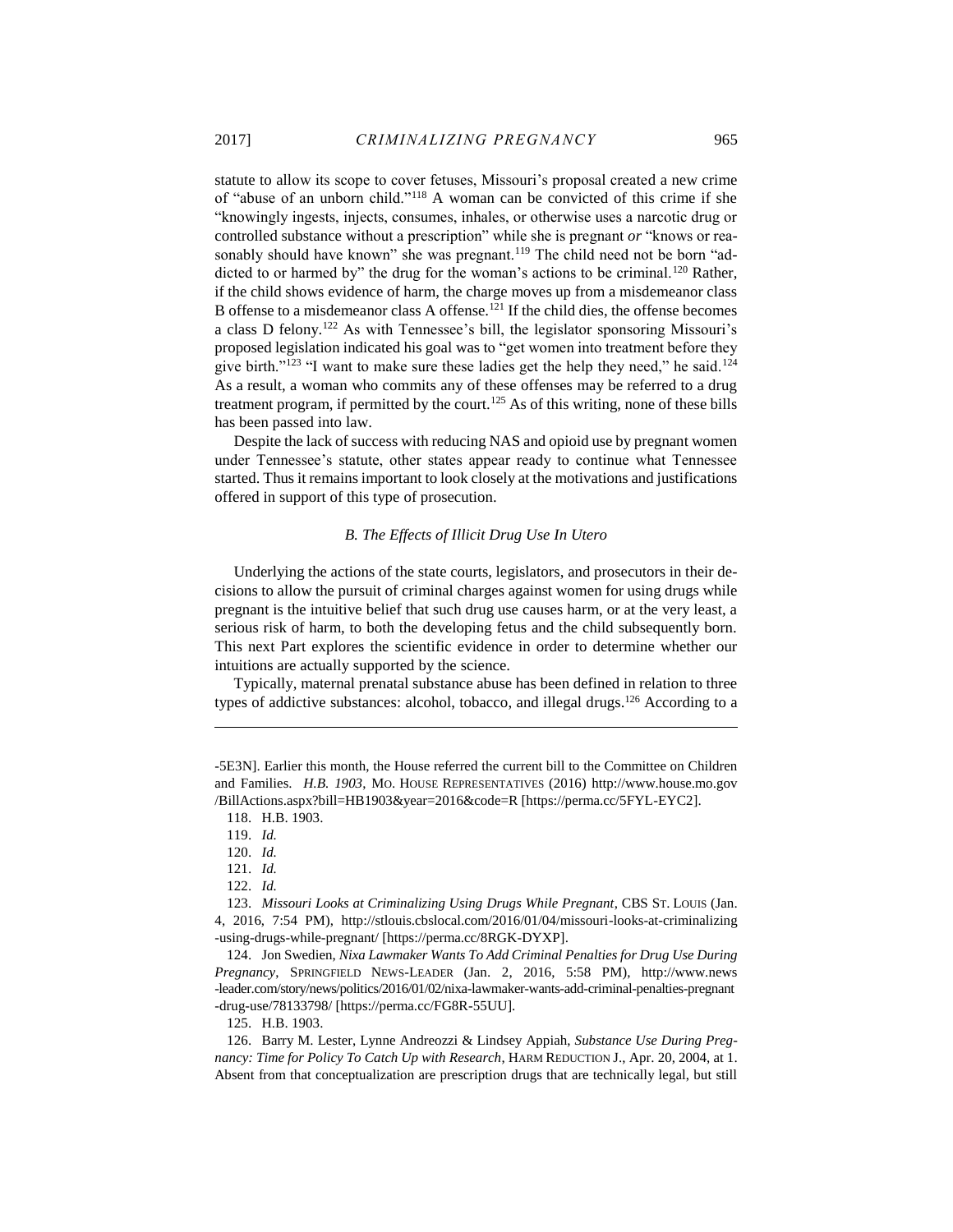statute to allow its scope to cover fetuses, Missouri's proposal created a new crime of "abuse of an unborn child."[118] A woman can be convicted of this crime if she "knowingly ingests, injects, consumes, inhales, or otherwise uses a narcotic drug or controlled substance without a prescription" while she is pregnant *or* "knows or reasonably should have known" she was pregnant.[119] The child need not be born "addicted to or harmed by" the drug for the woman's actions to be criminal.[120] Rather, if the child shows evidence of harm, the charge moves up from a misdemeanor class B offense to a misdemeanor class A offense.[121] If the child dies, the offense becomes a class D felony.[122] As with Tennessee's bill, the legislator sponsoring Missouri's proposed legislation indicated his goal was to "get women into treatment before they give birth."[123] "I want to make sure these ladies get the help they need," he said.[124] As a result, a woman who commits any of these offenses may be referred to a drug treatment program, if permitted by the court.[125] As of this writing, none of these bills has been passed into law.

Despite the lack of success with reducing NAS and opioid use by pregnant women under Tennessee's statute, other states appear ready to continue what Tennessee started. Thus it remains important to look closely at the motivations and justifications offered in support of this type of prosecution.

### *B. The Effects of Illicit Drug Use In Utero*

Underlying the actions of the state courts, legislators, and prosecutors in their decisions to allow the pursuit of criminal charges against women for using drugs while pregnant is the intuitive belief that such drug use causes harm, or at the very least, a serious risk of harm, to both the developing fetus and the child subsequently born. This next Part explores the scientific evidence in order to determine whether our intuitions are actually supported by the science.

Typically, maternal prenatal substance abuse has been defined in relation to three types of addictive substances: alcohol, tobacco, and illegal drugs.[126] According to a

---

-5E3N]. Earlier this month, the House referred the current bill to the Committee on Children and Families. *H.B. 1903*, MO. HOUSE REPRESENTATIVES (2016) http://www.house.mo.gov/BillActions.aspx?bill=HB1903&year=2016&code=R [https://perma.cc/5FYL-EYC2].

118. H.B. 1903.

119. *Id.*

120. *Id.*

121. *Id.*

122. *Id.*

123. *Missouri Looks at Criminalizing Using Drugs While Pregnant*, CBS ST. LOUIS (Jan. 4, 2016, 7:54 PM), http://stlouis.cbslocal.com/2016/01/04/missouri-looks-at-criminalizing-using-drugs-while-pregnant/ [https://perma.cc/8RGK-DYXP].

124. Jon Swedien, *Nixa Lawmaker Wants To Add Criminal Penalties for Drug Use During Pregnancy*, SPRINGFIELD NEWS-LEADER (Jan. 2, 2016, 5:58 PM), http://www.news-leader.com/story/news/politics/2016/01/02/nixa-lawmaker-wants-add-criminal-penalties-pregnant-drug-use/78133798/ [https://perma.cc/FG8R-55UU].

125. H.B. 1903.

126. Barry M. Lester, Lynne Andreozzi & Lindsey Appiah, *Substance Use During Pregnancy: Time for Policy To Catch Up with Research*, HARM REDUCTION J., Apr. 20, 2004, at 1. Absent from that conceptualization are prescription drugs that are technically legal, but still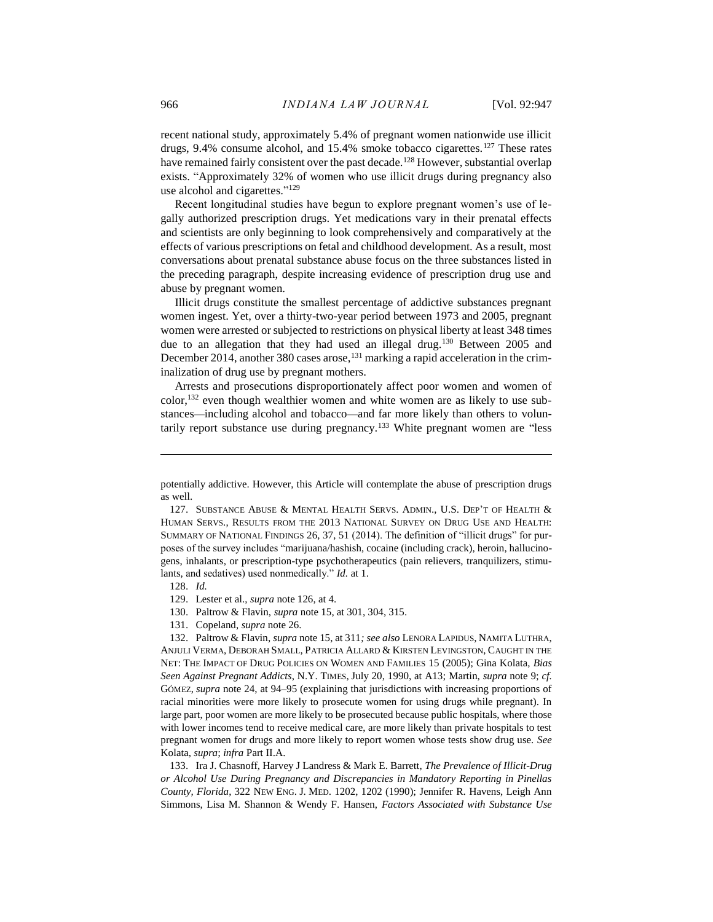recent national study, approximately 5.4% of pregnant women nationwide use illicit drugs, 9.4% consume alcohol, and 15.4% smoke tobacco cigarettes.[127] These rates have remained fairly consistent over the past decade.[128] However, substantial overlap exists. "Approximately 32% of women who use illicit drugs during pregnancy also use alcohol and cigarettes."[129]

Recent longitudinal studies have begun to explore pregnant women's use of legally authorized prescription drugs. Yet medications vary in their prenatal effects and scientists are only beginning to look comprehensively and comparatively at the effects of various prescriptions on fetal and childhood development. As a result, most conversations about prenatal substance abuse focus on the three substances listed in the preceding paragraph, despite increasing evidence of prescription drug use and abuse by pregnant women.

Illicit drugs constitute the smallest percentage of addictive substances pregnant women ingest. Yet, over a thirty-two-year period between 1973 and 2005, pregnant women were arrested or subjected to restrictions on physical liberty at least 348 times due to an allegation that they had used an illegal drug.[130] Between 2005 and December 2014, another 380 cases arose,[131] marking a rapid acceleration in the criminalization of drug use by pregnant mothers.

Arrests and prosecutions disproportionately affect poor women and women of color,[132] even though wealthier women and white women are as likely to use substances—including alcohol and tobacco—and far more likely than others to voluntarily report substance use during pregnancy.[133] White pregnant women are "less

---

potentially addictive. However, this Article will contemplate the abuse of prescription drugs as well.

127. SUBSTANCE ABUSE & MENTAL HEALTH SERVS. ADMIN., U.S. DEP'T OF HEALTH & HUMAN SERVS., RESULTS FROM THE 2013 NATIONAL SURVEY ON DRUG USE AND HEALTH: SUMMARY OF NATIONAL FINDINGS 26, 37, 51 (2014). The definition of "illicit drugs" for purposes of the survey includes "marijuana/hashish, cocaine (including crack), heroin, hallucinogens, inhalants, or prescription-type psychotherapeutics (pain relievers, tranquilizers, stimulants, and sedatives) used nonmedically." *Id.* at 1.

128. *Id.*

129. Lester et al., *supra* note 126, at 4.

130. Paltrow & Flavin, *supra* note 15, at 301, 304, 315.

131. Copeland, *supra* note 26.

132. Paltrow & Flavin, *supra* note 15, at 311*; see also* LENORA LAPIDUS, NAMITA LUTHRA, ANJULI VERMA, DEBORAH SMALL, PATRICIA ALLARD & KIRSTEN LEVINGSTON, CAUGHT IN THE NET: THE IMPACT OF DRUG POLICIES ON WOMEN AND FAMILIES 15 (2005); Gina Kolata, *Bias Seen Against Pregnant Addicts*, N.Y. TIMES, July 20, 1990, at A13; Martin, *supra* note 9; *cf.* GÓMEZ, *supra* note 24, at 94–95 (explaining that jurisdictions with increasing proportions of racial minorities were more likely to prosecute women for using drugs while pregnant). In large part, poor women are more likely to be prosecuted because public hospitals, where those with lower incomes tend to receive medical care, are more likely than private hospitals to test pregnant women for drugs and more likely to report women whose tests show drug use. *See* Kolata, *supra*; *infra* Part II.A.

133. Ira J. Chasnoff, Harvey J Landress & Mark E. Barrett, *The Prevalence of Illicit-Drug or Alcohol Use During Pregnancy and Discrepancies in Mandatory Reporting in Pinellas County, Florida*, 322 NEW ENG. J. MED. 1202, 1202 (1990); Jennifer R. Havens, Leigh Ann Simmons, Lisa M. Shannon & Wendy F. Hansen, *Factors Associated with Substance Use*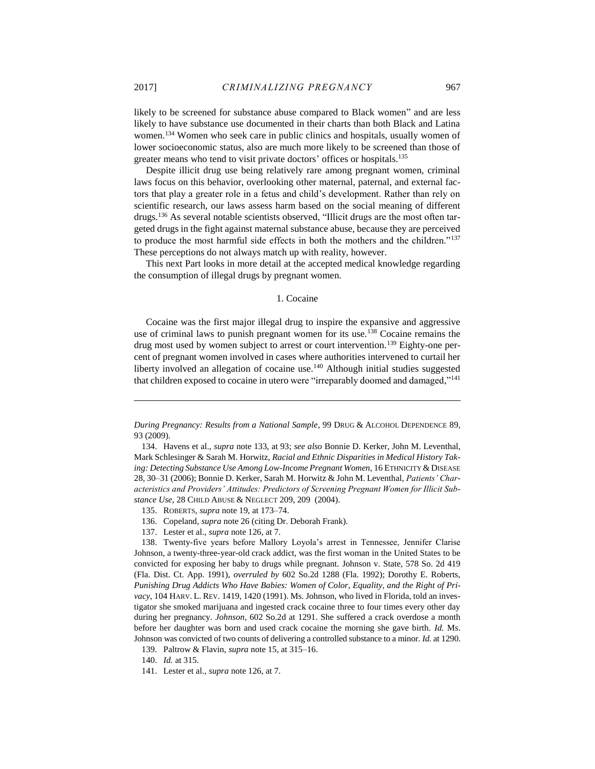likely to be screened for substance abuse compared to Black women" and are less likely to have substance use documented in their charts than both Black and Latina women.[134] Women who seek care in public clinics and hospitals, usually women of lower socioeconomic status, also are much more likely to be screened than those of greater means who tend to visit private doctors' offices or hospitals.[135]

Despite illicit drug use being relatively rare among pregnant women, criminal laws focus on this behavior, overlooking other maternal, paternal, and external factors that play a greater role in a fetus and child's development. Rather than rely on scientific research, our laws assess harm based on the social meaning of different drugs.[136] As several notable scientists observed, "Illicit drugs are the most often targeted drugs in the fight against maternal substance abuse, because they are perceived to produce the most harmful side effects in both the mothers and the children."[137] These perceptions do not always match up with reality, however.

This next Part looks in more detail at the accepted medical knowledge regarding the consumption of illegal drugs by pregnant women.

### 1. Cocaine

Cocaine was the first major illegal drug to inspire the expansive and aggressive use of criminal laws to punish pregnant women for its use.[138] Cocaine remains the drug most used by women subject to arrest or court intervention.[139] Eighty-one percent of pregnant women involved in cases where authorities intervened to curtail her liberty involved an allegation of cocaine use.[140] Although initial studies suggested that children exposed to cocaine in utero were "irreparably doomed and damaged,"[141]

---

*During Pregnancy: Results from a National Sample*, 99 DRUG & ALCOHOL DEPENDENCE 89, 93 (2009).

134. Havens et al., *supra* note 133, at 93; *see also* Bonnie D. Kerker, John M. Leventhal, Mark Schlesinger & Sarah M. Horwitz, *Racial and Ethnic Disparities in Medical History Taking: Detecting Substance Use Among Low-Income Pregnant Women*, 16 ETHNICITY & DISEASE 28, 30–31 (2006); Bonnie D. Kerker, Sarah M. Horwitz & John M. Leventhal, *Patients' Characteristics and Providers' Attitudes: Predictors of Screening Pregnant Women for Illicit Substance Use*, 28 CHILD ABUSE & NEGLECT 209, 209 (2004).

135. ROBERTS, *supra* note 19, at 173–74.

136. Copeland, *supra* note 26 (citing Dr. Deborah Frank).

137. Lester et al., *supra* note 126, at 7.

138. Twenty-five years before Mallory Loyola's arrest in Tennessee, Jennifer Clarise Johnson, a twenty-three-year-old crack addict, was the first woman in the United States to be convicted for exposing her baby to drugs while pregnant. Johnson v. State, 578 So. 2d 419 (Fla. Dist. Ct. App. 1991), *overruled by* 602 So.2d 1288 (Fla. 1992); Dorothy E. Roberts, *Punishing Drug Addicts Who Have Babies: Women of Color, Equality, and the Right of Privacy*, 104 HARV. L. REV. 1419, 1420 (1991). Ms. Johnson, who lived in Florida, told an investigator she smoked marijuana and ingested crack cocaine three to four times every other day during her pregnancy. *Johnson*, 602 So.2d at 1291. She suffered a crack overdose a month before her daughter was born and used crack cocaine the morning she gave birth. *Id.* Ms. Johnson was convicted of two counts of delivering a controlled substance to a minor. *Id.* at 1290.

139. Paltrow & Flavin, *supra* note 15, at 315–16.

140. *Id.* at 315.

141. Lester et al., *supra* note 126, at 7.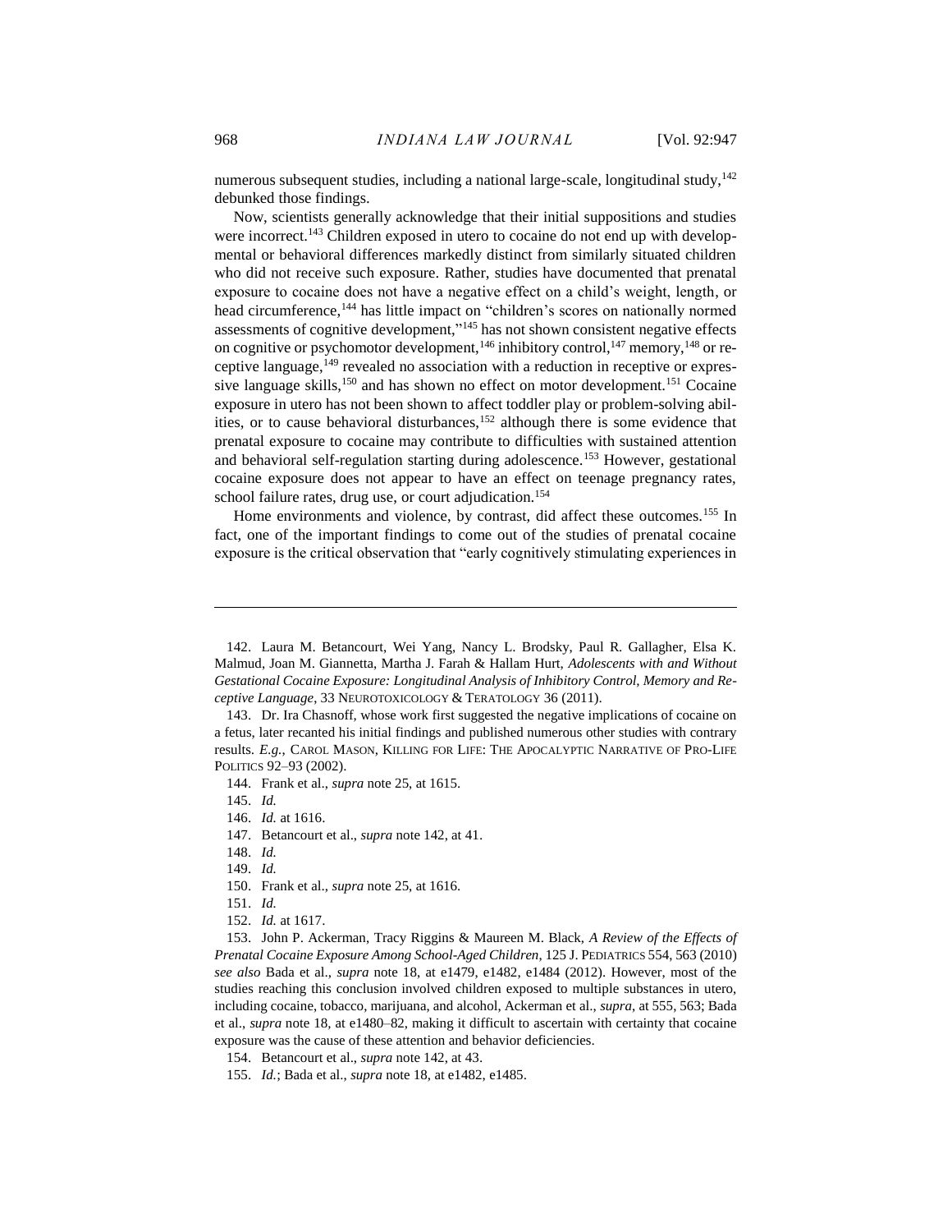numerous subsequent studies, including a national large-scale, longitudinal study,[142] debunked those findings.

Now, scientists generally acknowledge that their initial suppositions and studies were incorrect.[143] Children exposed in utero to cocaine do not end up with developmental or behavioral differences markedly distinct from similarly situated children who did not receive such exposure. Rather, studies have documented that prenatal exposure to cocaine does not have a negative effect on a child's weight, length, or head circumference,[144] has little impact on "children's scores on nationally normed assessments of cognitive development,"[145] has not shown consistent negative effects on cognitive or psychomotor development,[146] inhibitory control,[147] memory,[148] or receptive language,[149] revealed no association with a reduction in receptive or expressive language skills,[150] and has shown no effect on motor development.[151] Cocaine exposure in utero has not been shown to affect toddler play or problem-solving abilities, or to cause behavioral disturbances,[152] although there is some evidence that prenatal exposure to cocaine may contribute to difficulties with sustained attention and behavioral self-regulation starting during adolescence.[153] However, gestational cocaine exposure does not appear to have an effect on teenage pregnancy rates, school failure rates, drug use, or court adjudication.[154]

Home environments and violence, by contrast, did affect these outcomes.[155] In fact, one of the important findings to come out of the studies of prenatal cocaine exposure is the critical observation that "early cognitively stimulating experiences in

---

142. Laura M. Betancourt, Wei Yang, Nancy L. Brodsky, Paul R. Gallagher, Elsa K. Malmud, Joan M. Giannetta, Martha J. Farah & Hallam Hurt, *Adolescents with and Without Gestational Cocaine Exposure: Longitudinal Analysis of Inhibitory Control, Memory and Receptive Language*, 33 NEUROTOXICOLOGY & TERATOLOGY 36 (2011).

143. Dr. Ira Chasnoff, whose work first suggested the negative implications of cocaine on a fetus, later recanted his initial findings and published numerous other studies with contrary results. *E.g.*, CAROL MASON, KILLING FOR LIFE: THE APOCALYPTIC NARRATIVE OF PRO-LIFE POLITICS 92–93 (2002).

144. Frank et al., *supra* note 25, at 1615.

145. *Id.*

146. *Id.* at 1616.

147. Betancourt et al., *supra* note 142, at 41.

148. *Id.*

149. *Id.*

150. Frank et al., *supra* note 25, at 1616.

151. *Id.*

152. *Id.* at 1617.

153. John P. Ackerman, Tracy Riggins & Maureen M. Black, *A Review of the Effects of Prenatal Cocaine Exposure Among School-Aged Children*, 125 J. PEDIATRICS 554, 563 (2010) *see also* Bada et al., *supra* note 18, at e1479, e1482, e1484 (2012). However, most of the studies reaching this conclusion involved children exposed to multiple substances in utero, including cocaine, tobacco, marijuana, and alcohol, Ackerman et al., *supra*, at 555, 563; Bada et al., *supra* note 18, at e1480–82, making it difficult to ascertain with certainty that cocaine exposure was the cause of these attention and behavior deficiencies.

154. Betancourt et al., *supra* note 142, at 43.

155. *Id.*; Bada et al., *supra* note 18, at e1482, e1485.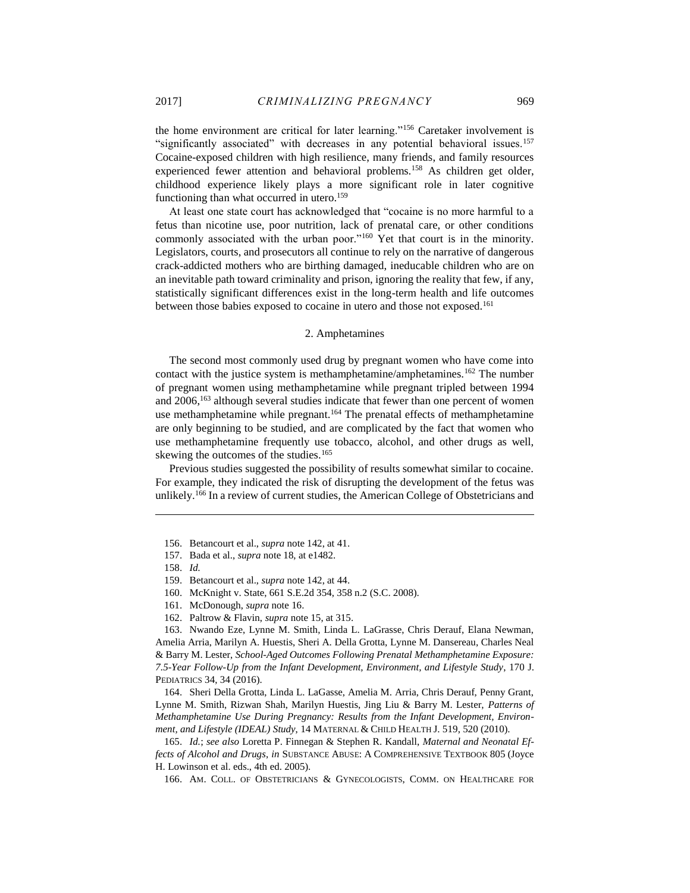the home environment are critical for later learning."[156] Caretaker involvement is "significantly associated" with decreases in any potential behavioral issues.[157] Cocaine-exposed children with high resilience, many friends, and family resources experienced fewer attention and behavioral problems.[158] As children get older, childhood experience likely plays a more significant role in later cognitive functioning than what occurred in utero.[159]

At least one state court has acknowledged that "cocaine is no more harmful to a fetus than nicotine use, poor nutrition, lack of prenatal care, or other conditions commonly associated with the urban poor."[160] Yet that court is in the minority. Legislators, courts, and prosecutors all continue to rely on the narrative of dangerous crack-addicted mothers who are birthing damaged, ineducable children who are on an inevitable path toward criminality and prison, ignoring the reality that few, if any, statistically significant differences exist in the long-term health and life outcomes between those babies exposed to cocaine in utero and those not exposed.[161]

### 2. Amphetamines

The second most commonly used drug by pregnant women who have come into contact with the justice system is methamphetamine/amphetamines.[162] The number of pregnant women using methamphetamine while pregnant tripled between 1994 and 2006,[163] although several studies indicate that fewer than one percent of women use methamphetamine while pregnant.[164] The prenatal effects of methamphetamine are only beginning to be studied, and are complicated by the fact that women who use methamphetamine frequently use tobacco, alcohol, and other drugs as well, skewing the outcomes of the studies.[165]

Previous studies suggested the possibility of results somewhat similar to cocaine. For example, they indicated the risk of disrupting the development of the fetus was unlikely.[166] In a review of current studies, the American College of Obstetricians and

---

156. Betancourt et al., *supra* note 142, at 41.

157. Bada et al., *supra* note 18, at e1482.

158. *Id.*

159. Betancourt et al., *supra* note 142, at 44.

160. McKnight v. State, 661 S.E.2d 354, 358 n.2 (S.C. 2008).

161. McDonough, *supra* note 16.

162. Paltrow & Flavin, *supra* note 15, at 315.

163. Nwando Eze, Lynne M. Smith, Linda L. LaGrasse, Chris Derauf, Elana Newman, Amelia Arria, Marilyn A. Huestis, Sheri A. Della Grotta, Lynne M. Dansereau, Charles Neal & Barry M. Lester, *School-Aged Outcomes Following Prenatal Methamphetamine Exposure: 7.5-Year Follow-Up from the Infant Development, Environment, and Lifestyle Study*, 170 J. PEDIATRICS 34, 34 (2016).

164. Sheri Della Grotta, Linda L. LaGasse, Amelia M. Arria, Chris Derauf, Penny Grant, Lynne M. Smith, Rizwan Shah, Marilyn Huestis, Jing Liu & Barry M. Lester, *Patterns of Methamphetamine Use During Pregnancy: Results from the Infant Development, Environment, and Lifestyle (IDEAL) Study*, 14 MATERNAL & CHILD HEALTH J. 519, 520 (2010).

165. *Id.*; *see also* Loretta P. Finnegan & Stephen R. Kandall, *Maternal and Neonatal Effects of Alcohol and Drugs*, *in* SUBSTANCE ABUSE: A COMPREHENSIVE TEXTBOOK 805 (Joyce H. Lowinson et al. eds., 4th ed. 2005).

166. AM. COLL. OF OBSTETRICIANS & GYNECOLOGISTS, COMM. ON HEALTHCARE FOR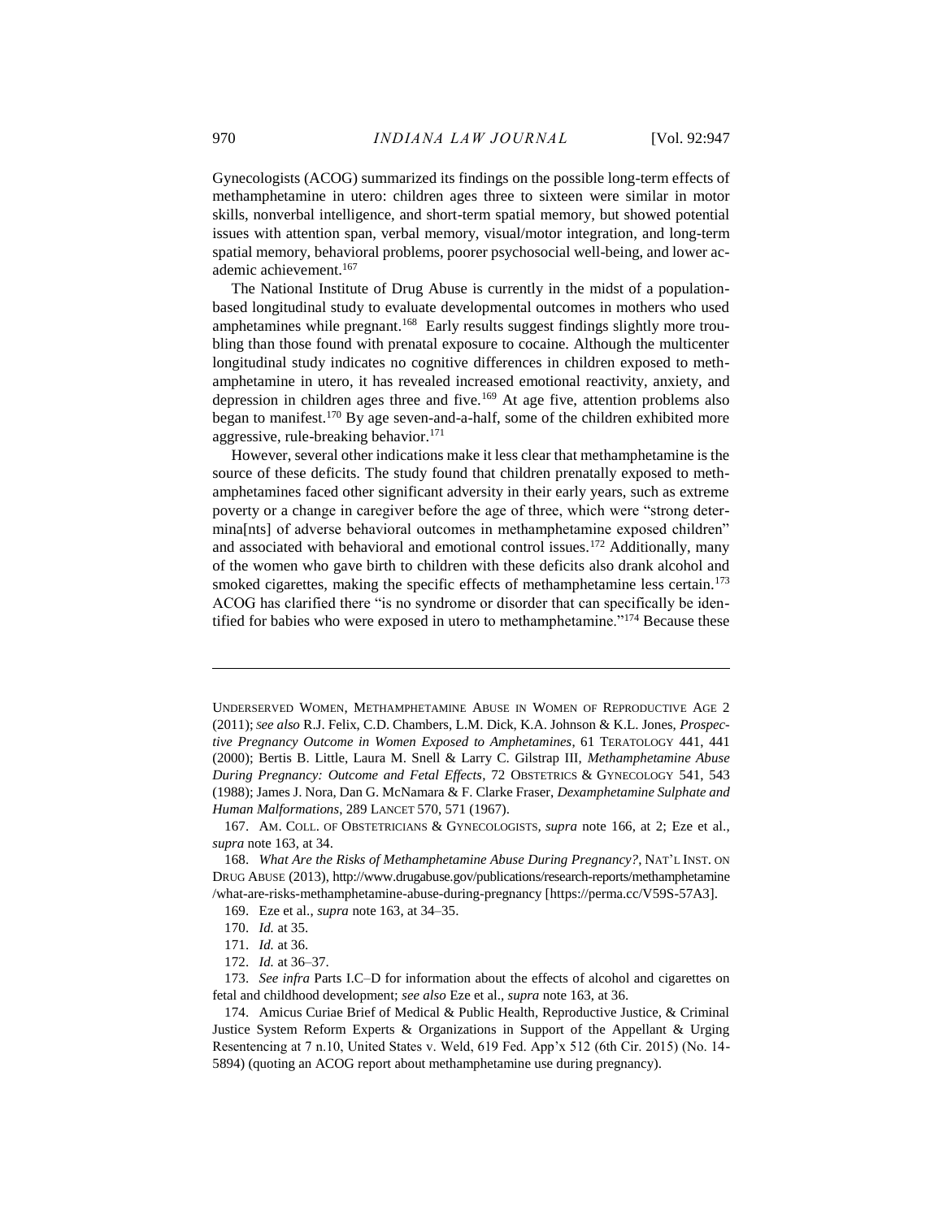Gynecologists (ACOG) summarized its findings on the possible long-term effects of methamphetamine in utero: children ages three to sixteen were similar in motor skills, nonverbal intelligence, and short-term spatial memory, but showed potential issues with attention span, verbal memory, visual/motor integration, and long-term spatial memory, behavioral problems, poorer psychosocial well-being, and lower academic achievement.[167]

The National Institute of Drug Abuse is currently in the midst of a population-based longitudinal study to evaluate developmental outcomes in mothers who used amphetamines while pregnant.[168] Early results suggest findings slightly more troubling than those found with prenatal exposure to cocaine. Although the multicenter longitudinal study indicates no cognitive differences in children exposed to methamphetamine in utero, it has revealed increased emotional reactivity, anxiety, and depression in children ages three and five.[169] At age five, attention problems also began to manifest.[170] By age seven-and-a-half, some of the children exhibited more aggressive, rule-breaking behavior.[171]

However, several other indications make it less clear that methamphetamine is the source of these deficits. The study found that children prenatally exposed to methamphetamines faced other significant adversity in their early years, such as extreme poverty or a change in caregiver before the age of three, which were "strong determina[nts] of adverse behavioral outcomes in methamphetamine exposed children" and associated with behavioral and emotional control issues.[172] Additionally, many of the women who gave birth to children with these deficits also drank alcohol and smoked cigarettes, making the specific effects of methamphetamine less certain.[173] ACOG has clarified there "is no syndrome or disorder that can specifically be identified for babies who were exposed in utero to methamphetamine."[174] Because these

---

UNDERSERVED WOMEN, METHAMPHETAMINE ABUSE IN WOMEN OF REPRODUCTIVE AGE 2 (2011); *see also* R.J. Felix, C.D. Chambers, L.M. Dick, K.A. Johnson & K.L. Jones, *Prospective Pregnancy Outcome in Women Exposed to Amphetamines*, 61 TERATOLOGY 441, 441 (2000); Bertis B. Little, Laura M. Snell & Larry C. Gilstrap III, *Methamphetamine Abuse During Pregnancy: Outcome and Fetal Effects*, 72 OBSTETRICS & GYNECOLOGY 541, 543 (1988); James J. Nora, Dan G. McNamara & F. Clarke Fraser, *Dexamphetamine Sulphate and Human Malformations*, 289 LANCET 570, 571 (1967).

167. AM. COLL. OF OBSTETRICIANS & GYNECOLOGISTS, *supra* note 166, at 2; Eze et al., *supra* note 163, at 34.

168. *What Are the Risks of Methamphetamine Abuse During Pregnancy?*, NAT'L INST. ON DRUG ABUSE (2013), http://www.drugabuse.gov/publications/research-reports/methamphetamine/what-are-risks-methamphetamine-abuse-during-pregnancy [https://perma.cc/V59S-57A3].

169. Eze et al., *supra* note 163, at 34–35.

170. *Id.* at 35.

171. *Id.* at 36.

172. *Id.* at 36–37.

173. *See infra* Parts I.C–D for information about the effects of alcohol and cigarettes on fetal and childhood development; *see also* Eze et al., *supra* note 163, at 36.

174. Amicus Curiae Brief of Medical & Public Health, Reproductive Justice, & Criminal Justice System Reform Experts & Organizations in Support of the Appellant & Urging Resentencing at 7 n.10, United States v. Weld, 619 Fed. App'x 512 (6th Cir. 2015) (No. 14-5894) (quoting an ACOG report about methamphetamine use during pregnancy).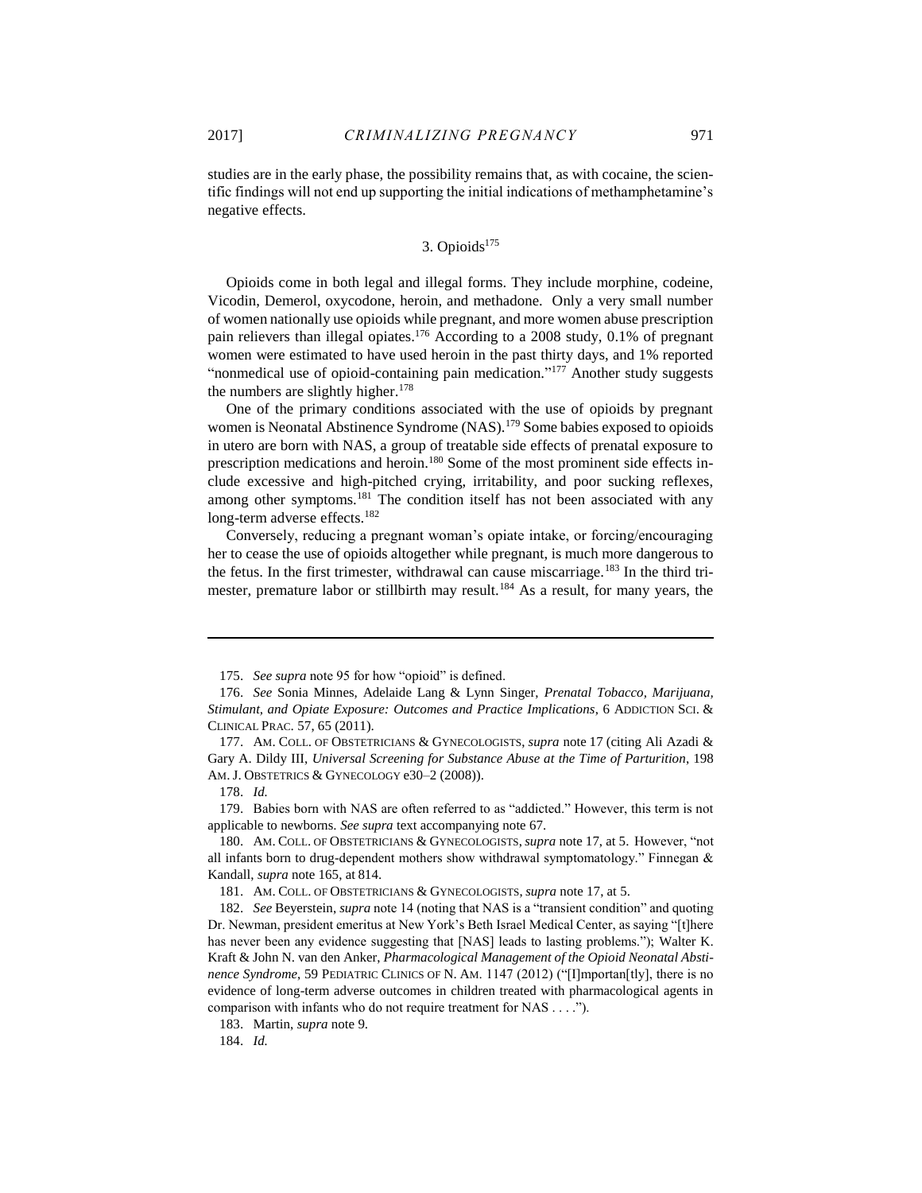studies are in the early phase, the possibility remains that, as with cocaine, the scientific findings will not end up supporting the initial indications of methamphetamine's negative effects.

### 3. Opioids[175]

Opioids come in both legal and illegal forms. They include morphine, codeine, Vicodin, Demerol, oxycodone, heroin, and methadone. Only a very small number of women nationally use opioids while pregnant, and more women abuse prescription pain relievers than illegal opiates.[176] According to a 2008 study, 0.1% of pregnant women were estimated to have used heroin in the past thirty days, and 1% reported "nonmedical use of opioid-containing pain medication."[177] Another study suggests the numbers are slightly higher.[178]

One of the primary conditions associated with the use of opioids by pregnant women is Neonatal Abstinence Syndrome (NAS).[179] Some babies exposed to opioids in utero are born with NAS, a group of treatable side effects of prenatal exposure to prescription medications and heroin.[180] Some of the most prominent side effects include excessive and high-pitched crying, irritability, and poor sucking reflexes, among other symptoms.[181] The condition itself has not been associated with any long-term adverse effects.[182]

Conversely, reducing a pregnant woman's opiate intake, or forcing/encouraging her to cease the use of opioids altogether while pregnant, is much more dangerous to the fetus. In the first trimester, withdrawal can cause miscarriage.[183] In the third trimester, premature labor or stillbirth may result.[184] As a result, for many years, the

---

175. *See supra* note 95 for how "opioid" is defined.

176. *See* Sonia Minnes, Adelaide Lang & Lynn Singer, *Prenatal Tobacco, Marijuana, Stimulant, and Opiate Exposure: Outcomes and Practice Implications*, 6 ADDICTION SCI. & CLINICAL PRAC. 57, 65 (2011).

177. AM. COLL. OF OBSTETRICIANS & GYNECOLOGISTS, *supra* note 17 (citing Ali Azadi & Gary A. Dildy III, *Universal Screening for Substance Abuse at the Time of Parturition*, 198 AM. J. OBSTETRICS & GYNECOLOGY e30–2 (2008)).

178. *Id.*

179. Babies born with NAS are often referred to as "addicted." However, this term is not applicable to newborns. *See supra* text accompanying note 67.

180. AM. COLL. OF OBSTETRICIANS & GYNECOLOGISTS, *supra* note 17, at 5. However, "not all infants born to drug-dependent mothers show withdrawal symptomatology." Finnegan & Kandall, *supra* note 165, at 814.

181. AM. COLL. OF OBSTETRICIANS & GYNECOLOGISTS, *supra* note 17, at 5.

182. *See* Beyerstein, *supra* note 14 (noting that NAS is a "transient condition" and quoting Dr. Newman, president emeritus at New York's Beth Israel Medical Center, as saying "[t]here has never been any evidence suggesting that [NAS] leads to lasting problems."); Walter K. Kraft & John N. van den Anker, *Pharmacological Management of the Opioid Neonatal Abstinence Syndrome*, 59 PEDIATRIC CLINICS OF N. AM. 1147 (2012) ("[I]mportan[tly], there is no evidence of long-term adverse outcomes in children treated with pharmacological agents in comparison with infants who do not require treatment for NAS . . . .").

183. Martin, *supra* note 9.

184. *Id.*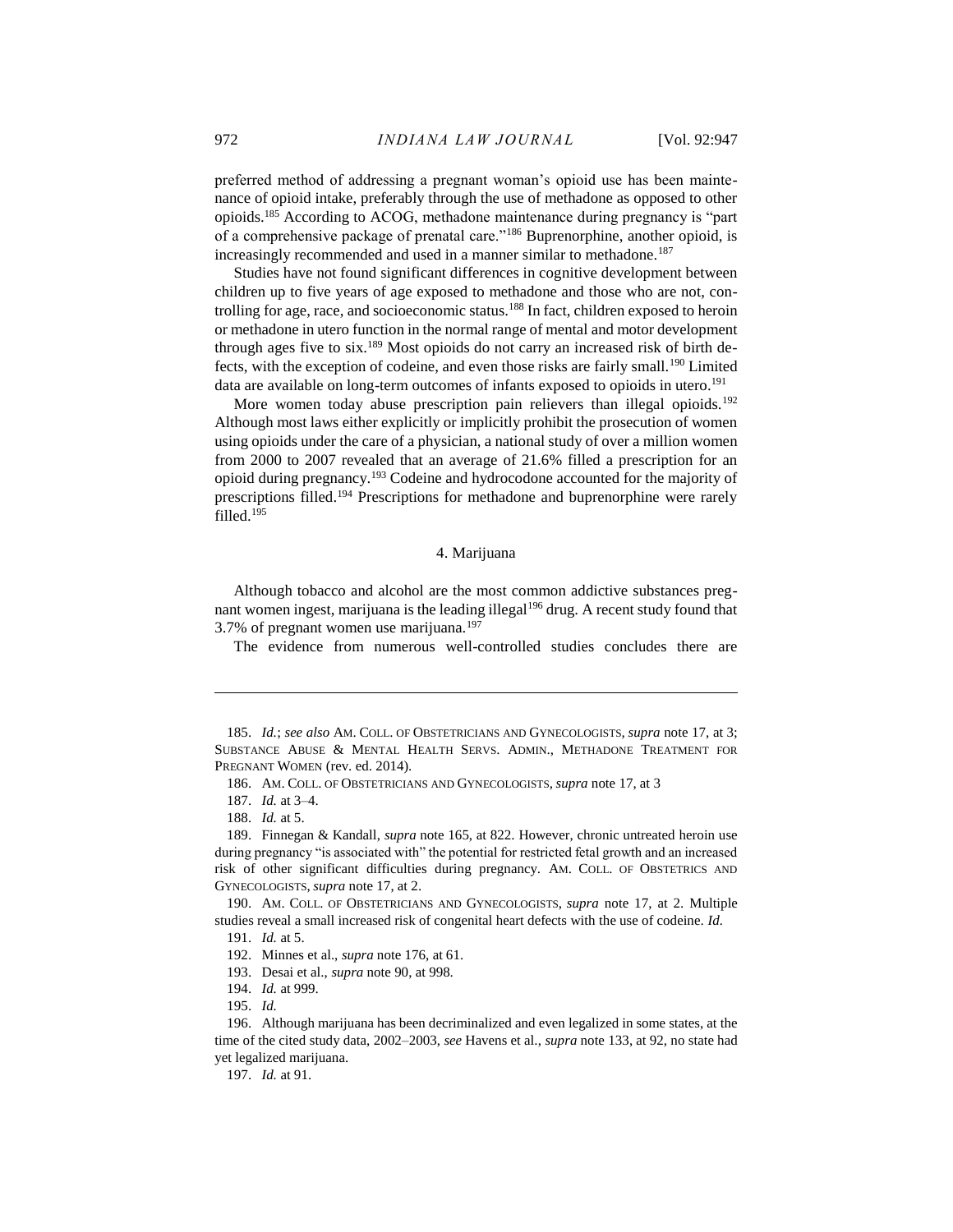preferred method of addressing a pregnant woman's opioid use has been maintenance of opioid intake, preferably through the use of methadone as opposed to other opioids.[185] According to ACOG, methadone maintenance during pregnancy is "part of a comprehensive package of prenatal care."[186] Buprenorphine, another opioid, is increasingly recommended and used in a manner similar to methadone.[187]

Studies have not found significant differences in cognitive development between children up to five years of age exposed to methadone and those who are not, controlling for age, race, and socioeconomic status.[188] In fact, children exposed to heroin or methadone in utero function in the normal range of mental and motor development through ages five to six.[189] Most opioids do not carry an increased risk of birth defects, with the exception of codeine, and even those risks are fairly small.[190] Limited data are available on long-term outcomes of infants exposed to opioids in utero.[191]

More women today abuse prescription pain relievers than illegal opioids.[192] Although most laws either explicitly or implicitly prohibit the prosecution of women using opioids under the care of a physician, a national study of over a million women from 2000 to 2007 revealed that an average of 21.6% filled a prescription for an opioid during pregnancy.[193] Codeine and hydrocodone accounted for the majority of prescriptions filled.[194] Prescriptions for methadone and buprenorphine were rarely filled.[195]

#### 4. Marijuana

Although tobacco and alcohol are the most common addictive substances pregnant women ingest, marijuana is the leading illegal[196] drug. A recent study found that 3.7% of pregnant women use marijuana.[197]

The evidence from numerous well-controlled studies concludes there are

---

185. *Id.*; *see also* AM. COLL. OF OBSTETRICIANS AND GYNECOLOGISTS, *supra* note 17, at 3; SUBSTANCE ABUSE & MENTAL HEALTH SERVS. ADMIN., METHADONE TREATMENT FOR PREGNANT WOMEN (rev. ed. 2014).

186. AM. COLL. OF OBSTETRICIANS AND GYNECOLOGISTS, *supra* note 17, at 3

187. *Id.* at 3–4.

188. *Id.* at 5.

189. Finnegan & Kandall, *supra* note 165, at 822. However, chronic untreated heroin use during pregnancy "is associated with" the potential for restricted fetal growth and an increased risk of other significant difficulties during pregnancy. AM. COLL. OF OBSTETRICS AND GYNECOLOGISTS, *supra* note 17, at 2.

190. AM. COLL. OF OBSTETRICIANS AND GYNECOLOGISTS, *supra* note 17, at 2. Multiple studies reveal a small increased risk of congenital heart defects with the use of codeine. *Id.*

191. *Id.* at 5.

192. Minnes et al., *supra* note 176, at 61.

193. Desai et al., *supra* note 90, at 998.

194. *Id.* at 999.

195. *Id.*

196. Although marijuana has been decriminalized and even legalized in some states, at the time of the cited study data, 2002–2003, *see* Havens et al., *supra* note 133, at 92, no state had yet legalized marijuana.

197. *Id.* at 91.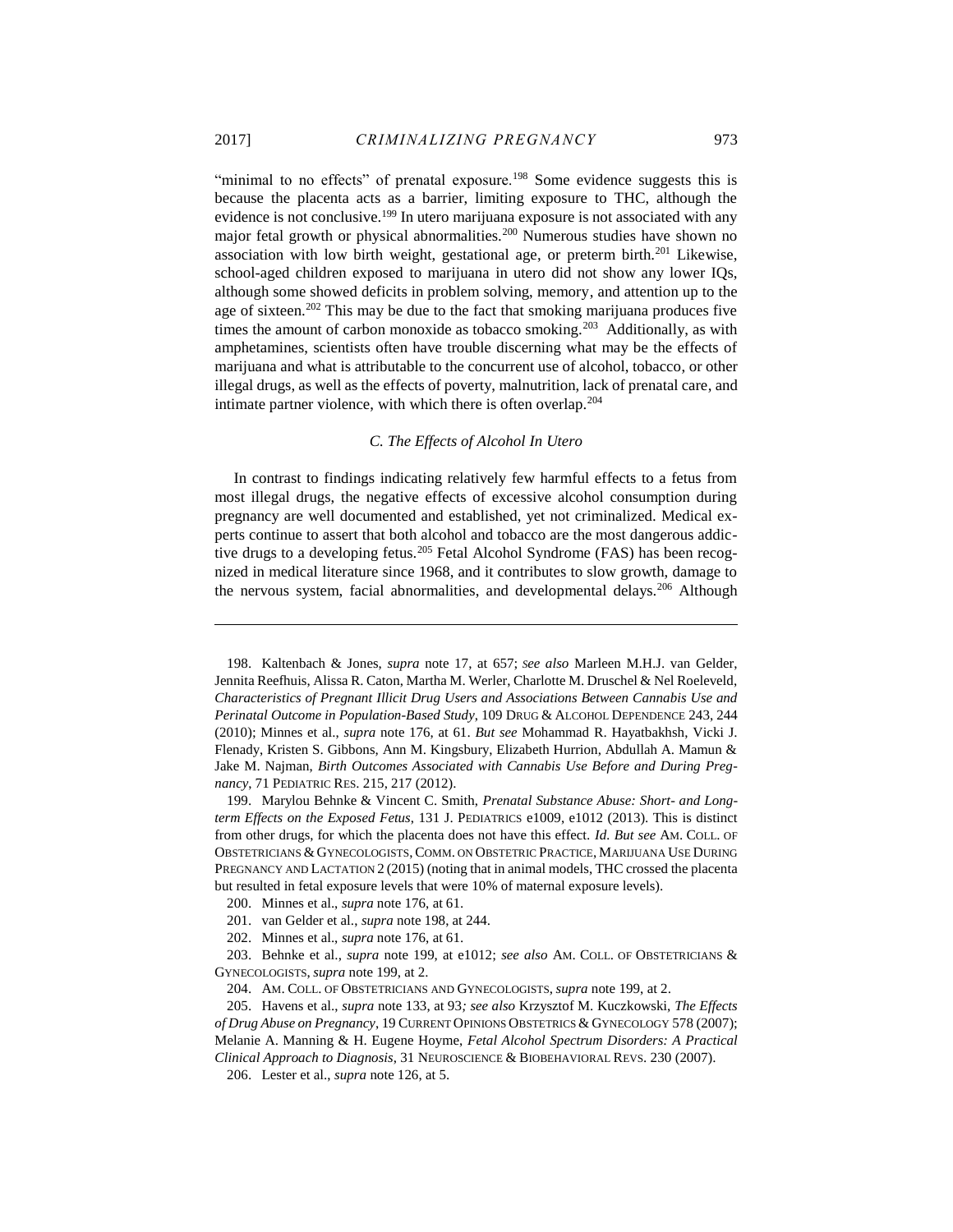"minimal to no effects" of prenatal exposure.[198] Some evidence suggests this is because the placenta acts as a barrier, limiting exposure to THC, although the evidence is not conclusive.[199] In utero marijuana exposure is not associated with any major fetal growth or physical abnormalities.[200] Numerous studies have shown no association with low birth weight, gestational age, or preterm birth.[201] Likewise, school-aged children exposed to marijuana in utero did not show any lower IQs, although some showed deficits in problem solving, memory, and attention up to the age of sixteen.[202] This may be due to the fact that smoking marijuana produces five times the amount of carbon monoxide as tobacco smoking.[203] Additionally, as with amphetamines, scientists often have trouble discerning what may be the effects of marijuana and what is attributable to the concurrent use of alcohol, tobacco, or other illegal drugs, as well as the effects of poverty, malnutrition, lack of prenatal care, and intimate partner violence, with which there is often overlap.[204]

### *C. The Effects of Alcohol In Utero*

In contrast to findings indicating relatively few harmful effects to a fetus from most illegal drugs, the negative effects of excessive alcohol consumption during pregnancy are well documented and established, yet not criminalized. Medical experts continue to assert that both alcohol and tobacco are the most dangerous addictive drugs to a developing fetus.[205] Fetal Alcohol Syndrome (FAS) has been recognized in medical literature since 1968, and it contributes to slow growth, damage to the nervous system, facial abnormalities, and developmental delays.[206] Although

---

198. Kaltenbach & Jones, *supra* note 17, at 657; *see also* Marleen M.H.J. van Gelder, Jennita Reefhuis, Alissa R. Caton, Martha M. Werler, Charlotte M. Druschel & Nel Roeleveld, *Characteristics of Pregnant Illicit Drug Users and Associations Between Cannabis Use and Perinatal Outcome in Population-Based Study*, 109 DRUG & ALCOHOL DEPENDENCE 243, 244 (2010); Minnes et al., *supra* note 176, at 61. *But see* Mohammad R. Hayatbakhsh, Vicki J. Flenady, Kristen S. Gibbons, Ann M. Kingsbury, Elizabeth Hurrion, Abdullah A. Mamun & Jake M. Najman, *Birth Outcomes Associated with Cannabis Use Before and During Pregnancy*, 71 PEDIATRIC RES. 215, 217 (2012).

199. Marylou Behnke & Vincent C. Smith, *Prenatal Substance Abuse: Short- and Long-term Effects on the Exposed Fetus*, 131 J. PEDIATRICS e1009, e1012 (2013). This is distinct from other drugs, for which the placenta does not have this effect. *Id. But see* AM. COLL. OF OBSTETRICIANS & GYNECOLOGISTS, COMM. ON OBSTETRIC PRACTICE, MARIJUANA USE DURING PREGNANCY AND LACTATION 2 (2015) (noting that in animal models, THC crossed the placenta but resulted in fetal exposure levels that were 10% of maternal exposure levels).

200. Minnes et al., *supra* note 176, at 61.

201. van Gelder et al., *supra* note 198, at 244.

202. Minnes et al., *supra* note 176, at 61.

203. Behnke et al., *supra* note 199, at e1012; *see also* AM. COLL. OF OBSTETRICIANS & GYNECOLOGISTS, *supra* note 199, at 2.

204. AM. COLL. OF OBSTETRICIANS AND GYNECOLOGISTS, *supra* note 199, at 2.

205. Havens et al., *supra* note 133, at 93*; see also* Krzysztof M. Kuczkowski, *The Effects of Drug Abuse on Pregnancy*, 19 CURRENT OPINIONS OBSTETRICS & GYNECOLOGY 578 (2007); Melanie A. Manning & H. Eugene Hoyme, *Fetal Alcohol Spectrum Disorders: A Practical Clinical Approach to Diagnosis*, 31 NEUROSCIENCE & BIOBEHAVIORAL REVS. 230 (2007).

206. Lester et al., *supra* note 126, at 5.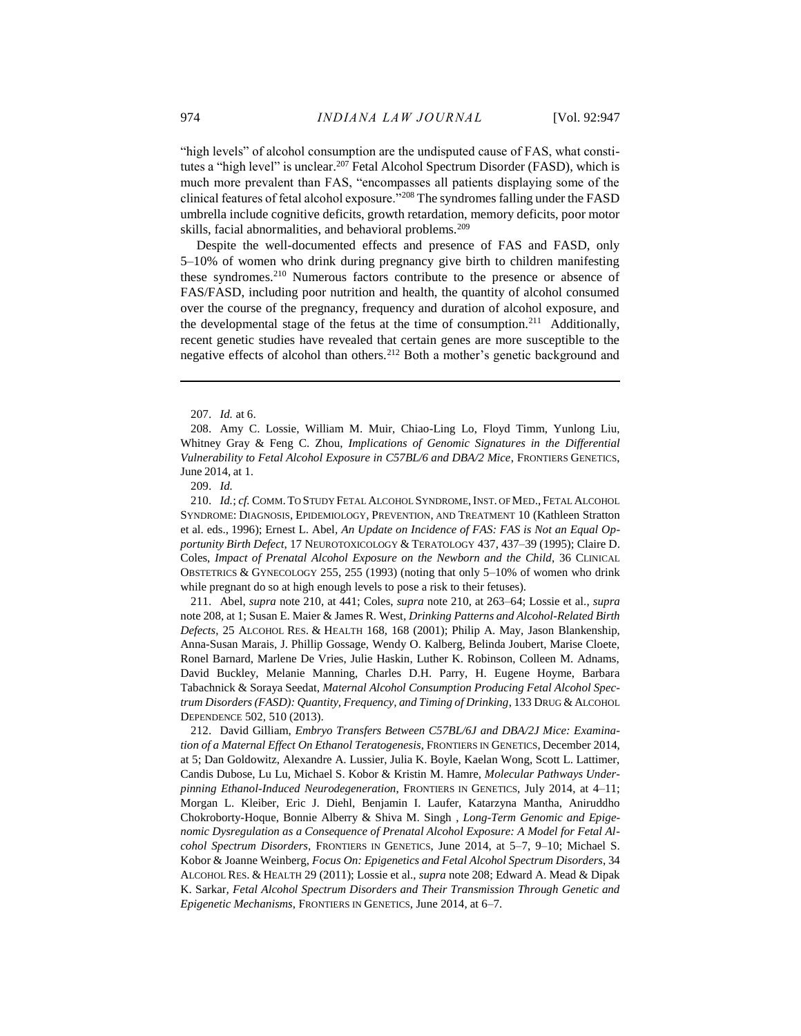"high levels" of alcohol consumption are the undisputed cause of FAS, what constitutes a "high level" is unclear.[207] Fetal Alcohol Spectrum Disorder (FASD), which is much more prevalent than FAS, "encompasses all patients displaying some of the clinical features of fetal alcohol exposure."[208] The syndromes falling under the FASD umbrella include cognitive deficits, growth retardation, memory deficits, poor motor skills, facial abnormalities, and behavioral problems.[209]

Despite the well-documented effects and presence of FAS and FASD, only 5–10% of women who drink during pregnancy give birth to children manifesting these syndromes.[210] Numerous factors contribute to the presence or absence of FAS/FASD, including poor nutrition and health, the quantity of alcohol consumed over the course of the pregnancy, frequency and duration of alcohol exposure, and the developmental stage of the fetus at the time of consumption.[211] Additionally, recent genetic studies have revealed that certain genes are more susceptible to the negative effects of alcohol than others.[212] Both a mother's genetic background and

---

207. *Id.* at 6.

208. Amy C. Lossie, William M. Muir, Chiao-Ling Lo, Floyd Timm, Yunlong Liu, Whitney Gray & Feng C. Zhou, *Implications of Genomic Signatures in the Differential Vulnerability to Fetal Alcohol Exposure in C57BL/6 and DBA/2 Mice*, FRONTIERS GENETICS, June 2014, at 1.

209. *Id.*

210. *Id.*; *cf.* COMM. TO STUDY FETAL ALCOHOL SYNDROME, INST. OF MED., FETAL ALCOHOL SYNDROME: DIAGNOSIS, EPIDEMIOLOGY, PREVENTION, AND TREATMENT 10 (Kathleen Stratton et al. eds., 1996); Ernest L. Abel, *An Update on Incidence of FAS: FAS is Not an Equal Opportunity Birth Defect*, 17 NEUROTOXICOLOGY & TERATOLOGY 437, 437–39 (1995); Claire D. Coles, *Impact of Prenatal Alcohol Exposure on the Newborn and the Child*, 36 CLINICAL OBSTETRICS & GYNECOLOGY 255, 255 (1993) (noting that only 5–10% of women who drink while pregnant do so at high enough levels to pose a risk to their fetuses).

211. Abel, *supra* note 210, at 441; Coles, *supra* note 210, at 263–64; Lossie et al., *supra* note 208, at 1; Susan E. Maier & James R. West, *Drinking Patterns and Alcohol-Related Birth Defects*, 25 ALCOHOL RES. & HEALTH 168, 168 (2001); Philip A. May, Jason Blankenship, Anna-Susan Marais, J. Phillip Gossage, Wendy O. Kalberg, Belinda Joubert, Marise Cloete, Ronel Barnard, Marlene De Vries, Julie Haskin, Luther K. Robinson, Colleen M. Adnams, David Buckley, Melanie Manning, Charles D.H. Parry, H. Eugene Hoyme, Barbara Tabachnick & Soraya Seedat, *Maternal Alcohol Consumption Producing Fetal Alcohol Spectrum Disorders (FASD): Quantity, Frequency, and Timing of Drinking*, 133 DRUG & ALCOHOL DEPENDENCE 502, 510 (2013).

212. David Gilliam, *Embryo Transfers Between C57BL/6J and DBA/2J Mice: Examination of a Maternal Effect On Ethanol Teratogenesis*, FRONTIERS IN GENETICS, December 2014, at 5; Dan Goldowitz, Alexandre A. Lussier, Julia K. Boyle, Kaelan Wong, Scott L. Lattimer, Candis Dubose, Lu Lu, Michael S. Kobor & Kristin M. Hamre, *Molecular Pathways Underpinning Ethanol-Induced Neurodegeneration*, FRONTIERS IN GENETICS, July 2014, at 4–11; Morgan L. Kleiber, Eric J. Diehl, Benjamin I. Laufer, Katarzyna Mantha, Aniruddho Chokroborty-Hoque, Bonnie Alberry & Shiva M. Singh , *Long-Term Genomic and Epigenomic Dysregulation as a Consequence of Prenatal Alcohol Exposure: A Model for Fetal Alcohol Spectrum Disorders*, FRONTIERS IN GENETICS, June 2014, at 5–7, 9–10; Michael S. Kobor & Joanne Weinberg, *Focus On: Epigenetics and Fetal Alcohol Spectrum Disorders*, 34 ALCOHOL RES. & HEALTH 29 (2011); Lossie et al., *supra* note 208; Edward A. Mead & Dipak K. Sarkar, *Fetal Alcohol Spectrum Disorders and Their Transmission Through Genetic and Epigenetic Mechanisms*, FRONTIERS IN GENETICS, June 2014, at 6–7.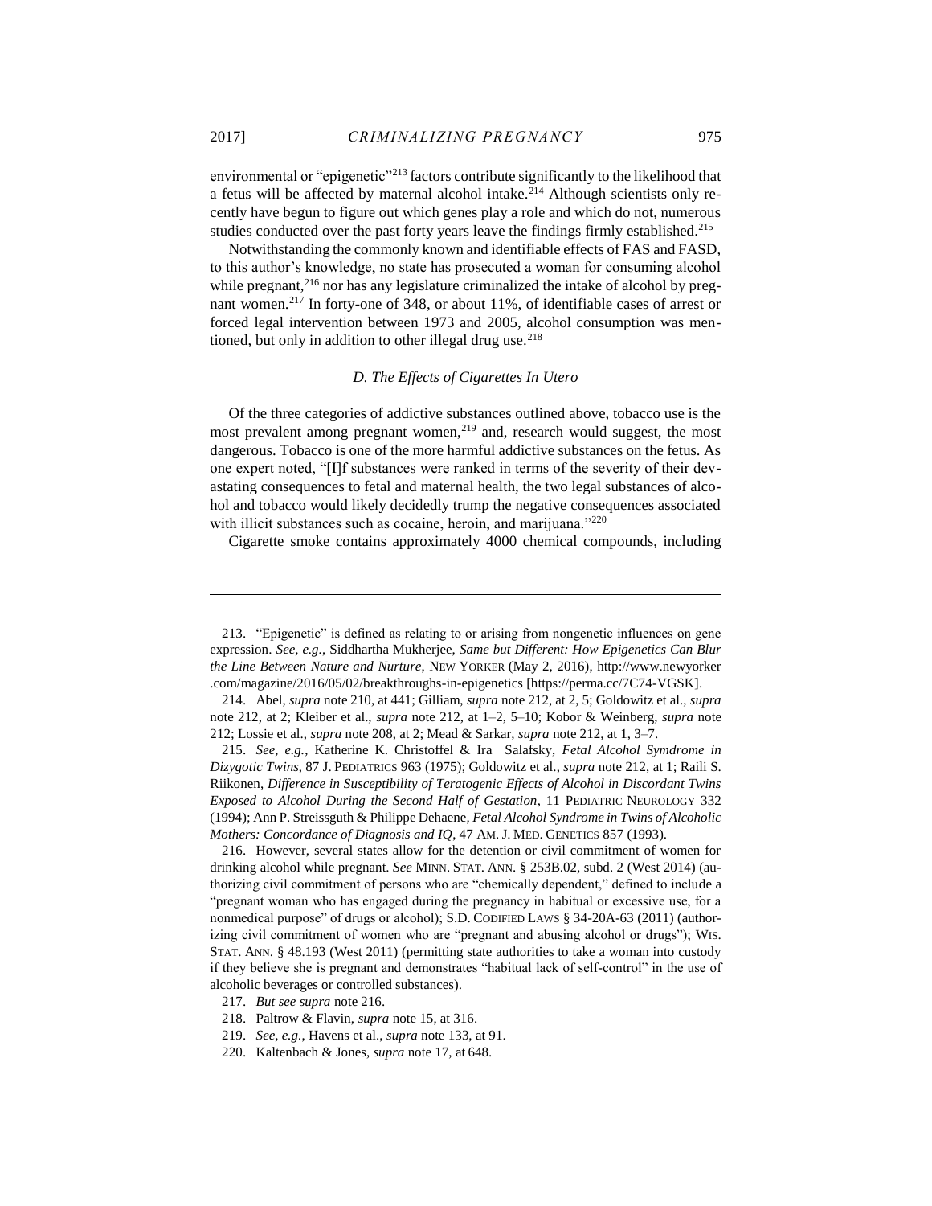environmental or "epigenetic"[213] factors contribute significantly to the likelihood that a fetus will be affected by maternal alcohol intake.[214] Although scientists only recently have begun to figure out which genes play a role and which do not, numerous studies conducted over the past forty years leave the findings firmly established.[215]

Notwithstanding the commonly known and identifiable effects of FAS and FASD, to this author's knowledge, no state has prosecuted a woman for consuming alcohol while pregnant,[216] nor has any legislature criminalized the intake of alcohol by pregnant women.[217] In forty-one of 348, or about 11%, of identifiable cases of arrest or forced legal intervention between 1973 and 2005, alcohol consumption was mentioned, but only in addition to other illegal drug use.[218]

### *D. The Effects of Cigarettes In Utero*

Of the three categories of addictive substances outlined above, tobacco use is the most prevalent among pregnant women,[219] and, research would suggest, the most dangerous. Tobacco is one of the more harmful addictive substances on the fetus. As one expert noted, "[I]f substances were ranked in terms of the severity of their devastating consequences to fetal and maternal health, the two legal substances of alcohol and tobacco would likely decidedly trump the negative consequences associated with illicit substances such as cocaine, heroin, and marijuana."[220]

Cigarette smoke contains approximately 4000 chemical compounds, including

---

213. "Epigenetic" is defined as relating to or arising from nongenetic influences on gene expression. *See, e.g.*, Siddhartha Mukherjee, *Same but Different: How Epigenetics Can Blur the Line Between Nature and Nurture*, NEW YORKER (May 2, 2016), http://www.newyorker.com/magazine/2016/05/02/breakthroughs-in-epigenetics [https://perma.cc/7C74-VGSK].

214. Abel, *supra* note 210, at 441; Gilliam, *supra* note 212, at 2, 5; Goldowitz et al., *supra* note 212, at 2; Kleiber et al., *supra* note 212, at 1–2, 5–10; Kobor & Weinberg, *supra* note 212; Lossie et al., *supra* note 208, at 2; Mead & Sarkar, *supra* note 212, at 1, 3–7.

215. *See, e.g.*, Katherine K. Christoffel & Ira Salafsky, *Fetal Alcohol Symdrome in Dizygotic Twins*, 87 J. PEDIATRICS 963 (1975); Goldowitz et al., *supra* note 212, at 1; Raili S. Riikonen, *Difference in Susceptibility of Teratogenic Effects of Alcohol in Discordant Twins Exposed to Alcohol During the Second Half of Gestation*, 11 PEDIATRIC NEUROLOGY 332 (1994); Ann P. Streissguth & Philippe Dehaene, *Fetal Alcohol Syndrome in Twins of Alcoholic Mothers: Concordance of Diagnosis and IQ*, 47 AM. J. MED. GENETICS 857 (1993).

216. However, several states allow for the detention or civil commitment of women for drinking alcohol while pregnant. *See* MINN. STAT. ANN. § 253B.02, subd. 2 (West 2014) (authorizing civil commitment of persons who are "chemically dependent," defined to include a "pregnant woman who has engaged during the pregnancy in habitual or excessive use, for a nonmedical purpose" of drugs or alcohol); S.D. CODIFIED LAWS § 34-20A-63 (2011) (authorizing civil commitment of women who are "pregnant and abusing alcohol or drugs"); WIS. STAT. ANN. § 48.193 (West 2011) (permitting state authorities to take a woman into custody if they believe she is pregnant and demonstrates "habitual lack of self-control" in the use of alcoholic beverages or controlled substances).

217. *But see supra* note 216.

218. Paltrow & Flavin, *supra* note 15, at 316.

219. *See, e.g.*, Havens et al., *supra* note 133, at 91.

220. Kaltenbach & Jones, *supra* note 17, at 648.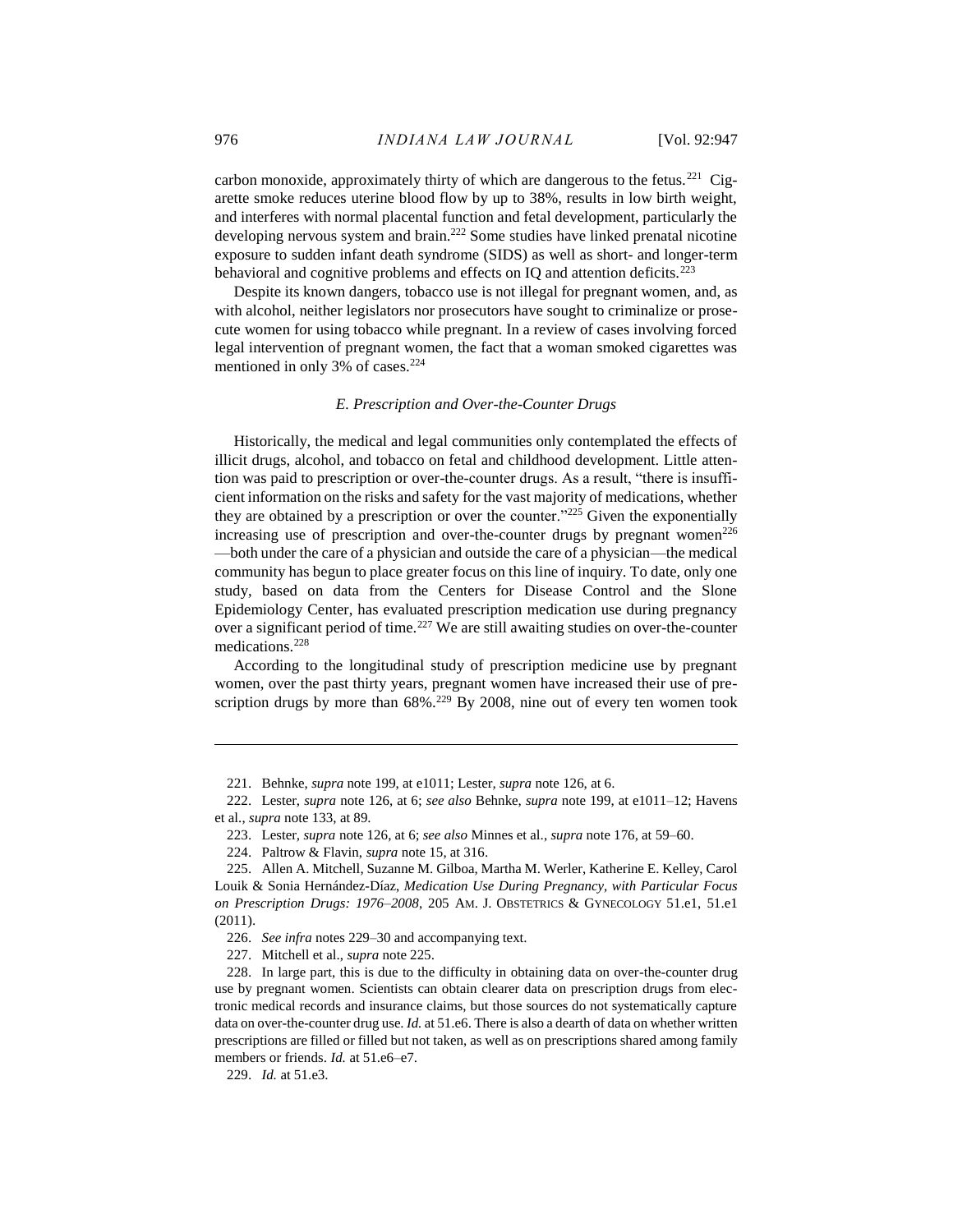carbon monoxide, approximately thirty of which are dangerous to the fetus.[221] Cigarette smoke reduces uterine blood flow by up to 38%, results in low birth weight, and interferes with normal placental function and fetal development, particularly the developing nervous system and brain.[222] Some studies have linked prenatal nicotine exposure to sudden infant death syndrome (SIDS) as well as short- and longer-term behavioral and cognitive problems and effects on IQ and attention deficits.[223]

Despite its known dangers, tobacco use is not illegal for pregnant women, and, as with alcohol, neither legislators nor prosecutors have sought to criminalize or prosecute women for using tobacco while pregnant. In a review of cases involving forced legal intervention of pregnant women, the fact that a woman smoked cigarettes was mentioned in only 3% of cases.[224]

### *E. Prescription and Over-the-Counter Drugs*

Historically, the medical and legal communities only contemplated the effects of illicit drugs, alcohol, and tobacco on fetal and childhood development. Little attention was paid to prescription or over-the-counter drugs. As a result, "there is insufficient information on the risks and safety for the vast majority of medications, whether they are obtained by a prescription or over the counter."[225] Given the exponentially increasing use of prescription and over-the-counter drugs by pregnant women[226]—both under the care of a physician and outside the care of a physician—the medical community has begun to place greater focus on this line of inquiry. To date, only one study, based on data from the Centers for Disease Control and the Slone Epidemiology Center, has evaluated prescription medication use during pregnancy over a significant period of time.[227] We are still awaiting studies on over-the-counter medications.[228]

According to the longitudinal study of prescription medicine use by pregnant women, over the past thirty years, pregnant women have increased their use of prescription drugs by more than 68%.[229] By 2008, nine out of every ten women took

---

221. Behnke, *supra* note 199, at e1011; Lester, *supra* note 126, at 6.

222. Lester, *supra* note 126, at 6; *see also* Behnke, *supra* note 199, at e1011–12; Havens et al., *supra* note 133, at 89.

223. Lester, *supra* note 126, at 6; *see also* Minnes et al., *supra* note 176, at 59–60.

224. Paltrow & Flavin, *supra* note 15, at 316.

225. Allen A. Mitchell, Suzanne M. Gilboa, Martha M. Werler, Katherine E. Kelley, Carol Louik & Sonia Hernández-Díaz, *Medication Use During Pregnancy, with Particular Focus on Prescription Drugs: 1976–2008*, 205 AM. J. OBSTETRICS & GYNECOLOGY 51.e1, 51.e1 (2011).

226. *See infra* notes 229–30 and accompanying text.

227. Mitchell et al., *supra* note 225.

228. In large part, this is due to the difficulty in obtaining data on over-the-counter drug use by pregnant women. Scientists can obtain clearer data on prescription drugs from electronic medical records and insurance claims, but those sources do not systematically capture data on over-the-counter drug use. *Id.* at 51.e6. There is also a dearth of data on whether written prescriptions are filled or filled but not taken, as well as on prescriptions shared among family members or friends. *Id.* at 51.e6–e7.

229. *Id.* at 51.e3.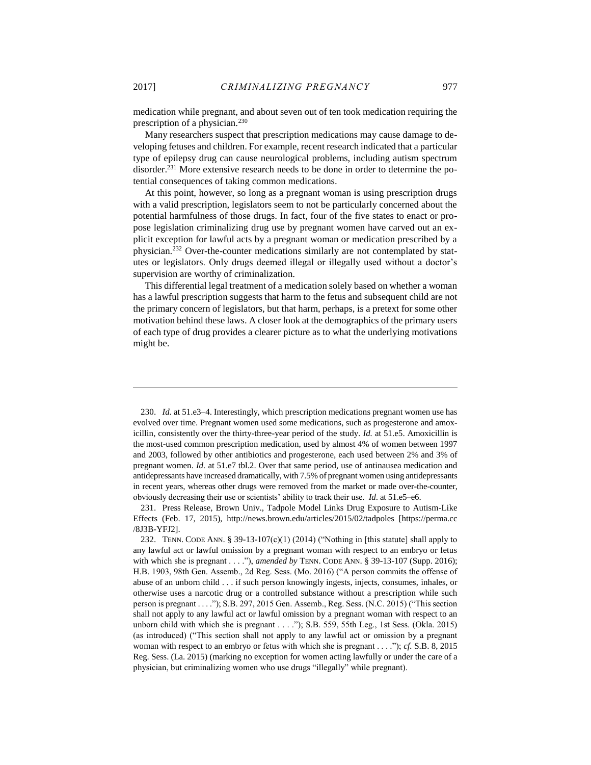medication while pregnant, and about seven out of ten took medication requiring the prescription of a physician.[230]

Many researchers suspect that prescription medications may cause damage to developing fetuses and children. For example, recent research indicated that a particular type of epilepsy drug can cause neurological problems, including autism spectrum disorder.[231] More extensive research needs to be done in order to determine the potential consequences of taking common medications.

At this point, however, so long as a pregnant woman is using prescription drugs with a valid prescription, legislators seem to not be particularly concerned about the potential harmfulness of those drugs. In fact, four of the five states to enact or propose legislation criminalizing drug use by pregnant women have carved out an explicit exception for lawful acts by a pregnant woman or medication prescribed by a physician.[232] Over-the-counter medications similarly are not contemplated by statutes or legislators. Only drugs deemed illegal or illegally used without a doctor's supervision are worthy of criminalization.

This differential legal treatment of a medication solely based on whether a woman has a lawful prescription suggests that harm to the fetus and subsequent child are not the primary concern of legislators, but that harm, perhaps, is a pretext for some other motivation behind these laws. A closer look at the demographics of the primary users of each type of drug provides a clearer picture as to what the underlying motivations might be.

---

230. *Id.* at 51.e3–4. Interestingly, which prescription medications pregnant women use has evolved over time. Pregnant women used some medications, such as progesterone and amoxicillin, consistently over the thirty-three-year period of the study. *Id.* at 51.e5. Amoxicillin is the most-used common prescription medication, used by almost 4% of women between 1997 and 2003, followed by other antibiotics and progesterone, each used between 2% and 3% of pregnant women. *Id.* at 51.e7 tbl.2. Over that same period, use of antinausea medication and antidepressants have increased dramatically, with 7.5% of pregnant women using antidepressants in recent years, whereas other drugs were removed from the market or made over-the-counter, obviously decreasing their use or scientists' ability to track their use. *Id*. at 51.e5–e6.

231. Press Release, Brown Univ., Tadpole Model Links Drug Exposure to Autism-Like Effects (Feb. 17, 2015), http://news.brown.edu/articles/2015/02/tadpoles [https://perma.cc/8J3B-YFJ2].

232. TENN. CODE ANN. § 39-13-107(c)(1) (2014) ("Nothing in [this statute] shall apply to any lawful act or lawful omission by a pregnant woman with respect to an embryo or fetus with which she is pregnant . . . ."), *amended by* TENN. CODE ANN. § 39-13-107 (Supp. 2016); H.B. 1903, 98th Gen. Assemb., 2d Reg. Sess. (Mo. 2016) ("A person commits the offense of abuse of an unborn child . . . if such person knowingly ingests, injects, consumes, inhales, or otherwise uses a narcotic drug or a controlled substance without a prescription while such person is pregnant . . . ."); S.B. 297, 2015 Gen. Assemb., Reg. Sess. (N.C. 2015) ("This section shall not apply to any lawful act or lawful omission by a pregnant woman with respect to an unborn child with which she is pregnant . . . ."); S.B. 559, 55th Leg., 1st Sess. (Okla. 2015) (as introduced) ("This section shall not apply to any lawful act or omission by a pregnant woman with respect to an embryo or fetus with which she is pregnant . . . ."); *cf.* S.B. 8, 2015 Reg. Sess. (La. 2015) (marking no exception for women acting lawfully or under the care of a physician, but criminalizing women who use drugs "illegally" while pregnant).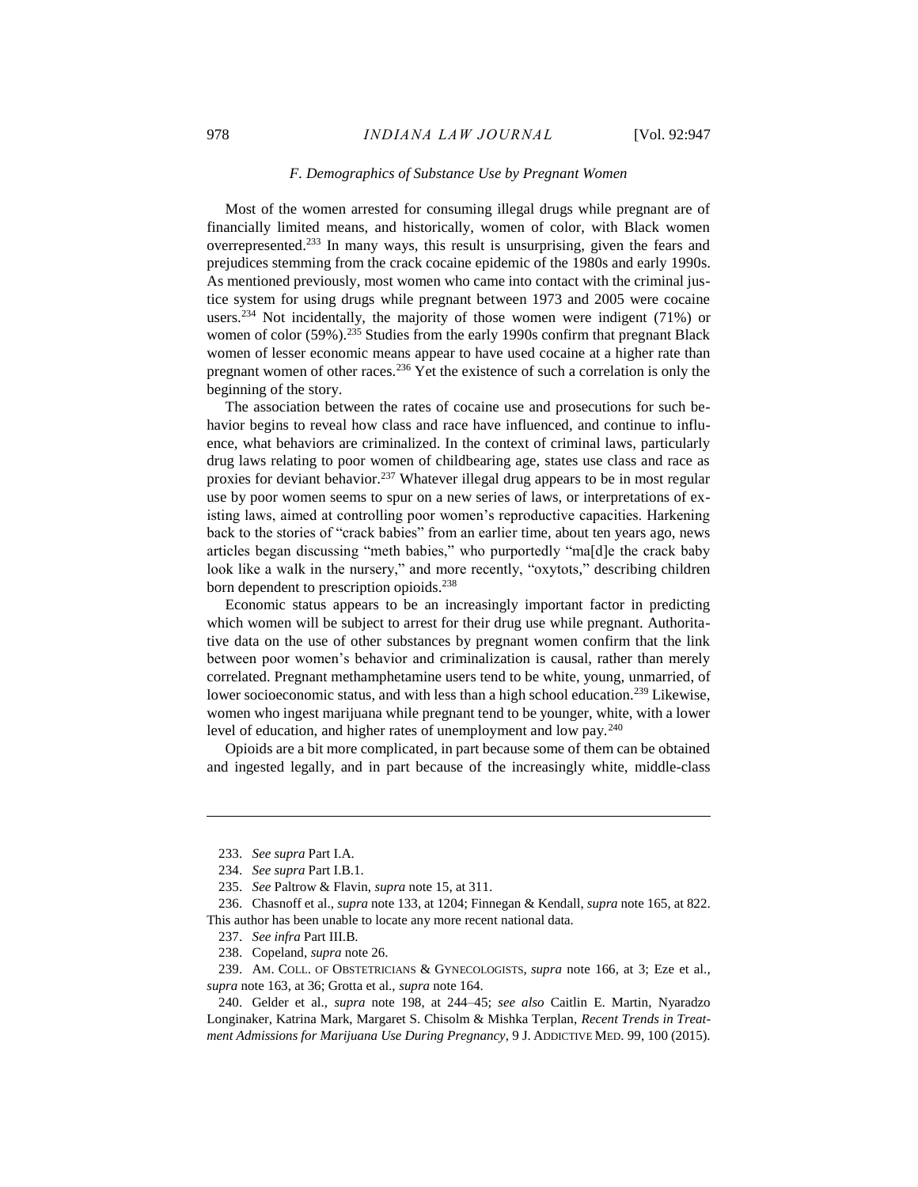### *F. Demographics of Substance Use by Pregnant Women*

Most of the women arrested for consuming illegal drugs while pregnant are of financially limited means, and historically, women of color, with Black women overrepresented.[233] In many ways, this result is unsurprising, given the fears and prejudices stemming from the crack cocaine epidemic of the 1980s and early 1990s. As mentioned previously, most women who came into contact with the criminal justice system for using drugs while pregnant between 1973 and 2005 were cocaine users.[234] Not incidentally, the majority of those women were indigent (71%) or women of color (59%).[235] Studies from the early 1990s confirm that pregnant Black women of lesser economic means appear to have used cocaine at a higher rate than pregnant women of other races.[236] Yet the existence of such a correlation is only the beginning of the story.

The association between the rates of cocaine use and prosecutions for such behavior begins to reveal how class and race have influenced, and continue to influence, what behaviors are criminalized. In the context of criminal laws, particularly drug laws relating to poor women of childbearing age, states use class and race as proxies for deviant behavior.[237] Whatever illegal drug appears to be in most regular use by poor women seems to spur on a new series of laws, or interpretations of existing laws, aimed at controlling poor women's reproductive capacities. Harkening back to the stories of "crack babies" from an earlier time, about ten years ago, news articles began discussing "meth babies," who purportedly "ma[d]e the crack baby look like a walk in the nursery," and more recently, "oxytots," describing children born dependent to prescription opioids.[238]

Economic status appears to be an increasingly important factor in predicting which women will be subject to arrest for their drug use while pregnant. Authoritative data on the use of other substances by pregnant women confirm that the link between poor women's behavior and criminalization is causal, rather than merely correlated. Pregnant methamphetamine users tend to be white, young, unmarried, of lower socioeconomic status, and with less than a high school education.[239] Likewise, women who ingest marijuana while pregnant tend to be younger, white, with a lower level of education, and higher rates of unemployment and low pay.[240]

Opioids are a bit more complicated, in part because some of them can be obtained and ingested legally, and in part because of the increasingly white, middle-class

---

233. *See supra* Part I.A.

234. *See supra* Part I.B.1.

235. *See* Paltrow & Flavin, *supra* note 15, at 311.

236. Chasnoff et al., *supra* note 133, at 1204; Finnegan & Kendall, *supra* note 165, at 822. This author has been unable to locate any more recent national data.

237. *See infra* Part III.B.

238. Copeland, *supra* note 26.

239. AM. COLL. OF OBSTETRICIANS & GYNECOLOGISTS, *supra* note 166, at 3; Eze et al., *supra* note 163, at 36; Grotta et al., *supra* note 164.

240. Gelder et al., *supra* note 198, at 244–45; *see also* Caitlin E. Martin, Nyaradzo Longinaker, Katrina Mark, Margaret S. Chisolm & Mishka Terplan, *Recent Trends in Treatment Admissions for Marijuana Use During Pregnancy*, 9 J. ADDICTIVE MED. 99, 100 (2015).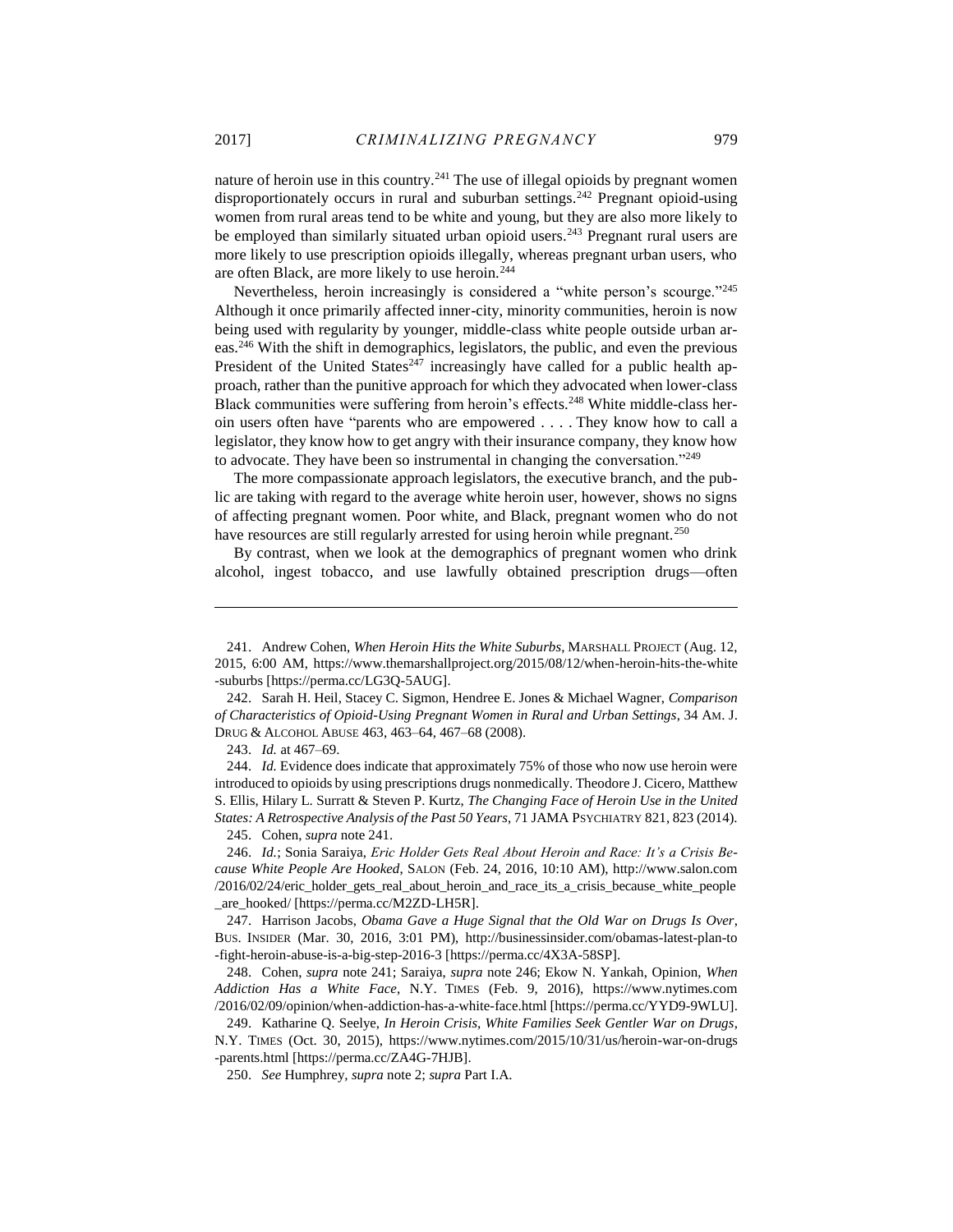nature of heroin use in this country.[241] The use of illegal opioids by pregnant women disproportionately occurs in rural and suburban settings.[242] Pregnant opioid-using women from rural areas tend to be white and young, but they are also more likely to be employed than similarly situated urban opioid users.[243] Pregnant rural users are more likely to use prescription opioids illegally, whereas pregnant urban users, who are often Black, are more likely to use heroin.[244]

Nevertheless, heroin increasingly is considered a "white person's scourge."[245] Although it once primarily affected inner-city, minority communities, heroin is now being used with regularity by younger, middle-class white people outside urban areas.[246] With the shift in demographics, legislators, the public, and even the previous President of the United States[247] increasingly have called for a public health approach, rather than the punitive approach for which they advocated when lower-class Black communities were suffering from heroin's effects.[248] White middle-class heroin users often have "parents who are empowered . . . . They know how to call a legislator, they know how to get angry with their insurance company, they know how to advocate. They have been so instrumental in changing the conversation."[249]

The more compassionate approach legislators, the executive branch, and the public are taking with regard to the average white heroin user, however, shows no signs of affecting pregnant women. Poor white, and Black, pregnant women who do not have resources are still regularly arrested for using heroin while pregnant.[250]

By contrast, when we look at the demographics of pregnant women who drink alcohol, ingest tobacco, and use lawfully obtained prescription drugs—often

---

241. Andrew Cohen, *When Heroin Hits the White Suburbs*, MARSHALL PROJECT (Aug. 12, 2015, 6:00 AM), https://www.themarshallproject.org/2015/08/12/when-heroin-hits-the-white-suburbs [https://perma.cc/LG3Q-5AUG].

242. Sarah H. Heil, Stacey C. Sigmon, Hendree E. Jones & Michael Wagner, *Comparison of Characteristics of Opioid-Using Pregnant Women in Rural and Urban Settings*, 34 AM. J. DRUG & ALCOHOL ABUSE 463, 463–64, 467–68 (2008).

243. *Id.* at 467–69.

244. *Id.* Evidence does indicate that approximately 75% of those who now use heroin were introduced to opioids by using prescriptions drugs nonmedically. Theodore J. Cicero, Matthew S. Ellis, Hilary L. Surratt & Steven P. Kurtz, *The Changing Face of Heroin Use in the United States: A Retrospective Analysis of the Past 50 Years*, 71 JAMA PSYCHIATRY 821, 823 (2014).

245. Cohen, *supra* note 241.

246. *Id.*; Sonia Saraiya, *Eric Holder Gets Real About Heroin and Race: It's a Crisis Because White People Are Hooked*, SALON (Feb. 24, 2016, 10:10 AM), http://www.salon.com/2016/02/24/eric_holder_gets_real_about_heroin_and_race_its_a_crisis_because_white_people_are_hooked/ [https://perma.cc/M2ZD-LH5R].

247. Harrison Jacobs, *Obama Gave a Huge Signal that the Old War on Drugs Is Over*, BUS. INSIDER (Mar. 30, 2016, 3:01 PM), http://businessinsider.com/obamas-latest-plan-to-fight-heroin-abuse-is-a-big-step-2016-3 [https://perma.cc/4X3A-58SP].

248. Cohen, *supra* note 241; Saraiya, *supra* note 246; Ekow N. Yankah, Opinion, *When Addiction Has a White Face*, N.Y. TIMES (Feb. 9, 2016), https://www.nytimes.com/2016/02/09/opinion/when-addiction-has-a-white-face.html [https://perma.cc/YYD9-9WLU].

249. Katharine Q. Seelye, *In Heroin Crisis, White Families Seek Gentler War on Drugs*, N.Y. TIMES (Oct. 30, 2015), https://www.nytimes.com/2015/10/31/us/heroin-war-on-drugs-parents.html [https://perma.cc/ZA4G-7HJB].

250. *See* Humphrey, *supra* note 2; *supra* Part I.A.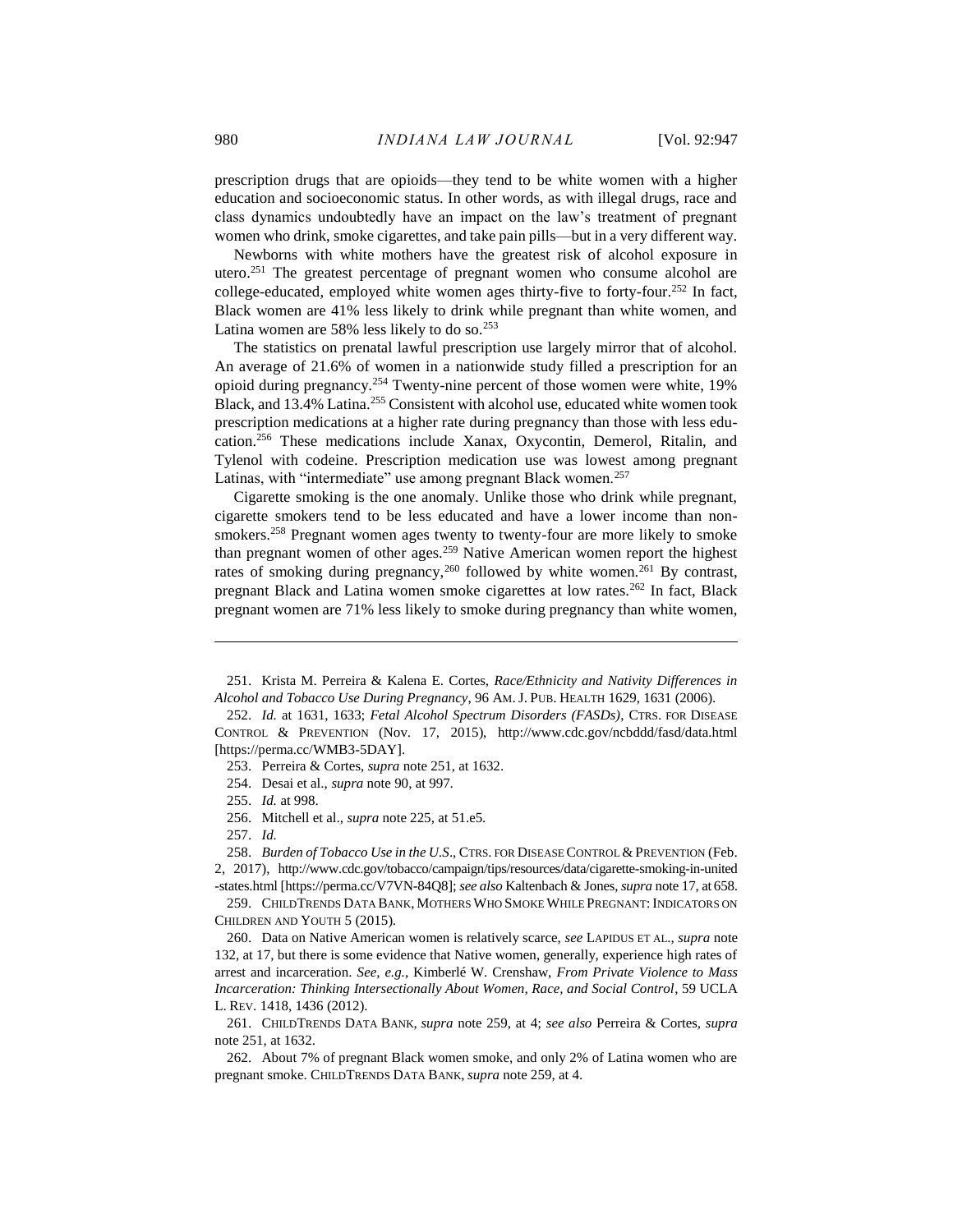prescription drugs that are opioids—they tend to be white women with a higher education and socioeconomic status. In other words, as with illegal drugs, race and class dynamics undoubtedly have an impact on the law's treatment of pregnant women who drink, smoke cigarettes, and take pain pills—but in a very different way.

Newborns with white mothers have the greatest risk of alcohol exposure in utero.[251] The greatest percentage of pregnant women who consume alcohol are college-educated, employed white women ages thirty-five to forty-four.[252] In fact, Black women are 41% less likely to drink while pregnant than white women, and Latina women are 58% less likely to do so.[253]

The statistics on prenatal lawful prescription use largely mirror that of alcohol. An average of 21.6% of women in a nationwide study filled a prescription for an opioid during pregnancy.[254] Twenty-nine percent of those women were white, 19% Black, and 13.4% Latina.[255] Consistent with alcohol use, educated white women took prescription medications at a higher rate during pregnancy than those with less education.[256] These medications include Xanax, Oxycontin, Demerol, Ritalin, and Tylenol with codeine. Prescription medication use was lowest among pregnant Latinas, with "intermediate" use among pregnant Black women.[257]

Cigarette smoking is the one anomaly. Unlike those who drink while pregnant, cigarette smokers tend to be less educated and have a lower income than non-smokers.[258] Pregnant women ages twenty to twenty-four are more likely to smoke than pregnant women of other ages.[259] Native American women report the highest rates of smoking during pregnancy,[260] followed by white women.[261] By contrast, pregnant Black and Latina women smoke cigarettes at low rates.[262] In fact, Black pregnant women are 71% less likely to smoke during pregnancy than white women,

---

251. Krista M. Perreira & Kalena E. Cortes, *Race/Ethnicity and Nativity Differences in Alcohol and Tobacco Use During Pregnancy*, 96 AM. J. PUB. HEALTH 1629, 1631 (2006).

252. *Id.* at 1631, 1633; *Fetal Alcohol Spectrum Disorders (FASDs)*, CTRS. FOR DISEASE CONTROL & PREVENTION (Nov. 17, 2015), http://www.cdc.gov/ncbddd/fasd/data.html [https://perma.cc/WMB3-5DAY].

253. Perreira & Cortes, *supra* note 251, at 1632.

254. Desai et al., *supra* note 90, at 997.

255. *Id.* at 998.

256. Mitchell et al., *supra* note 225, at 51.e5.

257. *Id.*

258. *Burden of Tobacco Use in the U.S.*, CTRS. FOR DISEASE CONTROL & PREVENTION (Feb. 2, 2017), http://www.cdc.gov/tobacco/campaign/tips/resources/data/cigarette-smoking-in-united-states.html [https://perma.cc/V7VN-84Q8]; *see also* Kaltenbach & Jones, *supra* note 17, at 658.

259. CHILDTRENDS DATA BANK, MOTHERS WHO SMOKE WHILE PREGNANT: INDICATORS ON CHILDREN AND YOUTH 5 (2015).

260. Data on Native American women is relatively scarce, *see* LAPIDUS ET AL., *supra* note 132, at 17, but there is some evidence that Native women, generally, experience high rates of arrest and incarceration. *See, e.g.*, Kimberlé W. Crenshaw, *From Private Violence to Mass Incarceration: Thinking Intersectionally About Women, Race, and Social Control*, 59 UCLA L. REV. 1418, 1436 (2012).

261. CHILDTRENDS DATA BANK, *supra* note 259, at 4; *see also* Perreira & Cortes, *supra* note 251, at 1632.

262. About 7% of pregnant Black women smoke, and only 2% of Latina women who are pregnant smoke. CHILDTRENDS DATA BANK, *supra* note 259, at 4.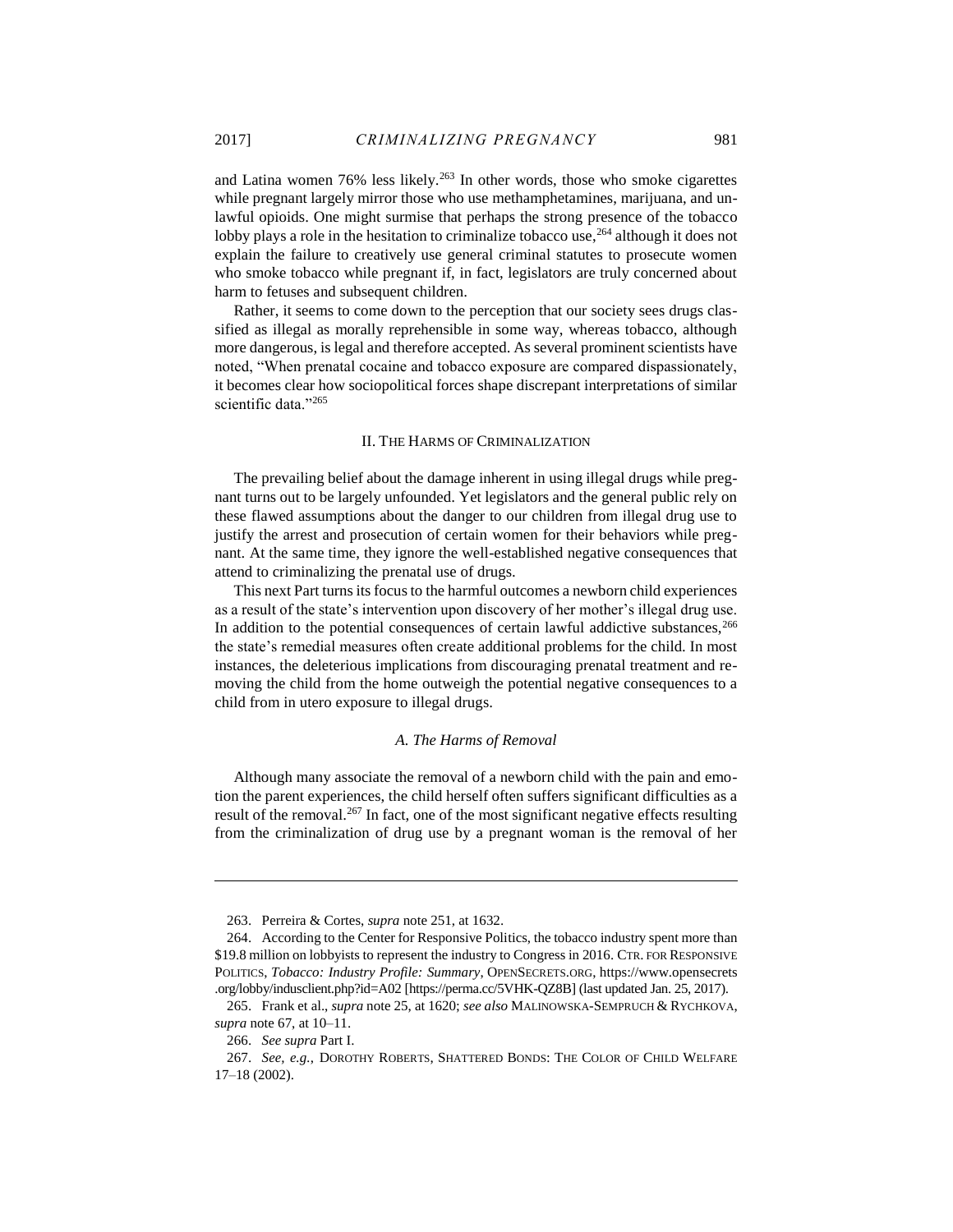and Latina women 76% less likely.[263] In other words, those who smoke cigarettes while pregnant largely mirror those who use methamphetamines, marijuana, and unlawful opioids. One might surmise that perhaps the strong presence of the tobacco lobby plays a role in the hesitation to criminalize tobacco use,[264] although it does not explain the failure to creatively use general criminal statutes to prosecute women who smoke tobacco while pregnant if, in fact, legislators are truly concerned about harm to fetuses and subsequent children.

Rather, it seems to come down to the perception that our society sees drugs classified as illegal as morally reprehensible in some way, whereas tobacco, although more dangerous, is legal and therefore accepted. As several prominent scientists have noted, "When prenatal cocaine and tobacco exposure are compared dispassionately, it becomes clear how sociopolitical forces shape discrepant interpretations of similar scientific data."[265]

## II. THE HARMS OF CRIMINALIZATION

The prevailing belief about the damage inherent in using illegal drugs while pregnant turns out to be largely unfounded. Yet legislators and the general public rely on these flawed assumptions about the danger to our children from illegal drug use to justify the arrest and prosecution of certain women for their behaviors while pregnant. At the same time, they ignore the well-established negative consequences that attend to criminalizing the prenatal use of drugs.

This next Part turns its focus to the harmful outcomes a newborn child experiences as a result of the state's intervention upon discovery of her mother's illegal drug use. In addition to the potential consequences of certain lawful addictive substances,[266] the state's remedial measures often create additional problems for the child. In most instances, the deleterious implications from discouraging prenatal treatment and removing the child from the home outweigh the potential negative consequences to a child from in utero exposure to illegal drugs.

### *A. The Harms of Removal*

Although many associate the removal of a newborn child with the pain and emotion the parent experiences, the child herself often suffers significant difficulties as a result of the removal.[267] In fact, one of the most significant negative effects resulting from the criminalization of drug use by a pregnant woman is the removal of her

---

263. Perreira & Cortes, *supra* note 251, at 1632.

264. According to the Center for Responsive Politics, the tobacco industry spent more than $19.8 million on lobbyists to represent the industry to Congress in 2016. CTR. FOR RESPONSIVE POLITICS, *Tobacco: Industry Profile: Summary*, OPENSECRETS.ORG, https://www.opensecrets.org/lobby/indusclient.php?id=A02 [https://perma.cc/5VHK-QZ8B] (last updated Jan. 25, 2017).

265. Frank et al., *supra* note 25, at 1620; *see also* MALINOWSKA-SEMPRUCH & RYCHKOVA, *supra* note 67, at 10–11.

266. *See supra* Part I.

267. *See, e.g.*, DOROTHY ROBERTS, SHATTERED BONDS: THE COLOR OF CHILD WELFARE 17–18 (2002).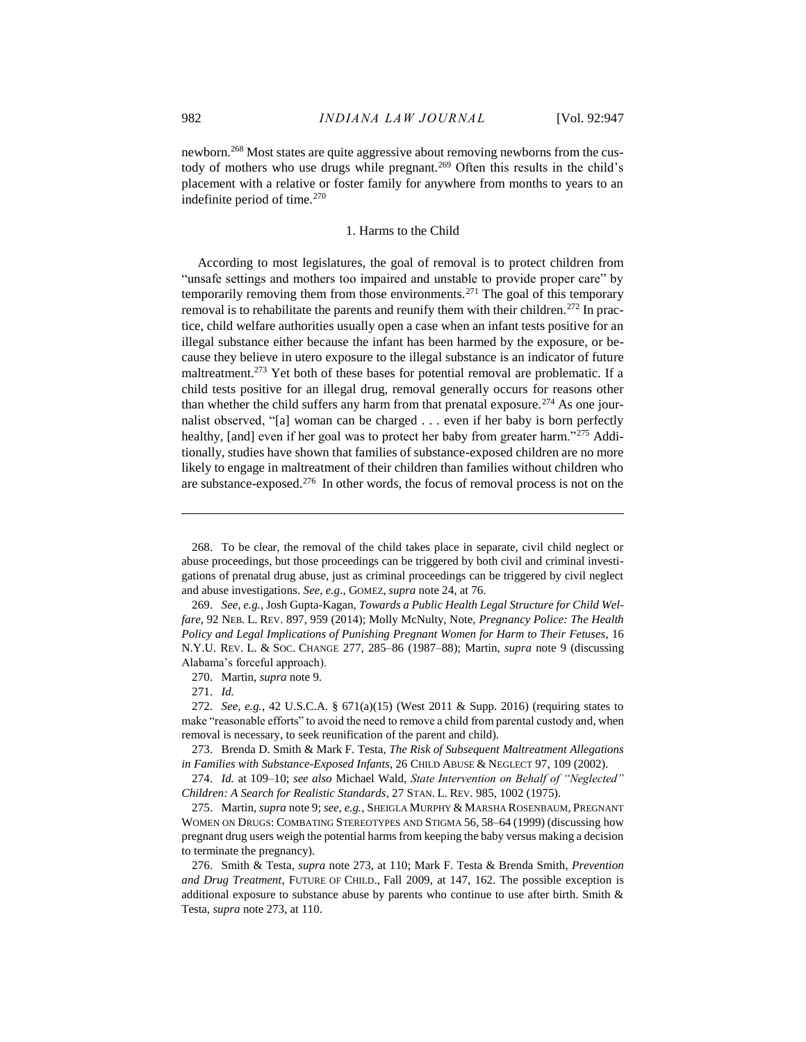newborn.[268] Most states are quite aggressive about removing newborns from the custody of mothers who use drugs while pregnant.[269] Often this results in the child's placement with a relative or foster family for anywhere from months to years to an indefinite period of time.[270]

### 1. Harms to the Child

According to most legislatures, the goal of removal is to protect children from "unsafe settings and mothers too impaired and unstable to provide proper care" by temporarily removing them from those environments.[271] The goal of this temporary removal is to rehabilitate the parents and reunify them with their children.[272] In practice, child welfare authorities usually open a case when an infant tests positive for an illegal substance either because the infant has been harmed by the exposure, or because they believe in utero exposure to the illegal substance is an indicator of future maltreatment.[273] Yet both of these bases for potential removal are problematic. If a child tests positive for an illegal drug, removal generally occurs for reasons other than whether the child suffers any harm from that prenatal exposure.[274] As one journalist observed, "[a] woman can be charged . . . even if her baby is born perfectly healthy, [and] even if her goal was to protect her baby from greater harm."[275] Additionally, studies have shown that families of substance-exposed children are no more likely to engage in maltreatment of their children than families without children who are substance-exposed.[276] In other words, the focus of removal process is not on the

---

268. To be clear, the removal of the child takes place in separate, civil child neglect or abuse proceedings, but those proceedings can be triggered by both civil and criminal investigations of prenatal drug abuse, just as criminal proceedings can be triggered by civil neglect and abuse investigations. *See, e.g.*, GOMEZ, *supra* note 24, at 76.

269. *See, e.g.*, Josh Gupta-Kagan, *Towards a Public Health Legal Structure for Child Welfare*, 92 NEB. L. REV. 897, 959 (2014); Molly McNulty, Note, *Pregnancy Police: The Health Policy and Legal Implications of Punishing Pregnant Women for Harm to Their Fetuses*, 16 N.Y.U. REV. L. & SOC. CHANGE 277, 285–86 (1987–88); Martin, *supra* note 9 (discussing Alabama's forceful approach).

270. Martin, *supra* note 9.

271. *Id.*

272. *See, e.g.*, 42 U.S.C.A. § 671(a)(15) (West 2011 & Supp. 2016) (requiring states to make "reasonable efforts" to avoid the need to remove a child from parental custody and, when removal is necessary, to seek reunification of the parent and child).

273. Brenda D. Smith & Mark F. Testa, *The Risk of Subsequent Maltreatment Allegations in Families with Substance-Exposed Infants*, 26 CHILD ABUSE & NEGLECT 97, 109 (2002).

274. *Id.* at 109–10; *see also* Michael Wald, *State Intervention on Behalf of "Neglected" Children: A Search for Realistic Standards*, 27 STAN. L. REV. 985, 1002 (1975).

275. Martin, *supra* note 9; *see, e.g.*, SHEIGLA MURPHY & MARSHA ROSENBAUM, PREGNANT WOMEN ON DRUGS: COMBATING STEREOTYPES AND STIGMA 56, 58–64 (1999) (discussing how pregnant drug users weigh the potential harms from keeping the baby versus making a decision to terminate the pregnancy).

276. Smith & Testa, *supra* note 273, at 110; Mark F. Testa & Brenda Smith, *Prevention and Drug Treatment*, FUTURE OF CHILD., Fall 2009, at 147, 162. The possible exception is additional exposure to substance abuse by parents who continue to use after birth. Smith & Testa, *supra* note 273, at 110.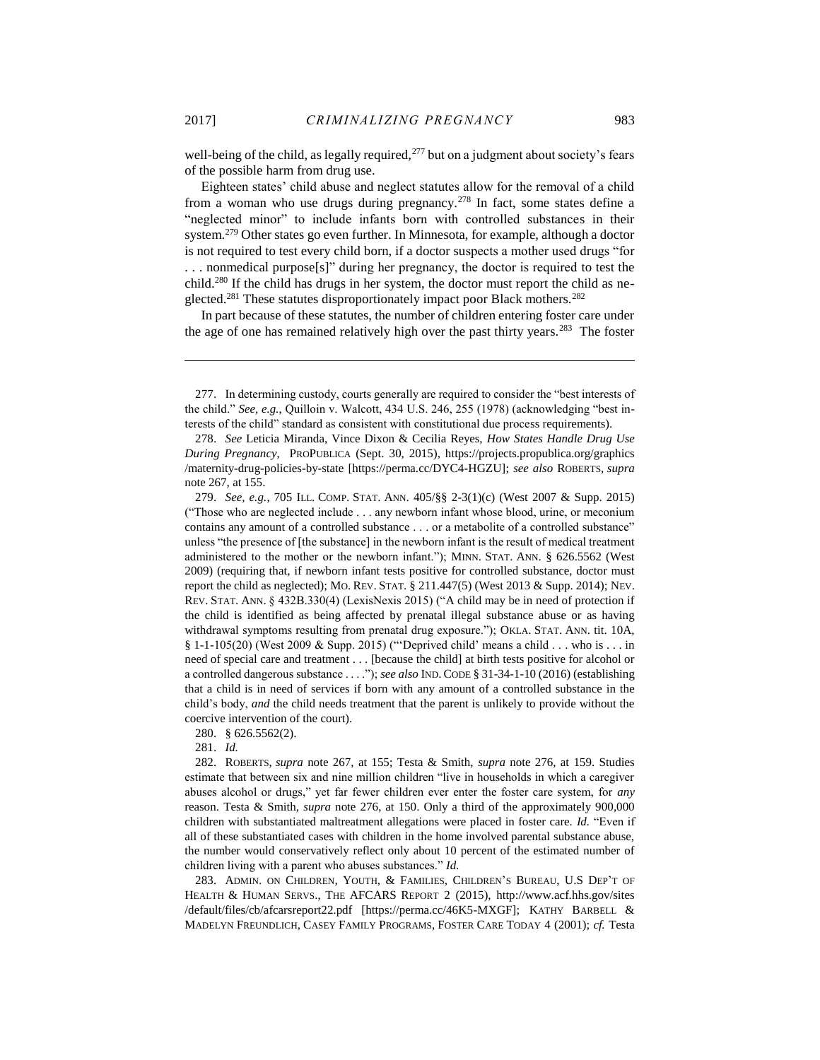well-being of the child, as legally required,[277] but on a judgment about society's fears of the possible harm from drug use.

Eighteen states' child abuse and neglect statutes allow for the removal of a child from a woman who use drugs during pregnancy.[278] In fact, some states define a "neglected minor" to include infants born with controlled substances in their system.[279] Other states go even further. In Minnesota, for example, although a doctor is not required to test every child born, if a doctor suspects a mother used drugs "for . . . nonmedical purpose[s]" during her pregnancy, the doctor is required to test the child.[280] If the child has drugs in her system, the doctor must report the child as neglected.[281] These statutes disproportionately impact poor Black mothers.[282]

In part because of these statutes, the number of children entering foster care under the age of one has remained relatively high over the past thirty years.[283] The foster

---

277. In determining custody, courts generally are required to consider the "best interests of the child." *See, e.g.*, Quilloin v. Walcott, 434 U.S. 246, 255 (1978) (acknowledging "best interests of the child" standard as consistent with constitutional due process requirements).

278. *See* Leticia Miranda, Vince Dixon & Cecilia Reyes, *How States Handle Drug Use During Pregnancy*, PROPUBLICA (Sept. 30, 2015), https://projects.propublica.org/graphics/maternity-drug-policies-by-state [https://perma.cc/DYC4-HGZU]; *see also* ROBERTS, *supra* note 267, at 155.

279. *See, e.g.*, 705 ILL. COMP. STAT. ANN. 405/§§ 2-3(1)(c) (West 2007 & Supp. 2015) ("Those who are neglected include . . . any newborn infant whose blood, urine, or meconium contains any amount of a controlled substance . . . or a metabolite of a controlled substance" unless "the presence of [the substance] in the newborn infant is the result of medical treatment administered to the mother or the newborn infant."); MINN. STAT. ANN. § 626.5562 (West 2009) (requiring that, if newborn infant tests positive for controlled substance, doctor must report the child as neglected); MO. REV. STAT. § 211.447(5) (West 2013 & Supp. 2014); NEV. REV. STAT. ANN. § 432B.330(4) (LexisNexis 2015) ("A child may be in need of protection if the child is identified as being affected by prenatal illegal substance abuse or as having withdrawal symptoms resulting from prenatal drug exposure."); OKLA. STAT. ANN. tit. 10A, § 1-1-105(20) (West 2009 & Supp. 2015) ("'Deprived child' means a child . . . who is . . . in need of special care and treatment . . . [because the child] at birth tests positive for alcohol or a controlled dangerous substance . . . ."); *see also* IND. CODE § 31-34-1-10 (2016) (establishing that a child is in need of services if born with any amount of a controlled substance in the child's body, *and* the child needs treatment that the parent is unlikely to provide without the coercive intervention of the court).

280. § 626.5562(2).

281. *Id.*

282. ROBERTS, *supra* note 267, at 155; Testa & Smith, *supra* note 276, at 159. Studies estimate that between six and nine million children "live in households in which a caregiver abuses alcohol or drugs," yet far fewer children ever enter the foster care system, for *any* reason. Testa & Smith, *supra* note 276, at 150. Only a third of the approximately 900,000 children with substantiated maltreatment allegations were placed in foster care. *Id.* "Even if all of these substantiated cases with children in the home involved parental substance abuse, the number would conservatively reflect only about 10 percent of the estimated number of children living with a parent who abuses substances." *Id.*

283. ADMIN. ON CHILDREN, YOUTH, & FAMILIES, CHILDREN'S BUREAU, U.S DEP'T OF HEALTH & HUMAN SERVS., THE AFCARS REPORT 2 (2015), http://www.acf.hhs.gov/sites/default/files/cb/afcarsreport22.pdf [https://perma.cc/46K5-MXGF]; KATHY BARBELL & MADELYN FREUNDLICH, CASEY FAMILY PROGRAMS, FOSTER CARE TODAY 4 (2001); *cf.* Testa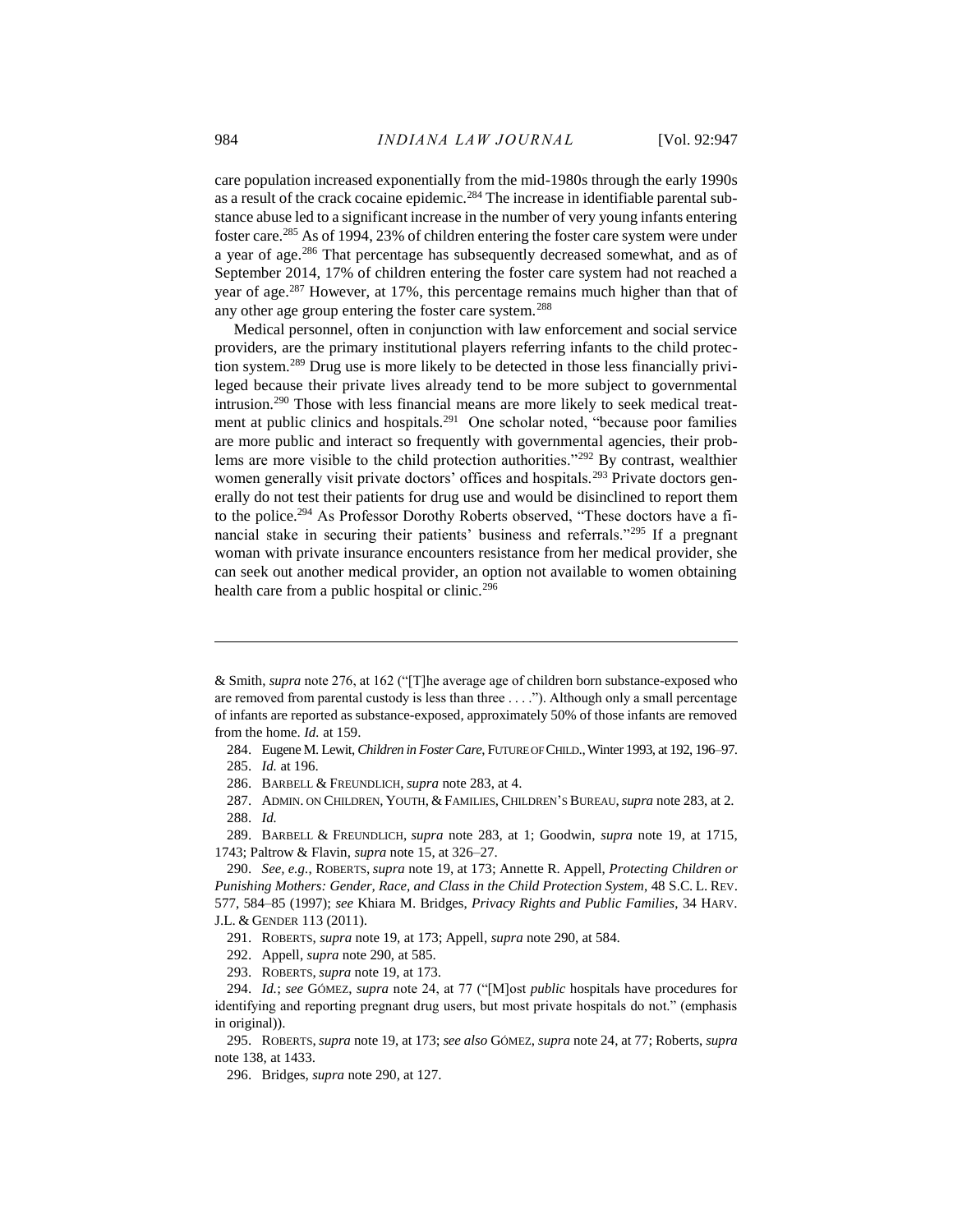care population increased exponentially from the mid-1980s through the early 1990s as a result of the crack cocaine epidemic.[284] The increase in identifiable parental substance abuse led to a significant increase in the number of very young infants entering foster care.[285] As of 1994, 23% of children entering the foster care system were under a year of age.[286] That percentage has subsequently decreased somewhat, and as of September 2014, 17% of children entering the foster care system had not reached a year of age.[287] However, at 17%, this percentage remains much higher than that of any other age group entering the foster care system.[288]

Medical personnel, often in conjunction with law enforcement and social service providers, are the primary institutional players referring infants to the child protection system.[289] Drug use is more likely to be detected in those less financially privileged because their private lives already tend to be more subject to governmental intrusion.[290] Those with less financial means are more likely to seek medical treatment at public clinics and hospitals.[291] One scholar noted, "because poor families are more public and interact so frequently with governmental agencies, their problems are more visible to the child protection authorities."[292] By contrast, wealthier women generally visit private doctors' offices and hospitals.[293] Private doctors generally do not test their patients for drug use and would be disinclined to report them to the police.[294] As Professor Dorothy Roberts observed, "These doctors have a financial stake in securing their patients' business and referrals."[295] If a pregnant woman with private insurance encounters resistance from her medical provider, she can seek out another medical provider, an option not available to women obtaining health care from a public hospital or clinic.[296]

---

& Smith, *supra* note 276, at 162 ("[T]he average age of children born substance-exposed who are removed from parental custody is less than three . . . ."). Although only a small percentage of infants are reported as substance-exposed, approximately 50% of those infants are removed from the home. *Id.* at 159.

284. Eugene M. Lewit, *Children in Foster Care*, FUTURE OF CHILD., Winter 1993, at 192, 196–97.

285. *Id.* at 196.

286. BARBELL & FREUNDLICH, *supra* note 283, at 4.

287. ADMIN. ON CHILDREN, YOUTH, & FAMILIES, CHILDREN'S BUREAU, *supra* note 283, at 2.

288. *Id.*

289. BARBELL & FREUNDLICH, *supra* note 283, at 1; Goodwin, *supra* note 19, at 1715, 1743; Paltrow & Flavin, *supra* note 15, at 326–27.

290. *See, e.g.*, ROBERTS, *supra* note 19, at 173; Annette R. Appell, *Protecting Children or Punishing Mothers: Gender, Race, and Class in the Child Protection System*, 48 S.C. L. REV. 577, 584–85 (1997); *see* Khiara M. Bridges, *Privacy Rights and Public Families*, 34 HARV. J.L. & GENDER 113 (2011).

291. ROBERTS, *supra* note 19, at 173; Appell, *supra* note 290, at 584.

292. Appell, *supra* note 290, at 585.

293. ROBERTS, *supra* note 19, at 173.

294. *Id.*; *see* GÓMEZ, *supra* note 24, at 77 ("[M]ost *public* hospitals have procedures for identifying and reporting pregnant drug users, but most private hospitals do not." (emphasis in original)).

295. ROBERTS, *supra* note 19, at 173; *see also* GÓMEZ, *supra* note 24, at 77; Roberts, *supra* note 138, at 1433.

296. Bridges, *supra* note 290, at 127.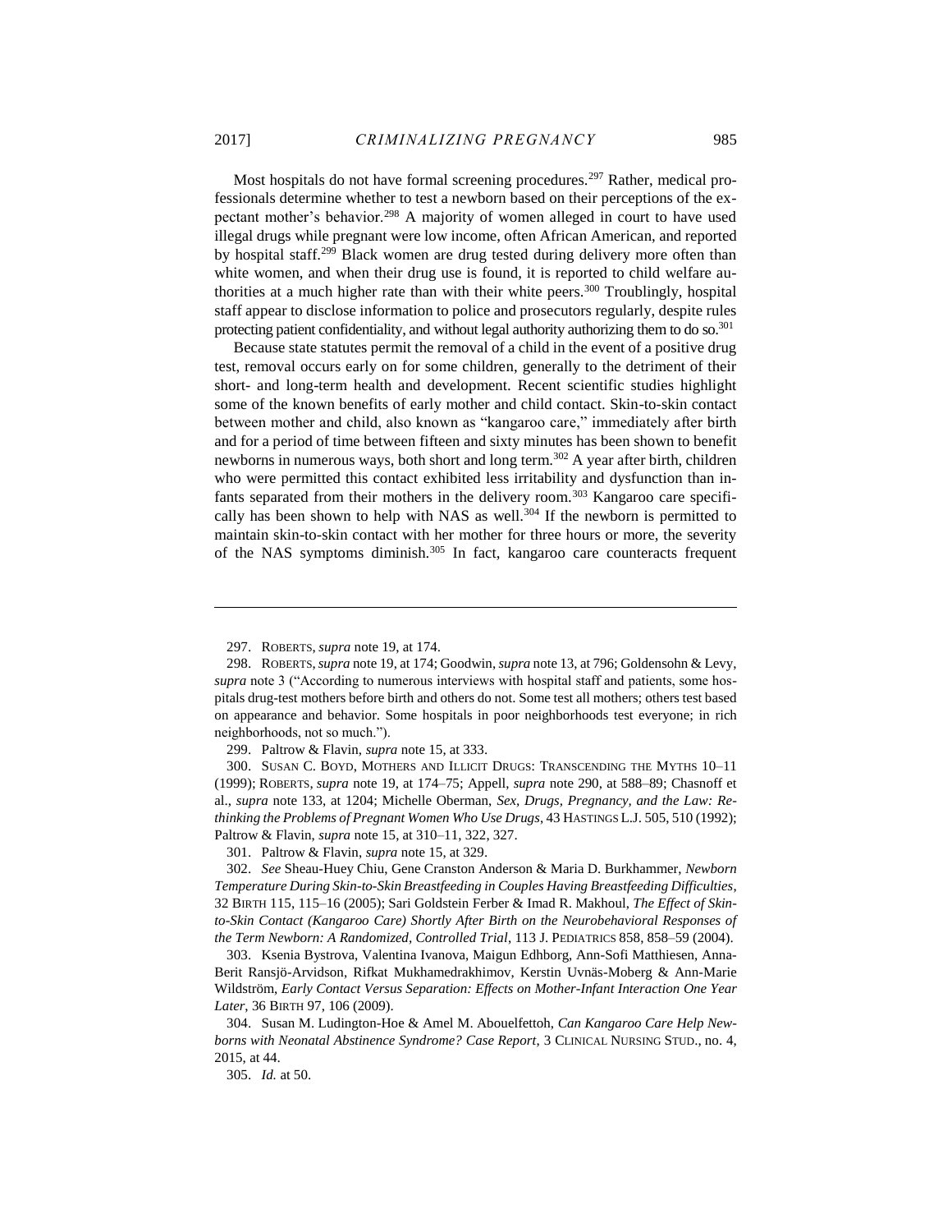Most hospitals do not have formal screening procedures.[297] Rather, medical professionals determine whether to test a newborn based on their perceptions of the expectant mother's behavior.[298] A majority of women alleged in court to have used illegal drugs while pregnant were low income, often African American, and reported by hospital staff.[299] Black women are drug tested during delivery more often than white women, and when their drug use is found, it is reported to child welfare authorities at a much higher rate than with their white peers.[300] Troublingly, hospital staff appear to disclose information to police and prosecutors regularly, despite rules protecting patient confidentiality, and without legal authority authorizing them to do so.[301]

Because state statutes permit the removal of a child in the event of a positive drug test, removal occurs early on for some children, generally to the detriment of their short- and long-term health and development. Recent scientific studies highlight some of the known benefits of early mother and child contact. Skin-to-skin contact between mother and child, also known as "kangaroo care," immediately after birth and for a period of time between fifteen and sixty minutes has been shown to benefit newborns in numerous ways, both short and long term.[302] A year after birth, children who were permitted this contact exhibited less irritability and dysfunction than infants separated from their mothers in the delivery room.[303] Kangaroo care specifically has been shown to help with NAS as well.[304] If the newborn is permitted to maintain skin-to-skin contact with her mother for three hours or more, the severity of the NAS symptoms diminish.[305] In fact, kangaroo care counteracts frequent

---

297. ROBERTS, *supra* note 19, at 174.

298. ROBERTS, *supra* note 19, at 174; Goodwin, *supra* note 13, at 796; Goldensohn & Levy, *supra* note 3 ("According to numerous interviews with hospital staff and patients, some hospitals drug-test mothers before birth and others do not. Some test all mothers; others test based on appearance and behavior. Some hospitals in poor neighborhoods test everyone; in rich neighborhoods, not so much.").

299. Paltrow & Flavin, *supra* note 15, at 333.

300. SUSAN C. BOYD, MOTHERS AND ILLICIT DRUGS: TRANSCENDING THE MYTHS 10–11 (1999); ROBERTS, *supra* note 19, at 174–75; Appell, *supra* note 290, at 588–89; Chasnoff et al., *supra* note 133, at 1204; Michelle Oberman, *Sex, Drugs, Pregnancy, and the Law: Rethinking the Problems of Pregnant Women Who Use Drugs*, 43 HASTINGS L.J. 505, 510 (1992); Paltrow & Flavin, *supra* note 15, at 310–11, 322, 327.

301. Paltrow & Flavin, *supra* note 15, at 329.

302. *See* Sheau-Huey Chiu, Gene Cranston Anderson & Maria D. Burkhammer, *Newborn Temperature During Skin-to-Skin Breastfeeding in Couples Having Breastfeeding Difficulties*, 32 BIRTH 115, 115–16 (2005); Sari Goldstein Ferber & Imad R. Makhoul, *The Effect of Skin-to-Skin Contact (Kangaroo Care) Shortly After Birth on the Neurobehavioral Responses of the Term Newborn: A Randomized, Controlled Trial*, 113 J. PEDIATRICS 858, 858–59 (2004).

303. Ksenia Bystrova, Valentina Ivanova, Maigun Edhborg, Ann-Sofi Matthiesen, Anna-Berit Ransjö-Arvidson, Rifkat Mukhamedrakhimov, Kerstin Uvnäs-Moberg & Ann-Marie Wildström, *Early Contact Versus Separation: Effects on Mother-Infant Interaction One Year Later*, 36 BIRTH 97, 106 (2009).

304. Susan M. Ludington-Hoe & Amel M. Abouelfettoh, *Can Kangaroo Care Help Newborns with Neonatal Abstinence Syndrome? Case Report*, 3 CLINICAL NURSING STUD., no. 4, 2015, at 44.

305. *Id.* at 50.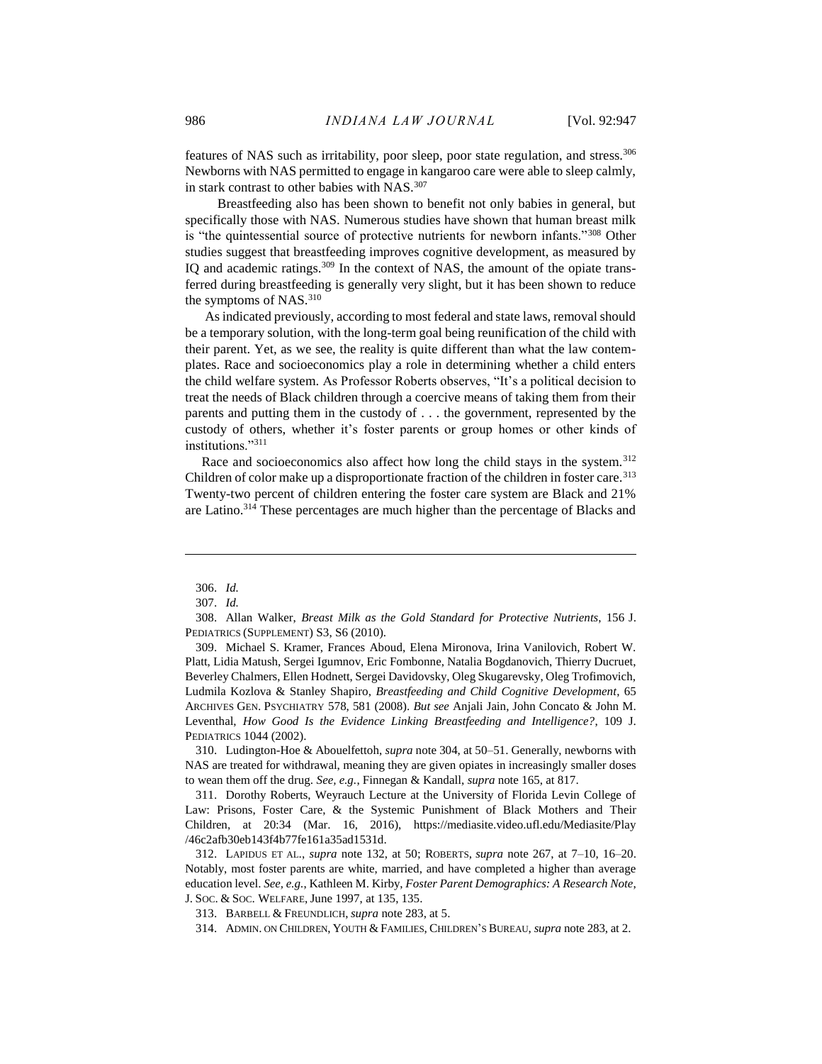features of NAS such as irritability, poor sleep, poor state regulation, and stress.[306] Newborns with NAS permitted to engage in kangaroo care were able to sleep calmly, in stark contrast to other babies with NAS.[307]

Breastfeeding also has been shown to benefit not only babies in general, but specifically those with NAS. Numerous studies have shown that human breast milk is "the quintessential source of protective nutrients for newborn infants."[308] Other studies suggest that breastfeeding improves cognitive development, as measured by IQ and academic ratings.[309] In the context of NAS, the amount of the opiate transferred during breastfeeding is generally very slight, but it has been shown to reduce the symptoms of NAS.[310]

As indicated previously, according to most federal and state laws, removal should be a temporary solution, with the long-term goal being reunification of the child with their parent. Yet, as we see, the reality is quite different than what the law contemplates. Race and socioeconomics play a role in determining whether a child enters the child welfare system. As Professor Roberts observes, "It's a political decision to treat the needs of Black children through a coercive means of taking them from their parents and putting them in the custody of . . . the government, represented by the custody of others, whether it's foster parents or group homes or other kinds of institutions."[311]

Race and socioeconomics also affect how long the child stays in the system.[312] Children of color make up a disproportionate fraction of the children in foster care.[313] Twenty-two percent of children entering the foster care system are Black and 21% are Latino.[314] These percentages are much higher than the percentage of Blacks and

---

306. *Id.*

307. *Id.*

308. Allan Walker, *Breast Milk as the Gold Standard for Protective Nutrients*, 156 J. PEDIATRICS (SUPPLEMENT) S3, S6 (2010).

309. Michael S. Kramer, Frances Aboud, Elena Mironova, Irina Vanilovich, Robert W. Platt, Lidia Matush, Sergei Igumnov, Eric Fombonne, Natalia Bogdanovich, Thierry Ducruet, Beverley Chalmers, Ellen Hodnett, Sergei Davidovsky, Oleg Skugarevsky, Oleg Trofimovich, Ludmila Kozlova & Stanley Shapiro, *Breastfeeding and Child Cognitive Development*, 65 ARCHIVES GEN. PSYCHIATRY 578, 581 (2008). *But see* Anjali Jain, John Concato & John M. Leventhal, *How Good Is the Evidence Linking Breastfeeding and Intelligence?*, 109 J. PEDIATRICS 1044 (2002).

310. Ludington-Hoe & Abouelfettoh, *supra* note 304, at 50–51. Generally, newborns with NAS are treated for withdrawal, meaning they are given opiates in increasingly smaller doses to wean them off the drug. *See, e.g.*, Finnegan & Kandall, *supra* note 165, at 817.

311. Dorothy Roberts, Weyrauch Lecture at the University of Florida Levin College of Law: Prisons, Foster Care, & the Systemic Punishment of Black Mothers and Their Children, at 20:34 (Mar. 16, 2016), https://mediasite.video.ufl.edu/Mediasite/Play/46c2afb30eb143f4b77fe161a35ad1531d.

312. LAPIDUS ET AL., *supra* note 132, at 50; ROBERTS, *supra* note 267, at 7–10, 16–20. Notably, most foster parents are white, married, and have completed a higher than average education level. *See, e.g.*, Kathleen M. Kirby, *Foster Parent Demographics: A Research Note*, J. SOC. & SOC. WELFARE, June 1997, at 135, 135.

313. BARBELL & FREUNDLICH, *supra* note 283, at 5.

314. ADMIN. ON CHILDREN, YOUTH & FAMILIES, CHILDREN'S BUREAU, *supra* note 283, at 2.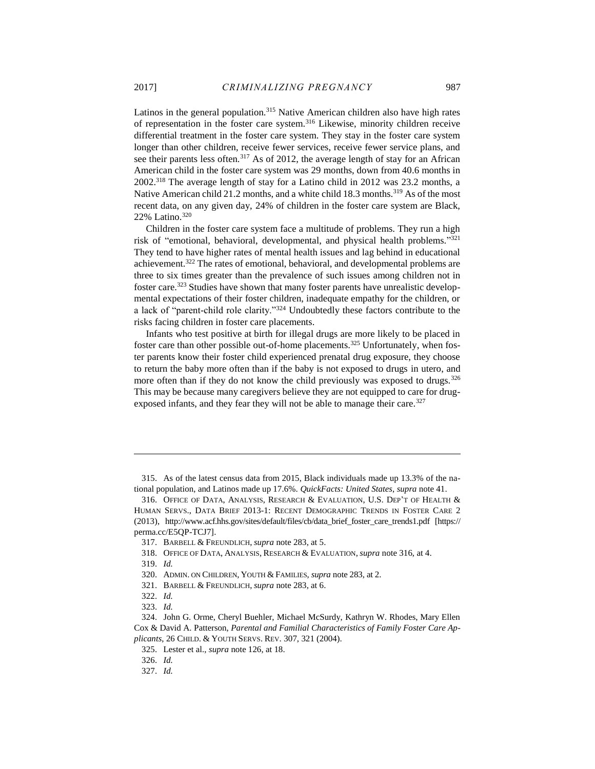Latinos in the general population.[315] Native American children also have high rates of representation in the foster care system.[316] Likewise, minority children receive differential treatment in the foster care system. They stay in the foster care system longer than other children, receive fewer services, receive fewer service plans, and see their parents less often.[317] As of 2012, the average length of stay for an African American child in the foster care system was 29 months, down from 40.6 months in 2002.[318] The average length of stay for a Latino child in 2012 was 23.2 months, a Native American child 21.2 months, and a white child 18.3 months.[319] As of the most recent data, on any given day, 24% of children in the foster care system are Black, 22% Latino.[320]

Children in the foster care system face a multitude of problems. They run a high risk of "emotional, behavioral, developmental, and physical health problems."[321] They tend to have higher rates of mental health issues and lag behind in educational achievement.[322] The rates of emotional, behavioral, and developmental problems are three to six times greater than the prevalence of such issues among children not in foster care.[323] Studies have shown that many foster parents have unrealistic developmental expectations of their foster children, inadequate empathy for the children, or a lack of "parent-child role clarity."[324] Undoubtedly these factors contribute to the risks facing children in foster care placements.

Infants who test positive at birth for illegal drugs are more likely to be placed in foster care than other possible out-of-home placements.[325] Unfortunately, when foster parents know their foster child experienced prenatal drug exposure, they choose to return the baby more often than if the baby is not exposed to drugs in utero, and more often than if they do not know the child previously was exposed to drugs.[326] This may be because many caregivers believe they are not equipped to care for drug-exposed infants, and they fear they will not be able to manage their care.[327]

---

315. As of the latest census data from 2015, Black individuals made up 13.3% of the national population, and Latinos made up 17.6%. *QuickFacts: United States*, *supra* note 41.

316. OFFICE OF DATA, ANALYSIS, RESEARCH & EVALUATION, U.S. DEP'T OF HEALTH & HUMAN SERVS., DATA BRIEF 2013-1: RECENT DEMOGRAPHIC TRENDS IN FOSTER CARE 2 (2013), http://www.acf.hhs.gov/sites/default/files/cb/data_brief_foster_care_trends1.pdf [https://perma.cc/E5QP-TCJ7].

317. BARBELL & FREUNDLICH, *supra* note 283, at 5.

318. OFFICE OF DATA, ANALYSIS, RESEARCH & EVALUATION, *supra* note 316, at 4.

319. *Id.*

320. ADMIN. ON CHILDREN, YOUTH & FAMILIES, *supra* note 283, at 2.

321. BARBELL & FREUNDLICH, *supra* note 283, at 6.

322. *Id.*

323. *Id.*

324. John G. Orme, Cheryl Buehler, Michael McSurdy, Kathryn W. Rhodes, Mary Ellen Cox & David A. Patterson, *Parental and Familial Characteristics of Family Foster Care Applicants*, 26 CHILD. & YOUTH SERVS. REV. 307, 321 (2004).

325. Lester et al., *supra* note 126, at 18.

326. *Id.*

327. *Id.*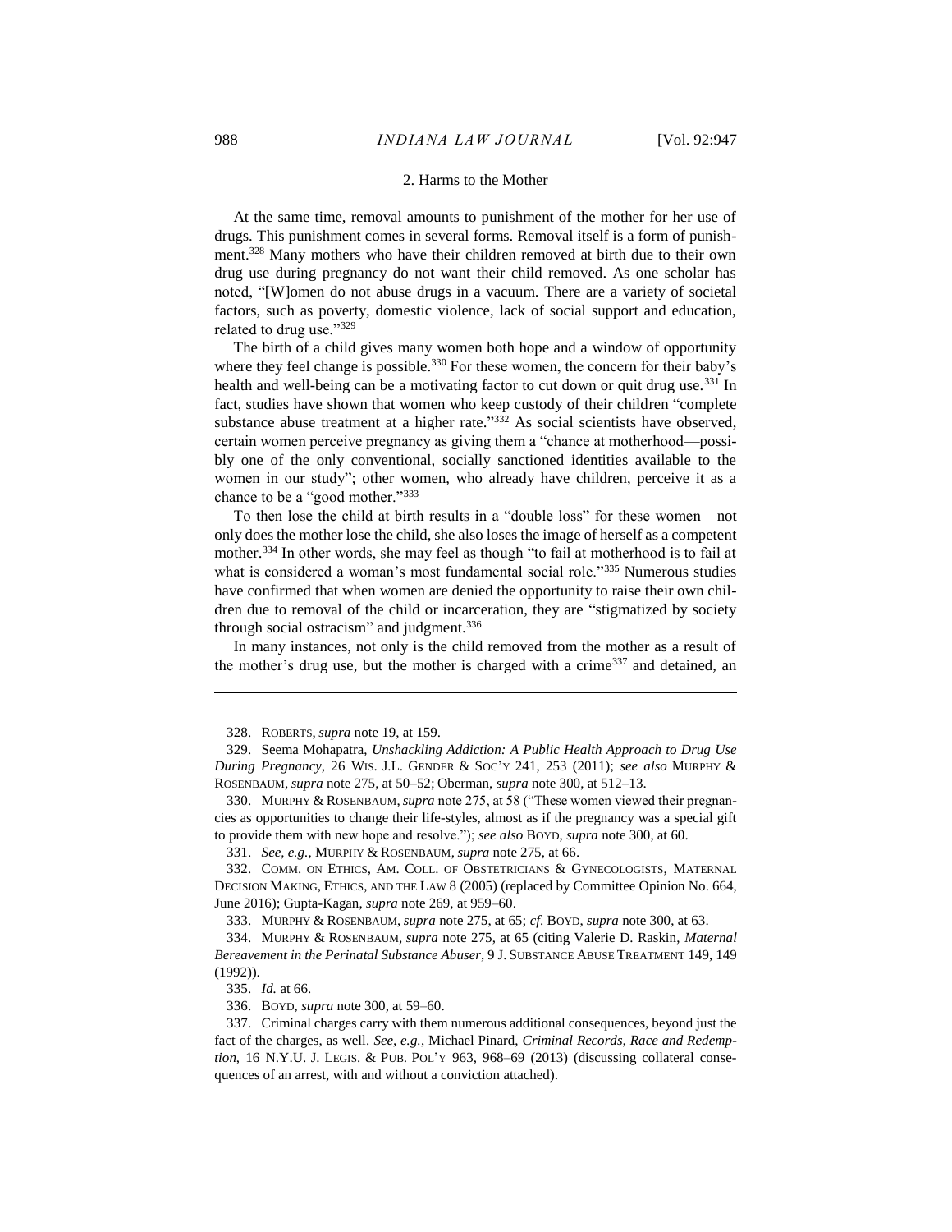### 2. Harms to the Mother

At the same time, removal amounts to punishment of the mother for her use of drugs. This punishment comes in several forms. Removal itself is a form of punishment.[328] Many mothers who have their children removed at birth due to their own drug use during pregnancy do not want their child removed. As one scholar has noted, "[W]omen do not abuse drugs in a vacuum. There are a variety of societal factors, such as poverty, domestic violence, lack of social support and education, related to drug use."[329]

The birth of a child gives many women both hope and a window of opportunity where they feel change is possible.[330] For these women, the concern for their baby's health and well-being can be a motivating factor to cut down or quit drug use.[331] In fact, studies have shown that women who keep custody of their children "complete substance abuse treatment at a higher rate."[332] As social scientists have observed, certain women perceive pregnancy as giving them a "chance at motherhood—possibly one of the only conventional, socially sanctioned identities available to the women in our study"; other women, who already have children, perceive it as a chance to be a "good mother."[333]

To then lose the child at birth results in a "double loss" for these women—not only does the mother lose the child, she also loses the image of herself as a competent mother.[334] In other words, she may feel as though "to fail at motherhood is to fail at what is considered a woman's most fundamental social role."[335] Numerous studies have confirmed that when women are denied the opportunity to raise their own children due to removal of the child or incarceration, they are "stigmatized by society through social ostracism" and judgment.[336]

In many instances, not only is the child removed from the mother as a result of the mother's drug use, but the mother is charged with a crime[337] and detained, an

---

328. ROBERTS, *supra* note 19, at 159.

329. Seema Mohapatra, *Unshackling Addiction: A Public Health Approach to Drug Use During Pregnancy*, 26 WIS. J.L. GENDER & SOC'Y 241, 253 (2011); *see also* MURPHY & ROSENBAUM, *supra* note 275, at 50–52; Oberman, *supra* note 300, at 512–13.

330. MURPHY & ROSENBAUM, *supra* note 275, at 58 ("These women viewed their pregnancies as opportunities to change their life-styles, almost as if the pregnancy was a special gift to provide them with new hope and resolve."); *see also* BOYD, *supra* note 300, at 60.

331. *See, e.g.*, MURPHY & ROSENBAUM, *supra* note 275, at 66.

332. COMM. ON ETHICS, AM. COLL. OF OBSTETRICIANS & GYNECOLOGISTS, MATERNAL DECISION MAKING, ETHICS, AND THE LAW 8 (2005) (replaced by Committee Opinion No. 664, June 2016); Gupta-Kagan, *supra* note 269, at 959–60.

333. MURPHY & ROSENBAUM, *supra* note 275, at 65; *cf*. BOYD, *supra* note 300, at 63.

334. MURPHY & ROSENBAUM, *supra* note 275, at 65 (citing Valerie D. Raskin, *Maternal Bereavement in the Perinatal Substance Abuser*, 9 J. SUBSTANCE ABUSE TREATMENT 149, 149 (1992)).

335. *Id.* at 66.

336. BOYD, *supra* note 300, at 59–60.

337. Criminal charges carry with them numerous additional consequences, beyond just the fact of the charges, as well. *See, e.g.*, Michael Pinard, *Criminal Records, Race and Redemption*, 16 N.Y.U. J. LEGIS. & PUB. POL'Y 963, 968–69 (2013) (discussing collateral consequences of an arrest, with and without a conviction attached).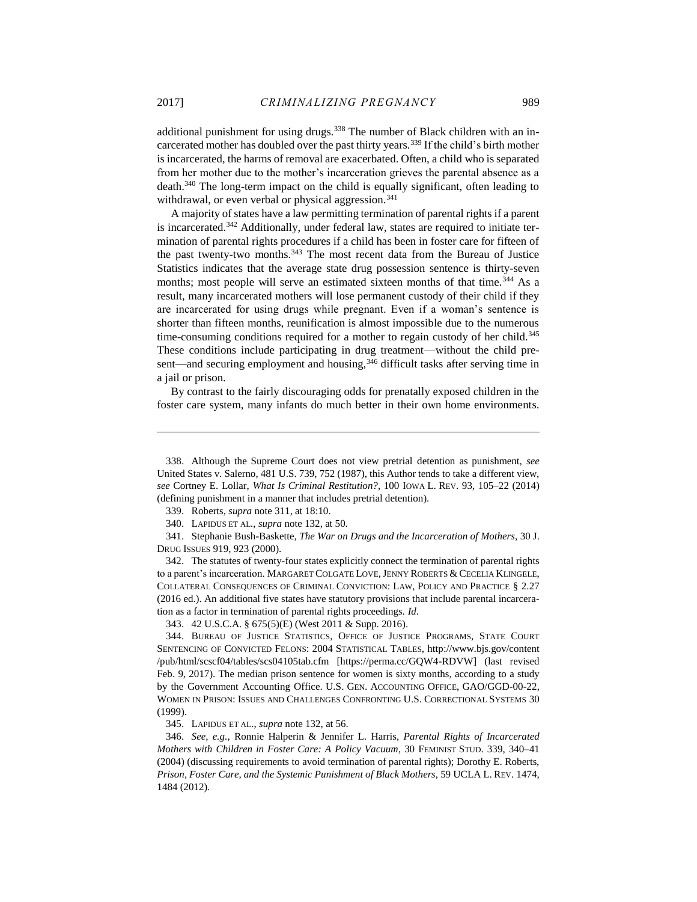additional punishment for using drugs.[338] The number of Black children with an incarcerated mother has doubled over the past thirty years.[339] If the child's birth mother is incarcerated, the harms of removal are exacerbated. Often, a child who is separated from her mother due to the mother's incarceration grieves the parental absence as a death.[340] The long-term impact on the child is equally significant, often leading to withdrawal, or even verbal or physical aggression.[341]

A majority of states have a law permitting termination of parental rights if a parent is incarcerated.[342] Additionally, under federal law, states are required to initiate termination of parental rights procedures if a child has been in foster care for fifteen of the past twenty-two months.[343] The most recent data from the Bureau of Justice Statistics indicates that the average state drug possession sentence is thirty-seven months; most people will serve an estimated sixteen months of that time.[344] As a result, many incarcerated mothers will lose permanent custody of their child if they are incarcerated for using drugs while pregnant. Even if a woman's sentence is shorter than fifteen months, reunification is almost impossible due to the numerous time-consuming conditions required for a mother to regain custody of her child.[345] These conditions include participating in drug treatment—without the child present—and securing employment and housing,[346] difficult tasks after serving time in a jail or prison.

By contrast to the fairly discouraging odds for prenatally exposed children in the foster care system, many infants do much better in their own home environments.

---

338. Although the Supreme Court does not view pretrial detention as punishment, *see* United States v. Salerno, 481 U.S. 739, 752 (1987), this Author tends to take a different view, *see* Cortney E. Lollar, *What Is Criminal Restitution?*, 100 IOWA L. REV. 93, 105–22 (2014) (defining punishment in a manner that includes pretrial detention).

339. Roberts, *supra* note 311, at 18:10.

340. LAPIDUS ET AL., *supra* note 132, at 50.

341. Stephanie Bush-Baskette, *The War on Drugs and the Incarceration of Mothers*, 30 J. DRUG ISSUES 919, 923 (2000).

342. The statutes of twenty-four states explicitly connect the termination of parental rights to a parent's incarceration. MARGARET COLGATE LOVE, JENNY ROBERTS & CECELIA KLINGELE, COLLATERAL CONSEQUENCES OF CRIMINAL CONVICTION: LAW, POLICY AND PRACTICE § 2.27 (2016 ed.). An additional five states have statutory provisions that include parental incarceration as a factor in termination of parental rights proceedings. *Id.*

343. 42 U.S.C.A. § 675(5)(E) (West 2011 & Supp. 2016).

344. BUREAU OF JUSTICE STATISTICS, OFFICE OF JUSTICE PROGRAMS, STATE COURT SENTENCING OF CONVICTED FELONS: 2004 STATISTICAL TABLES, http://www.bjs.gov/content/pub/html/scscf04/tables/scs04105tab.cfm [https://perma.cc/GQW4-RDVW] (last revised Feb. 9, 2017). The median prison sentence for women is sixty months, according to a study by the Government Accounting Office. U.S. GEN. ACCOUNTING OFFICE, GAO/GGD-00-22, WOMEN IN PRISON: ISSUES AND CHALLENGES CONFRONTING U.S. CORRECTIONAL SYSTEMS 30 (1999).

345. LAPIDUS ET AL., *supra* note 132, at 56.

346. *See, e.g.*, Ronnie Halperin & Jennifer L. Harris, *Parental Rights of Incarcerated Mothers with Children in Foster Care: A Policy Vacuum*, 30 FEMINIST STUD. 339, 340–41 (2004) (discussing requirements to avoid termination of parental rights); Dorothy E. Roberts, *Prison, Foster Care, and the Systemic Punishment of Black Mothers*, 59 UCLA L. REV. 1474, 1484 (2012).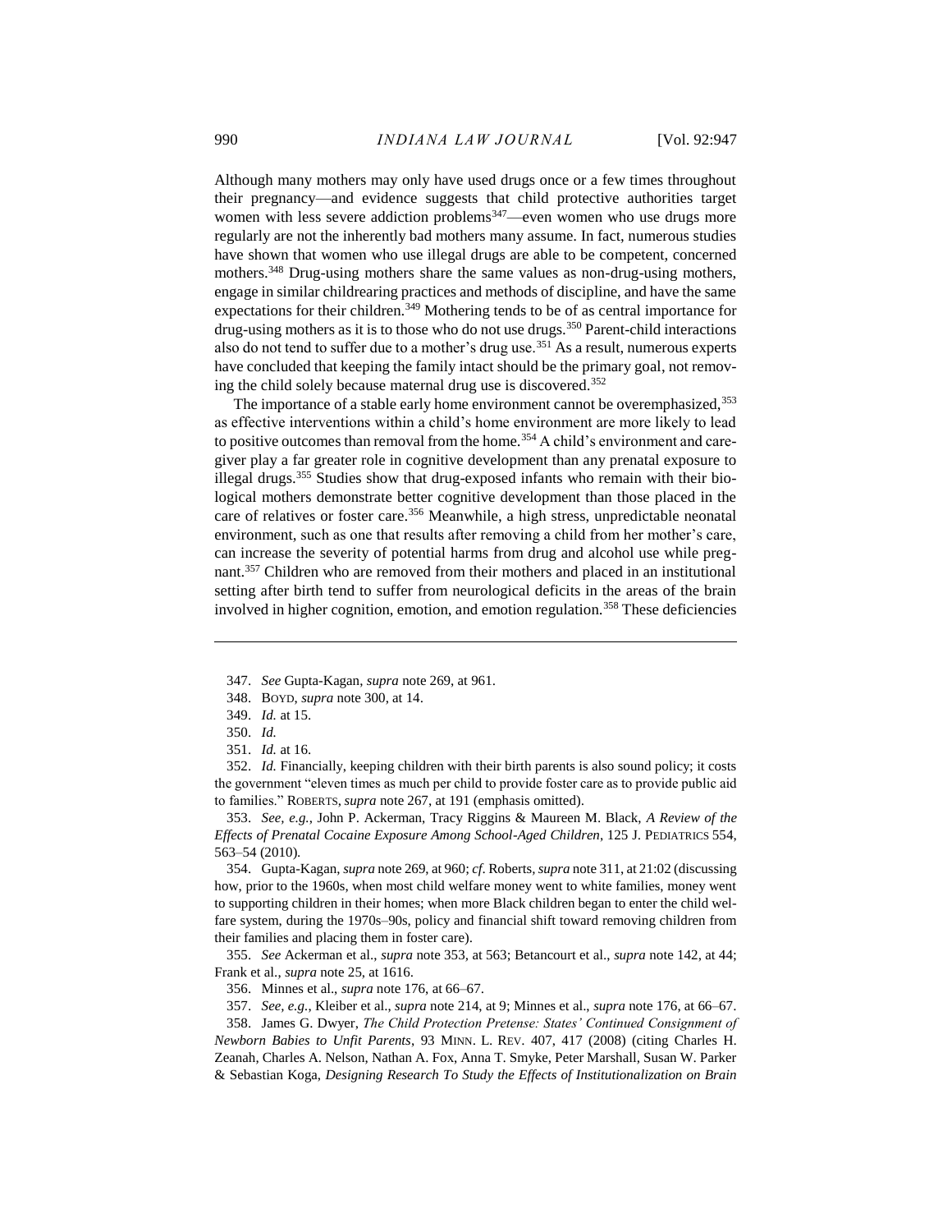Although many mothers may only have used drugs once or a few times throughout their pregnancy—and evidence suggests that child protective authorities target women with less severe addiction problems[347]—even women who use drugs more regularly are not the inherently bad mothers many assume. In fact, numerous studies have shown that women who use illegal drugs are able to be competent, concerned mothers.[348] Drug-using mothers share the same values as non-drug-using mothers, engage in similar childrearing practices and methods of discipline, and have the same expectations for their children.[349] Mothering tends to be of as central importance for drug-using mothers as it is to those who do not use drugs.[350] Parent-child interactions also do not tend to suffer due to a mother's drug use.[351] As a result, numerous experts have concluded that keeping the family intact should be the primary goal, not removing the child solely because maternal drug use is discovered.[352]

The importance of a stable early home environment cannot be overemphasized,[353] as effective interventions within a child's home environment are more likely to lead to positive outcomes than removal from the home.[354] A child's environment and caregiver play a far greater role in cognitive development than any prenatal exposure to illegal drugs.[355] Studies show that drug-exposed infants who remain with their biological mothers demonstrate better cognitive development than those placed in the care of relatives or foster care.[356] Meanwhile, a high stress, unpredictable neonatal environment, such as one that results after removing a child from her mother's care, can increase the severity of potential harms from drug and alcohol use while pregnant.[357] Children who are removed from their mothers and placed in an institutional setting after birth tend to suffer from neurological deficits in the areas of the brain involved in higher cognition, emotion, and emotion regulation.[358] These deficiencies

---

347. *See* Gupta-Kagan, *supra* note 269, at 961.

348. BOYD, *supra* note 300, at 14.

349. *Id.* at 15.

350. *Id.*

351. *Id.* at 16.

352. *Id.* Financially, keeping children with their birth parents is also sound policy; it costs the government "eleven times as much per child to provide foster care as to provide public aid to families." ROBERTS, *supra* note 267, at 191 (emphasis omitted).

353. *See, e.g.*, John P. Ackerman, Tracy Riggins & Maureen M. Black, *A Review of the Effects of Prenatal Cocaine Exposure Among School-Aged Children*, 125 J. PEDIATRICS 554, 563–54 (2010).

354. Gupta-Kagan, *supra* note 269, at 960; *cf*. Roberts, *supra* note 311, at 21:02 (discussing how, prior to the 1960s, when most child welfare money went to white families, money went to supporting children in their homes; when more Black children began to enter the child welfare system, during the 1970s–90s, policy and financial shift toward removing children from their families and placing them in foster care).

355. *See* Ackerman et al., *supra* note 353, at 563; Betancourt et al., *supra* note 142, at 44; Frank et al., *supra* note 25, at 1616.

356. Minnes et al., *supra* note 176, at 66–67.

357. *See, e.g.*, Kleiber et al., *supra* note 214, at 9; Minnes et al., *supra* note 176, at 66–67.

358. James G. Dwyer, *The Child Protection Pretense: States' Continued Consignment of Newborn Babies to Unfit Parents*, 93 MINN. L. REV. 407, 417 (2008) (citing Charles H. Zeanah, Charles A. Nelson, Nathan A. Fox, Anna T. Smyke, Peter Marshall, Susan W. Parker & Sebastian Koga, *Designing Research To Study the Effects of Institutionalization on Brain*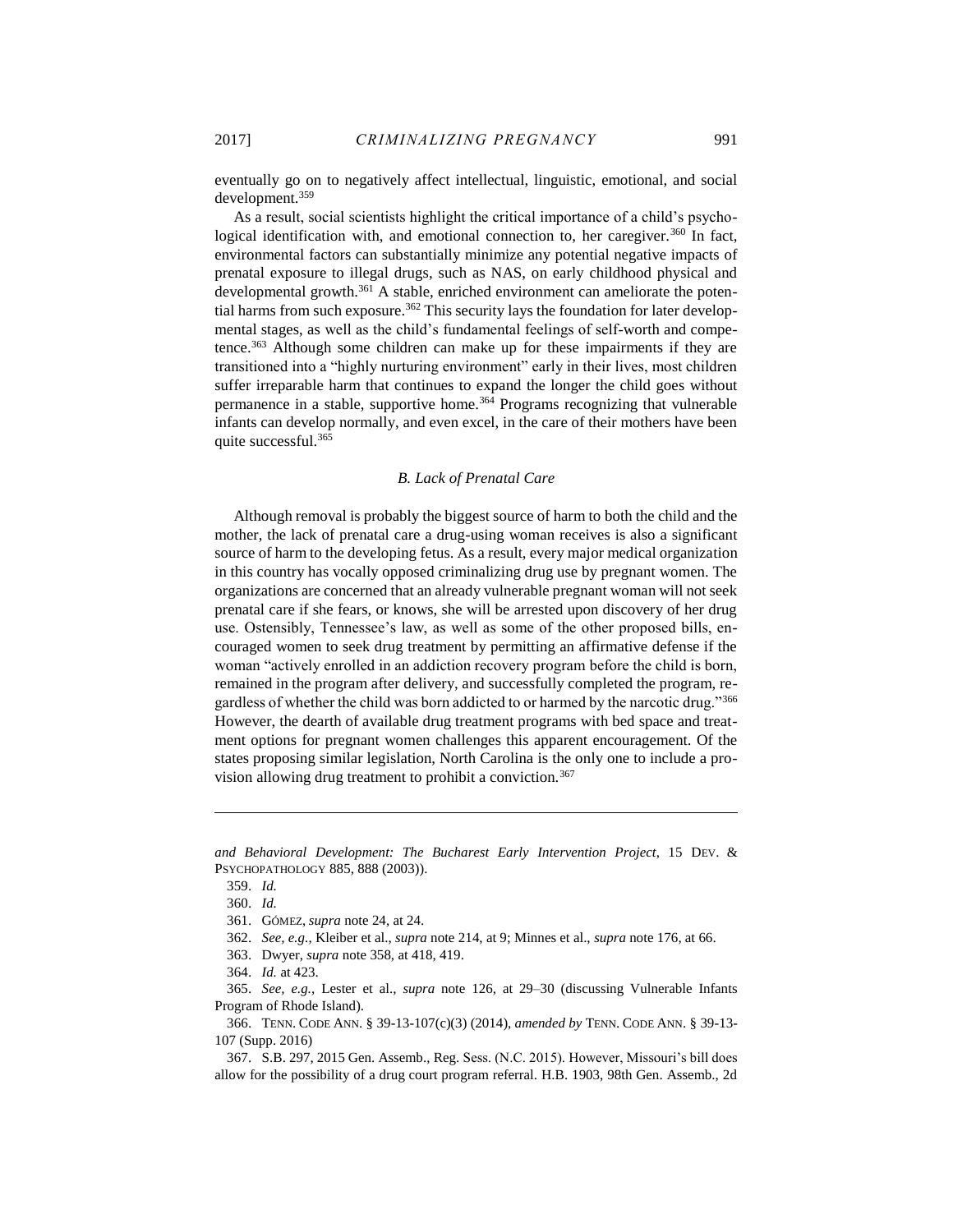eventually go on to negatively affect intellectual, linguistic, emotional, and social development.[359]

As a result, social scientists highlight the critical importance of a child's psychological identification with, and emotional connection to, her caregiver.[360] In fact, environmental factors can substantially minimize any potential negative impacts of prenatal exposure to illegal drugs, such as NAS, on early childhood physical and developmental growth.[361] A stable, enriched environment can ameliorate the potential harms from such exposure.[362] This security lays the foundation for later developmental stages, as well as the child's fundamental feelings of self-worth and competence.[363] Although some children can make up for these impairments if they are transitioned into a "highly nurturing environment" early in their lives, most children suffer irreparable harm that continues to expand the longer the child goes without permanence in a stable, supportive home.[364] Programs recognizing that vulnerable infants can develop normally, and even excel, in the care of their mothers have been quite successful.[365]

### *B. Lack of Prenatal Care*

Although removal is probably the biggest source of harm to both the child and the mother, the lack of prenatal care a drug-using woman receives is also a significant source of harm to the developing fetus. As a result, every major medical organization in this country has vocally opposed criminalizing drug use by pregnant women. The organizations are concerned that an already vulnerable pregnant woman will not seek prenatal care if she fears, or knows, she will be arrested upon discovery of her drug use. Ostensibly, Tennessee's law, as well as some of the other proposed bills, encouraged women to seek drug treatment by permitting an affirmative defense if the woman "actively enrolled in an addiction recovery program before the child is born, remained in the program after delivery, and successfully completed the program, regardless of whether the child was born addicted to or harmed by the narcotic drug."[366] However, the dearth of available drug treatment programs with bed space and treatment options for pregnant women challenges this apparent encouragement. Of the states proposing similar legislation, North Carolina is the only one to include a provision allowing drug treatment to prohibit a conviction.[367]

---

*and Behavioral Development: The Bucharest Early Intervention Project*, 15 DEV. & PSYCHOPATHOLOGY 885, 888 (2003)).

359. *Id.*

360. *Id.*

361. GÓMEZ, *supra* note 24, at 24.

362. *See, e.g.*, Kleiber et al., *supra* note 214, at 9; Minnes et al., *supra* note 176, at 66.

363. Dwyer, *supra* note 358, at 418, 419.

364. *Id.* at 423.

365. *See, e.g.*, Lester et al., *supra* note 126, at 29–30 (discussing Vulnerable Infants Program of Rhode Island).

366. TENN. CODE ANN. § 39-13-107(c)(3) (2014), *amended by* TENN. CODE ANN. § 39-13-107 (Supp. 2016)

367. S.B. 297, 2015 Gen. Assemb., Reg. Sess. (N.C. 2015). However, Missouri's bill does allow for the possibility of a drug court program referral. H.B. 1903, 98th Gen. Assemb., 2d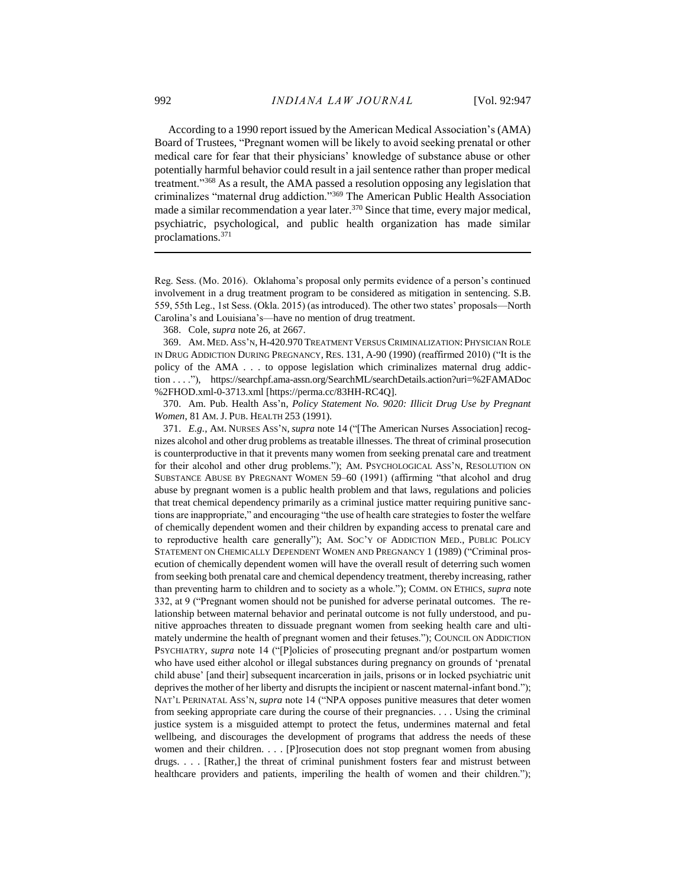According to a 1990 report issued by the American Medical Association's (AMA) Board of Trustees, "Pregnant women will be likely to avoid seeking prenatal or other medical care for fear that their physicians' knowledge of substance abuse or other potentially harmful behavior could result in a jail sentence rather than proper medical treatment."[368] As a result, the AMA passed a resolution opposing any legislation that criminalizes "maternal drug addiction."[369] The American Public Health Association made a similar recommendation a year later.[370] Since that time, every major medical, psychiatric, psychological, and public health organization has made similar proclamations.[371]

---

Reg. Sess. (Mo. 2016). Oklahoma's proposal only permits evidence of a person's continued involvement in a drug treatment program to be considered as mitigation in sentencing. S.B. 559, 55th Leg., 1st Sess. (Okla. 2015) (as introduced). The other two states' proposals—North Carolina's and Louisiana's—have no mention of drug treatment.

368. Cole, *supra* note 26, at 2667.

369. AM. MED. ASS'N, H-420.970 TREATMENT VERSUS CRIMINALIZATION: PHYSICIAN ROLE IN DRUG ADDICTION DURING PREGNANCY, RES. 131, A-90 (1990) (reaffirmed 2010) ("It is the policy of the AMA . . . to oppose legislation which criminalizes maternal drug addiction . . . ."), https://searchpf.ama-assn.org/SearchML/searchDetails.action?uri=%2FAMADoc%2FHOD.xml-0-3713.xml [https://perma.cc/83HH-RC4Q].

370. Am. Pub. Health Ass'n, *Policy Statement No. 9020: Illicit Drug Use by Pregnant Women*, 81 AM. J. PUB. HEALTH 253 (1991).

371. *E.g.*, AM. NURSES ASS'N, *supra* note 14 ("[The American Nurses Association] recognizes alcohol and other drug problems as treatable illnesses. The threat of criminal prosecution is counterproductive in that it prevents many women from seeking prenatal care and treatment for their alcohol and other drug problems."); AM. PSYCHOLOGICAL ASS'N, RESOLUTION ON SUBSTANCE ABUSE BY PREGNANT WOMEN 59–60 (1991) (affirming "that alcohol and drug abuse by pregnant women is a public health problem and that laws, regulations and policies that treat chemical dependency primarily as a criminal justice matter requiring punitive sanctions are inappropriate," and encouraging "the use of health care strategies to foster the welfare of chemically dependent women and their children by expanding access to prenatal care and to reproductive health care generally"); AM. SOC'Y OF ADDICTION MED., PUBLIC POLICY STATEMENT ON CHEMICALLY DEPENDENT WOMEN AND PREGNANCY 1 (1989) ("Criminal prosecution of chemically dependent women will have the overall result of deterring such women from seeking both prenatal care and chemical dependency treatment, thereby increasing, rather than preventing harm to children and to society as a whole."); COMM. ON ETHICS, *supra* note 332, at 9 ("Pregnant women should not be punished for adverse perinatal outcomes. The relationship between maternal behavior and perinatal outcome is not fully understood, and punitive approaches threaten to dissuade pregnant women from seeking health care and ultimately undermine the health of pregnant women and their fetuses."); COUNCIL ON ADDICTION PSYCHIATRY, *supra* note 14 ("[P]olicies of prosecuting pregnant and/or postpartum women who have used either alcohol or illegal substances during pregnancy on grounds of 'prenatal child abuse' [and their] subsequent incarceration in jails, prisons or in locked psychiatric unit deprives the mother of her liberty and disrupts the incipient or nascent maternal-infant bond."); NAT'L PERINATAL ASS'N, *supra* note 14 ("NPA opposes punitive measures that deter women from seeking appropriate care during the course of their pregnancies. . . . Using the criminal justice system is a misguided attempt to protect the fetus, undermines maternal and fetal wellbeing, and discourages the development of programs that address the needs of these women and their children. . . . [P]rosecution does not stop pregnant women from abusing drugs. . . . [Rather,] the threat of criminal punishment fosters fear and mistrust between healthcare providers and patients, imperiling the health of women and their children.");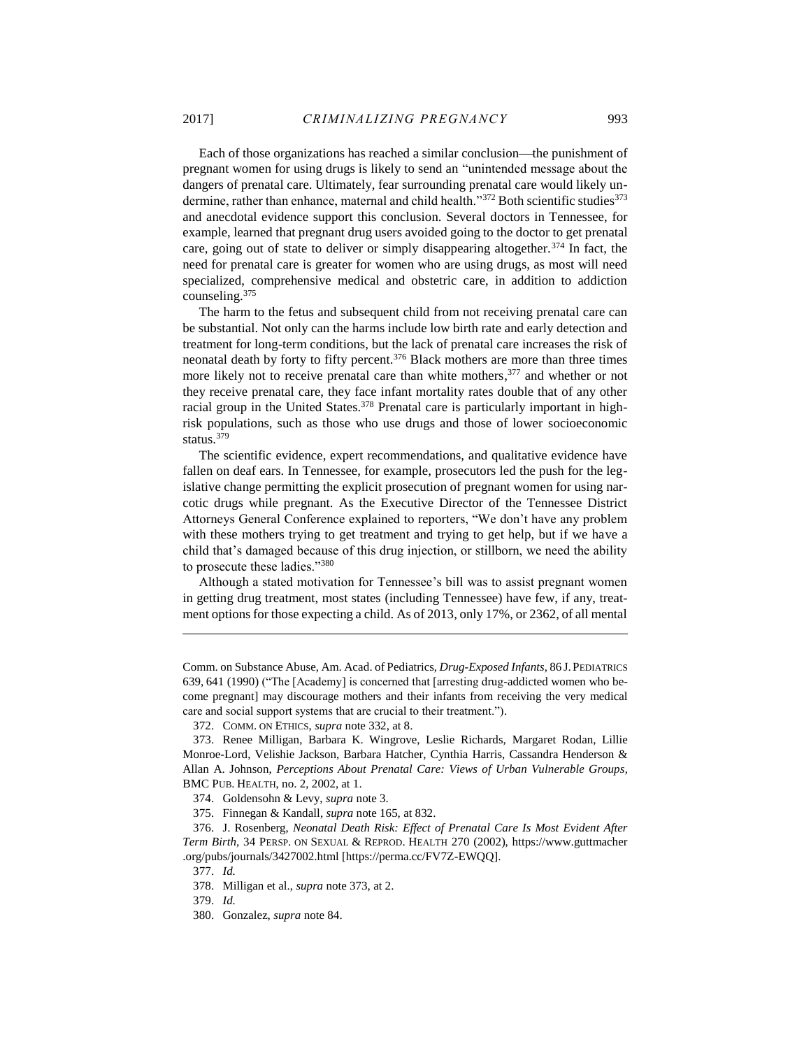Each of those organizations has reached a similar conclusion—the punishment of pregnant women for using drugs is likely to send an "unintended message about the dangers of prenatal care. Ultimately, fear surrounding prenatal care would likely undermine, rather than enhance, maternal and child health."[372] Both scientific studies[373] and anecdotal evidence support this conclusion. Several doctors in Tennessee, for example, learned that pregnant drug users avoided going to the doctor to get prenatal care, going out of state to deliver or simply disappearing altogether.[374] In fact, the need for prenatal care is greater for women who are using drugs, as most will need specialized, comprehensive medical and obstetric care, in addition to addiction counseling.[375]

The harm to the fetus and subsequent child from not receiving prenatal care can be substantial. Not only can the harms include low birth rate and early detection and treatment for long-term conditions, but the lack of prenatal care increases the risk of neonatal death by forty to fifty percent.[376] Black mothers are more than three times more likely not to receive prenatal care than white mothers,[377] and whether or not they receive prenatal care, they face infant mortality rates double that of any other racial group in the United States.[378] Prenatal care is particularly important in high-risk populations, such as those who use drugs and those of lower socioeconomic status.[379]

The scientific evidence, expert recommendations, and qualitative evidence have fallen on deaf ears. In Tennessee, for example, prosecutors led the push for the legislative change permitting the explicit prosecution of pregnant women for using narcotic drugs while pregnant. As the Executive Director of the Tennessee District Attorneys General Conference explained to reporters, "We don't have any problem with these mothers trying to get treatment and trying to get help, but if we have a child that's damaged because of this drug injection, or stillborn, we need the ability to prosecute these ladies."[380]

Although a stated motivation for Tennessee's bill was to assist pregnant women in getting drug treatment, most states (including Tennessee) have few, if any, treatment options for those expecting a child. As of 2013, only 17%, or 2362, of all mental

---

Comm. on Substance Abuse, Am. Acad. of Pediatrics, *Drug-Exposed Infants*, 86 J. PEDIATRICS 639, 641 (1990) ("The [Academy] is concerned that [arresting drug-addicted women who become pregnant] may discourage mothers and their infants from receiving the very medical care and social support systems that are crucial to their treatment.").

372. COMM. ON ETHICS, *supra* note 332, at 8.

373. Renee Milligan, Barbara K. Wingrove, Leslie Richards, Margaret Rodan, Lillie Monroe-Lord, Velishie Jackson, Barbara Hatcher, Cynthia Harris, Cassandra Henderson & Allan A. Johnson, *Perceptions About Prenatal Care: Views of Urban Vulnerable Groups*, BMC PUB. HEALTH, no. 2, 2002, at 1.

374. Goldensohn & Levy, *supra* note 3.

375. Finnegan & Kandall, *supra* note 165, at 832.

376. J. Rosenberg, *Neonatal Death Risk: Effect of Prenatal Care Is Most Evident After Term Birth*, 34 PERSP. ON SEXUAL & REPROD. HEALTH 270 (2002), https://www.guttmacher.org/pubs/journals/3427002.html [https://perma.cc/FV7Z-EWQQ].

377. *Id.*

378. Milligan et al., *supra* note 373, at 2.

379. *Id.*

380. Gonzalez, *supra* note 84.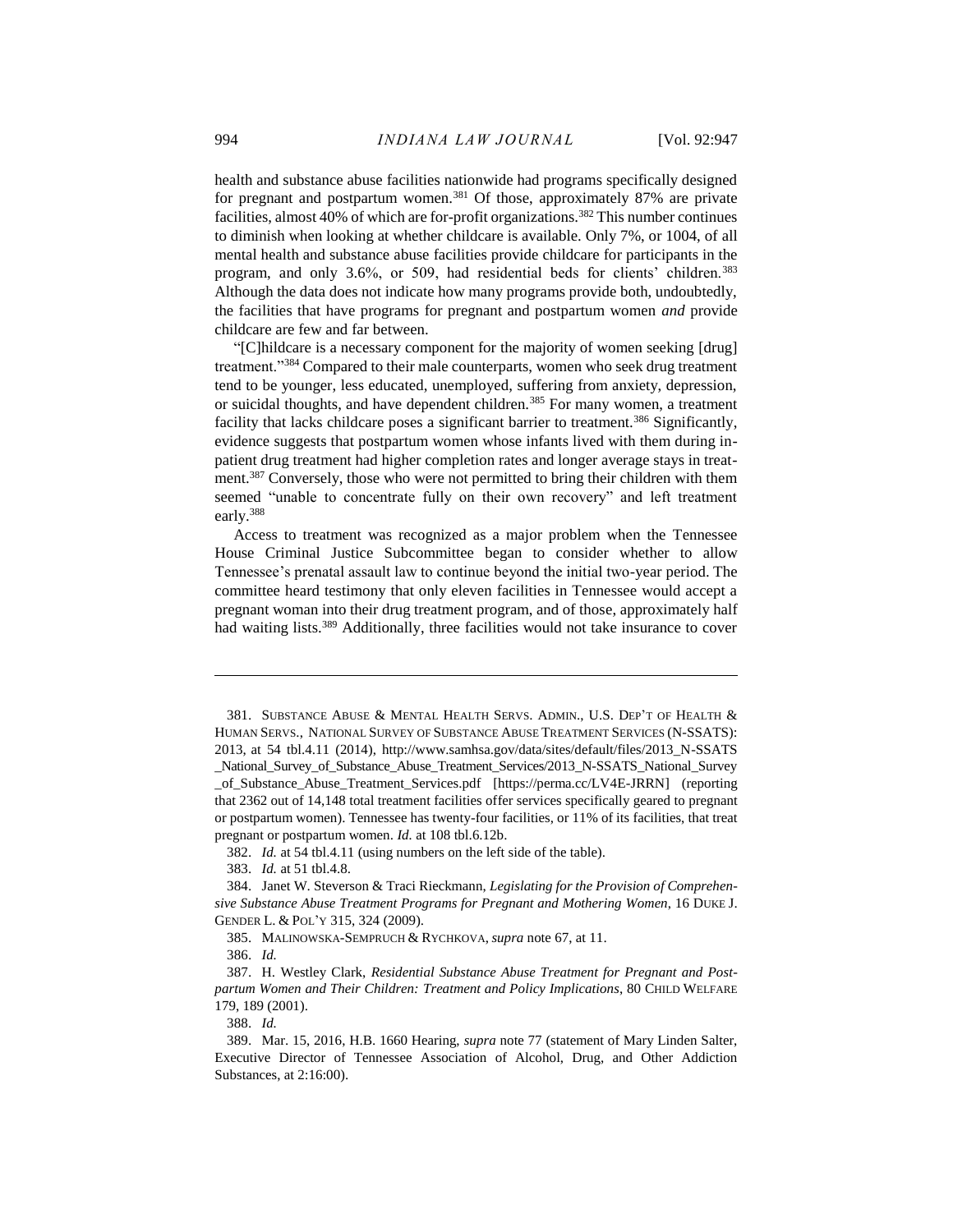health and substance abuse facilities nationwide had programs specifically designed for pregnant and postpartum women.[381] Of those, approximately 87% are private facilities, almost 40% of which are for-profit organizations.[382] This number continues to diminish when looking at whether childcare is available. Only 7%, or 1004, of all mental health and substance abuse facilities provide childcare for participants in the program, and only 3.6%, or 509, had residential beds for clients' children.[383] Although the data does not indicate how many programs provide both, undoubtedly, the facilities that have programs for pregnant and postpartum women *and* provide childcare are few and far between.

"[C]hildcare is a necessary component for the majority of women seeking [drug] treatment."[384] Compared to their male counterparts, women who seek drug treatment tend to be younger, less educated, unemployed, suffering from anxiety, depression, or suicidal thoughts, and have dependent children.[385] For many women, a treatment facility that lacks childcare poses a significant barrier to treatment.[386] Significantly, evidence suggests that postpartum women whose infants lived with them during in-patient drug treatment had higher completion rates and longer average stays in treatment.[387] Conversely, those who were not permitted to bring their children with them seemed "unable to concentrate fully on their own recovery" and left treatment early.[388]

Access to treatment was recognized as a major problem when the Tennessee House Criminal Justice Subcommittee began to consider whether to allow Tennessee's prenatal assault law to continue beyond the initial two-year period. The committee heard testimony that only eleven facilities in Tennessee would accept a pregnant woman into their drug treatment program, and of those, approximately half had waiting lists.[389] Additionally, three facilities would not take insurance to cover

---

381. SUBSTANCE ABUSE & MENTAL HEALTH SERVS. ADMIN., U.S. DEP'T OF HEALTH & HUMAN SERVS., NATIONAL SURVEY OF SUBSTANCE ABUSE TREATMENT SERVICES (N-SSATS): 2013, at 54 tbl.4.11 (2014), http://www.samhsa.gov/data/sites/default/files/2013_N-SSATS_National_Survey_of_Substance_Abuse_Treatment_Services/2013_N-SSATS_National_Survey_of_Substance_Abuse_Treatment_Services.pdf [https://perma.cc/LV4E-JRRN] (reporting that 2362 out of 14,148 total treatment facilities offer services specifically geared to pregnant or postpartum women). Tennessee has twenty-four facilities, or 11% of its facilities, that treat pregnant or postpartum women. *Id.* at 108 tbl.6.12b.

382. *Id.* at 54 tbl.4.11 (using numbers on the left side of the table).

383. *Id.* at 51 tbl.4.8.

384. Janet W. Steverson & Traci Rieckmann, *Legislating for the Provision of Comprehensive Substance Abuse Treatment Programs for Pregnant and Mothering Women*, 16 DUKE J. GENDER L. & POL'Y 315, 324 (2009).

385. MALINOWSKA-SEMPRUCH & RYCHKOVA, *supra* note 67, at 11.

386. *Id.*

387. H. Westley Clark, *Residential Substance Abuse Treatment for Pregnant and Postpartum Women and Their Children: Treatment and Policy Implications*, 80 CHILD WELFARE 179, 189 (2001).

388. *Id.*

389. Mar. 15, 2016, H.B. 1660 Hearing, *supra* note 77 (statement of Mary Linden Salter, Executive Director of Tennessee Association of Alcohol, Drug, and Other Addiction Substances, at 2:16:00).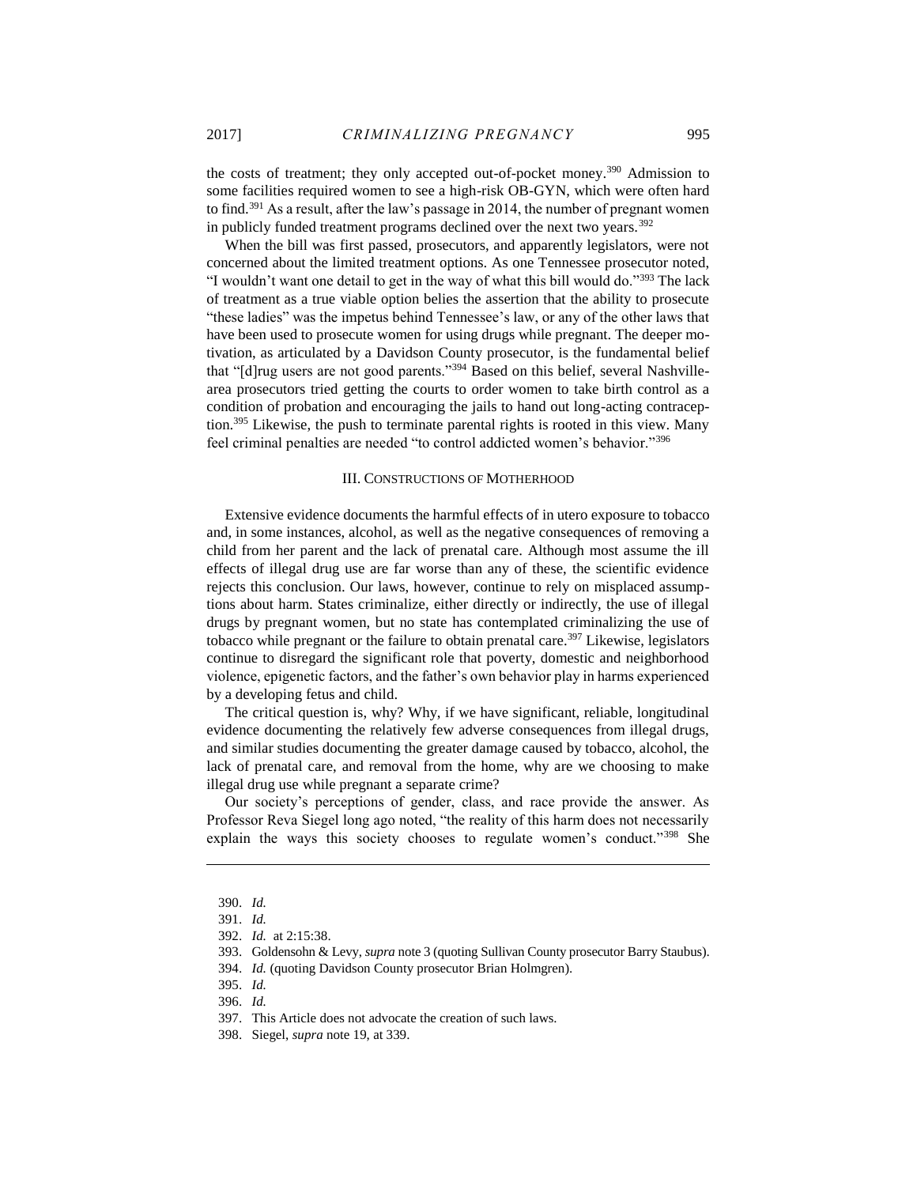the costs of treatment; they only accepted out-of-pocket money.[390] Admission to some facilities required women to see a high-risk OB-GYN, which were often hard to find.[391] As a result, after the law's passage in 2014, the number of pregnant women in publicly funded treatment programs declined over the next two years.[392]

When the bill was first passed, prosecutors, and apparently legislators, were not concerned about the limited treatment options. As one Tennessee prosecutor noted, "I wouldn't want one detail to get in the way of what this bill would do."[393] The lack of treatment as a true viable option belies the assertion that the ability to prosecute "these ladies" was the impetus behind Tennessee's law, or any of the other laws that have been used to prosecute women for using drugs while pregnant. The deeper motivation, as articulated by a Davidson County prosecutor, is the fundamental belief that "[d]rug users are not good parents."[394] Based on this belief, several Nashville-area prosecutors tried getting the courts to order women to take birth control as a condition of probation and encouraging the jails to hand out long-acting contraception.[395] Likewise, the push to terminate parental rights is rooted in this view. Many feel criminal penalties are needed "to control addicted women's behavior."[396]

## III. CONSTRUCTIONS OF MOTHERHOOD

Extensive evidence documents the harmful effects of in utero exposure to tobacco and, in some instances, alcohol, as well as the negative consequences of removing a child from her parent and the lack of prenatal care. Although most assume the ill effects of illegal drug use are far worse than any of these, the scientific evidence rejects this conclusion. Our laws, however, continue to rely on misplaced assumptions about harm. States criminalize, either directly or indirectly, the use of illegal drugs by pregnant women, but no state has contemplated criminalizing the use of tobacco while pregnant or the failure to obtain prenatal care.[397] Likewise, legislators continue to disregard the significant role that poverty, domestic and neighborhood violence, epigenetic factors, and the father's own behavior play in harms experienced by a developing fetus and child.

The critical question is, why? Why, if we have significant, reliable, longitudinal evidence documenting the relatively few adverse consequences from illegal drugs, and similar studies documenting the greater damage caused by tobacco, alcohol, the lack of prenatal care, and removal from the home, why are we choosing to make illegal drug use while pregnant a separate crime?

Our society's perceptions of gender, class, and race provide the answer. As Professor Reva Siegel long ago noted, "the reality of this harm does not necessarily explain the ways this society chooses to regulate women's conduct."[398] She

---

390. *Id.*

391. *Id.*

392. *Id.* at 2:15:38.

393. Goldensohn & Levy, *supra* note 3 (quoting Sullivan County prosecutor Barry Staubus).

394. *Id.* (quoting Davidson County prosecutor Brian Holmgren).

395. *Id.*

396. *Id.*

397. This Article does not advocate the creation of such laws.

398. Siegel, *supra* note 19, at 339.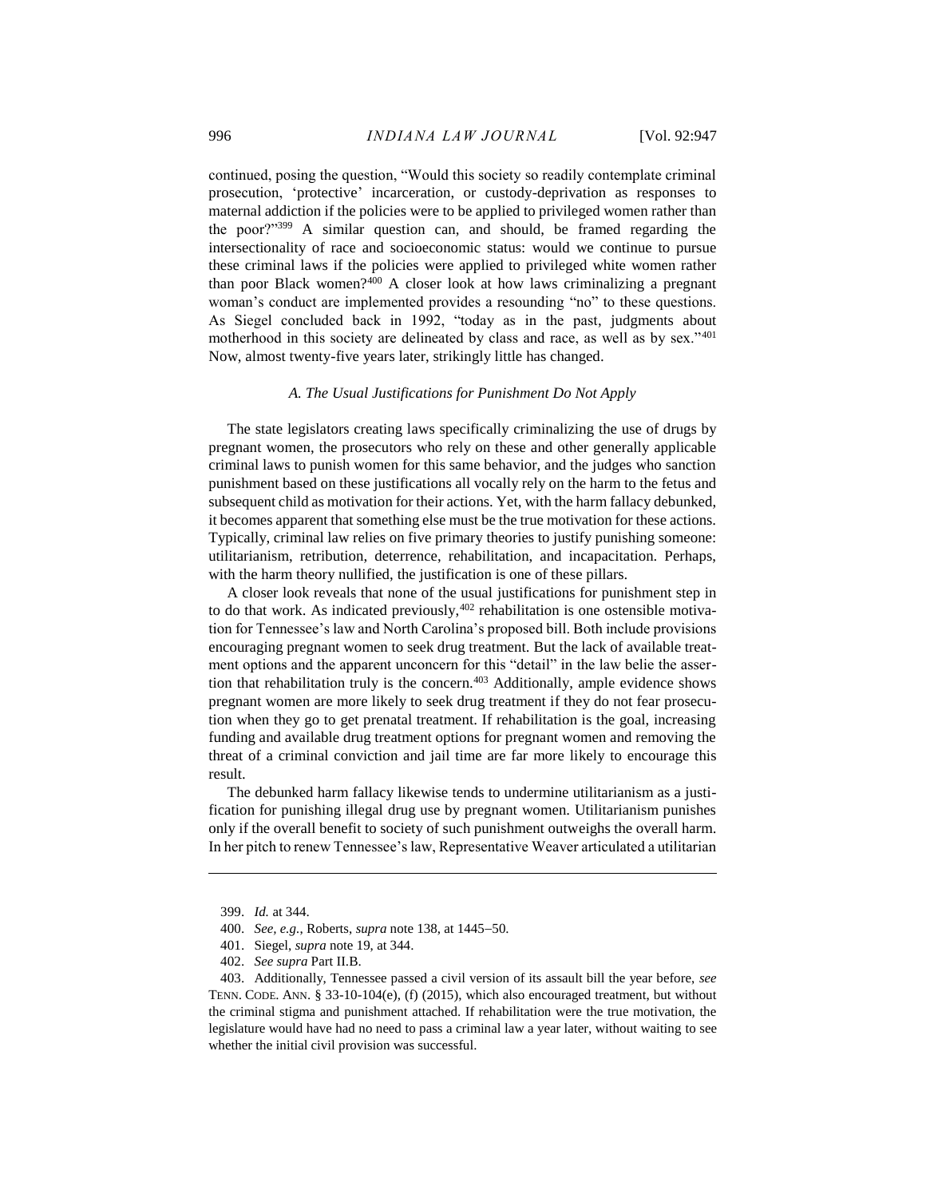continued, posing the question, "Would this society so readily contemplate criminal prosecution, 'protective' incarceration, or custody-deprivation as responses to maternal addiction if the policies were to be applied to privileged women rather than the poor?"[399] A similar question can, and should, be framed regarding the intersectionality of race and socioeconomic status: would we continue to pursue these criminal laws if the policies were applied to privileged white women rather than poor Black women?[400] A closer look at how laws criminalizing a pregnant woman's conduct are implemented provides a resounding "no" to these questions. As Siegel concluded back in 1992, "today as in the past, judgments about motherhood in this society are delineated by class and race, as well as by sex."[401] Now, almost twenty-five years later, strikingly little has changed.

### *A. The Usual Justifications for Punishment Do Not Apply*

The state legislators creating laws specifically criminalizing the use of drugs by pregnant women, the prosecutors who rely on these and other generally applicable criminal laws to punish women for this same behavior, and the judges who sanction punishment based on these justifications all vocally rely on the harm to the fetus and subsequent child as motivation for their actions. Yet, with the harm fallacy debunked, it becomes apparent that something else must be the true motivation for these actions. Typically, criminal law relies on five primary theories to justify punishing someone: utilitarianism, retribution, deterrence, rehabilitation, and incapacitation. Perhaps, with the harm theory nullified, the justification is one of these pillars.

A closer look reveals that none of the usual justifications for punishment step in to do that work. As indicated previously,[402] rehabilitation is one ostensible motivation for Tennessee's law and North Carolina's proposed bill. Both include provisions encouraging pregnant women to seek drug treatment. But the lack of available treatment options and the apparent unconcern for this "detail" in the law belie the assertion that rehabilitation truly is the concern.[403] Additionally, ample evidence shows pregnant women are more likely to seek drug treatment if they do not fear prosecution when they go to get prenatal treatment. If rehabilitation is the goal, increasing funding and available drug treatment options for pregnant women and removing the threat of a criminal conviction and jail time are far more likely to encourage this result.

The debunked harm fallacy likewise tends to undermine utilitarianism as a justification for punishing illegal drug use by pregnant women. Utilitarianism punishes only if the overall benefit to society of such punishment outweighs the overall harm. In her pitch to renew Tennessee's law, Representative Weaver articulated a utilitarian

---

399. *Id.* at 344.

400. *See, e.g.*, Roberts, *supra* note 138, at 1445–50.

401. Siegel, *supra* note 19, at 344.

402. *See supra* Part II.B.

403. Additionally, Tennessee passed a civil version of its assault bill the year before, *see* TENN. CODE. ANN. § 33-10-104(e), (f) (2015), which also encouraged treatment, but without the criminal stigma and punishment attached. If rehabilitation were the true motivation, the legislature would have had no need to pass a criminal law a year later, without waiting to see whether the initial civil provision was successful.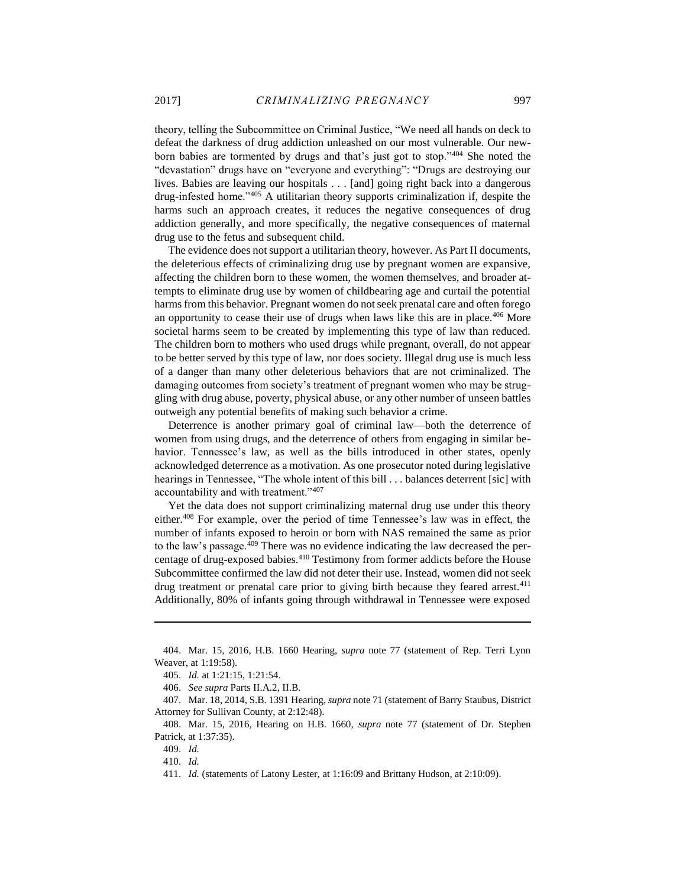theory, telling the Subcommittee on Criminal Justice, "We need all hands on deck to defeat the darkness of drug addiction unleashed on our most vulnerable. Our newborn babies are tormented by drugs and that's just got to stop."[404] She noted the "devastation" drugs have on "everyone and everything": "Drugs are destroying our lives. Babies are leaving our hospitals . . . [and] going right back into a dangerous drug-infested home."[405] A utilitarian theory supports criminalization if, despite the harms such an approach creates, it reduces the negative consequences of drug addiction generally, and more specifically, the negative consequences of maternal drug use to the fetus and subsequent child.

The evidence does not support a utilitarian theory, however. As Part II documents, the deleterious effects of criminalizing drug use by pregnant women are expansive, affecting the children born to these women, the women themselves, and broader attempts to eliminate drug use by women of childbearing age and curtail the potential harms from this behavior. Pregnant women do not seek prenatal care and often forego an opportunity to cease their use of drugs when laws like this are in place.[406] More societal harms seem to be created by implementing this type of law than reduced. The children born to mothers who used drugs while pregnant, overall, do not appear to be better served by this type of law, nor does society. Illegal drug use is much less of a danger than many other deleterious behaviors that are not criminalized. The damaging outcomes from society's treatment of pregnant women who may be struggling with drug abuse, poverty, physical abuse, or any other number of unseen battles outweigh any potential benefits of making such behavior a crime.

Deterrence is another primary goal of criminal law—both the deterrence of women from using drugs, and the deterrence of others from engaging in similar behavior. Tennessee's law, as well as the bills introduced in other states, openly acknowledged deterrence as a motivation. As one prosecutor noted during legislative hearings in Tennessee, "The whole intent of this bill . . . balances deterrent [sic] with accountability and with treatment."[407]

Yet the data does not support criminalizing maternal drug use under this theory either.[408] For example, over the period of time Tennessee's law was in effect, the number of infants exposed to heroin or born with NAS remained the same as prior to the law's passage.[409] There was no evidence indicating the law decreased the percentage of drug-exposed babies.[410] Testimony from former addicts before the House Subcommittee confirmed the law did not deter their use. Instead, women did not seek drug treatment or prenatal care prior to giving birth because they feared arrest.[411] Additionally, 80% of infants going through withdrawal in Tennessee were exposed

---

404. Mar. 15, 2016, H.B. 1660 Hearing, *supra* note 77 (statement of Rep. Terri Lynn Weaver, at 1:19:58).

405. *Id.* at 1:21:15, 1:21:54.

406. *See supra* Parts II.A.2, II.B.

407. Mar. 18, 2014, S.B. 1391 Hearing, *supra* note 71 (statement of Barry Staubus, District Attorney for Sullivan County, at 2:12:48).

408. Mar. 15, 2016, Hearing on H.B. 1660, *supra* note 77 (statement of Dr. Stephen Patrick, at 1:37:35).

409. *Id.*

410. *Id.*

411. *Id.* (statements of Latony Lester, at 1:16:09 and Brittany Hudson, at 2:10:09).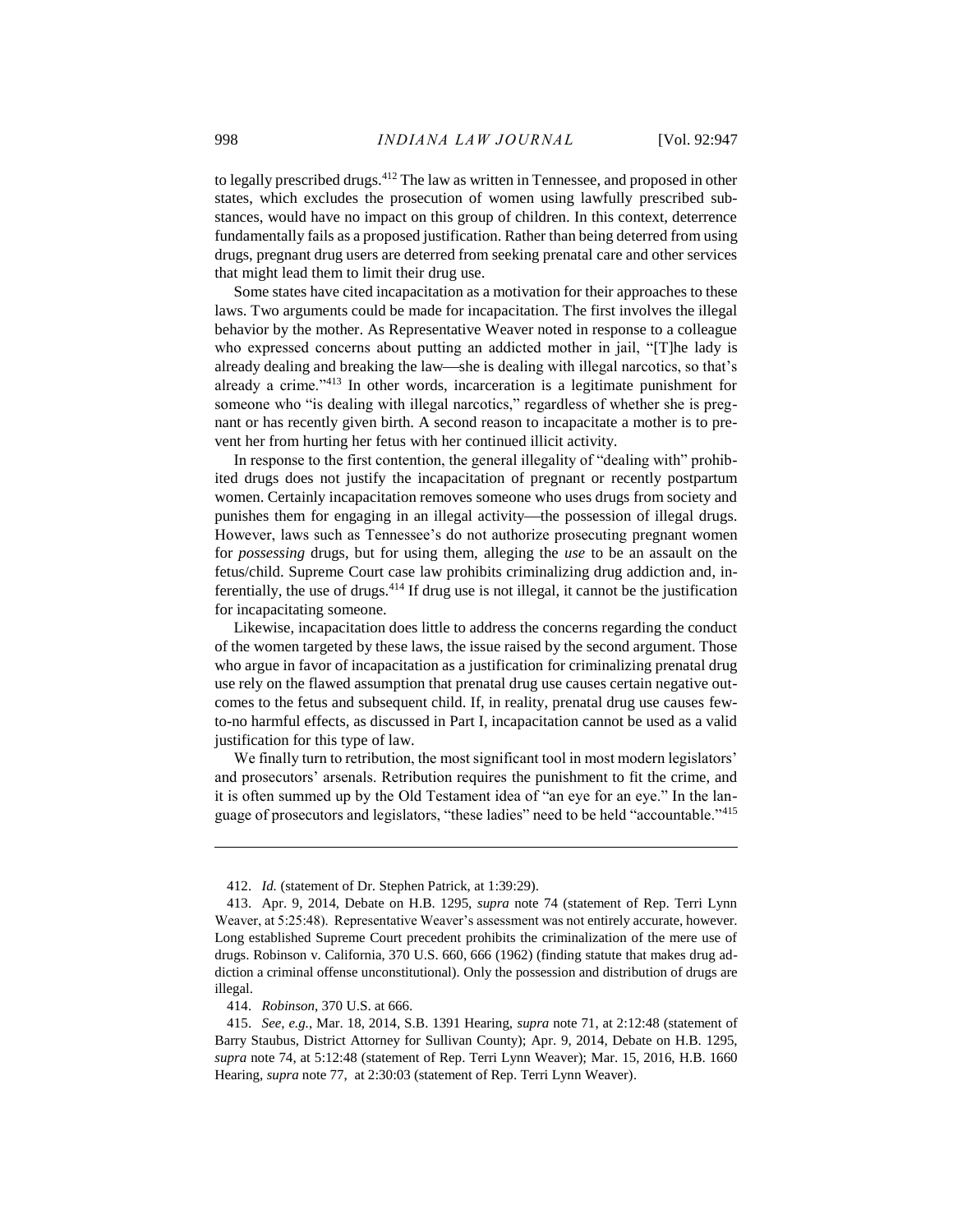to legally prescribed drugs.[412] The law as written in Tennessee, and proposed in other states, which excludes the prosecution of women using lawfully prescribed substances, would have no impact on this group of children. In this context, deterrence fundamentally fails as a proposed justification. Rather than being deterred from using drugs, pregnant drug users are deterred from seeking prenatal care and other services that might lead them to limit their drug use.

Some states have cited incapacitation as a motivation for their approaches to these laws. Two arguments could be made for incapacitation. The first involves the illegal behavior by the mother. As Representative Weaver noted in response to a colleague who expressed concerns about putting an addicted mother in jail, "[T]he lady is already dealing and breaking the law—she is dealing with illegal narcotics, so that's already a crime."[413] In other words, incarceration is a legitimate punishment for someone who "is dealing with illegal narcotics," regardless of whether she is pregnant or has recently given birth. A second reason to incapacitate a mother is to prevent her from hurting her fetus with her continued illicit activity.

In response to the first contention, the general illegality of "dealing with" prohibited drugs does not justify the incapacitation of pregnant or recently postpartum women. Certainly incapacitation removes someone who uses drugs from society and punishes them for engaging in an illegal activity—the possession of illegal drugs. However, laws such as Tennessee's do not authorize prosecuting pregnant women for *possessing* drugs, but for using them, alleging the *use* to be an assault on the fetus/child. Supreme Court case law prohibits criminalizing drug addiction and, inferentially, the use of drugs.[414] If drug use is not illegal, it cannot be the justification for incapacitating someone.

Likewise, incapacitation does little to address the concerns regarding the conduct of the women targeted by these laws, the issue raised by the second argument. Those who argue in favor of incapacitation as a justification for criminalizing prenatal drug use rely on the flawed assumption that prenatal drug use causes certain negative outcomes to the fetus and subsequent child. If, in reality, prenatal drug use causes few-to-no harmful effects, as discussed in Part I, incapacitation cannot be used as a valid justification for this type of law.

We finally turn to retribution, the most significant tool in most modern legislators' and prosecutors' arsenals. Retribution requires the punishment to fit the crime, and it is often summed up by the Old Testament idea of "an eye for an eye." In the language of prosecutors and legislators, "these ladies" need to be held "accountable."[415]

---

412. *Id.* (statement of Dr. Stephen Patrick, at 1:39:29).

413. Apr. 9, 2014, Debate on H.B. 1295, *supra* note 74 (statement of Rep. Terri Lynn Weaver, at 5:25:48). Representative Weaver's assessment was not entirely accurate, however. Long established Supreme Court precedent prohibits the criminalization of the mere use of drugs. Robinson v. California, 370 U.S. 660, 666 (1962) (finding statute that makes drug addiction a criminal offense unconstitutional). Only the possession and distribution of drugs are illegal.

414. *Robinson*, 370 U.S. at 666.

415. *See, e.g.*, Mar. 18, 2014, S.B. 1391 Hearing, *supra* note 71, at 2:12:48 (statement of Barry Staubus, District Attorney for Sullivan County); Apr. 9, 2014, Debate on H.B. 1295, *supra* note 74, at 5:12:48 (statement of Rep. Terri Lynn Weaver); Mar. 15, 2016, H.B. 1660 Hearing, *supra* note 77, at 2:30:03 (statement of Rep. Terri Lynn Weaver).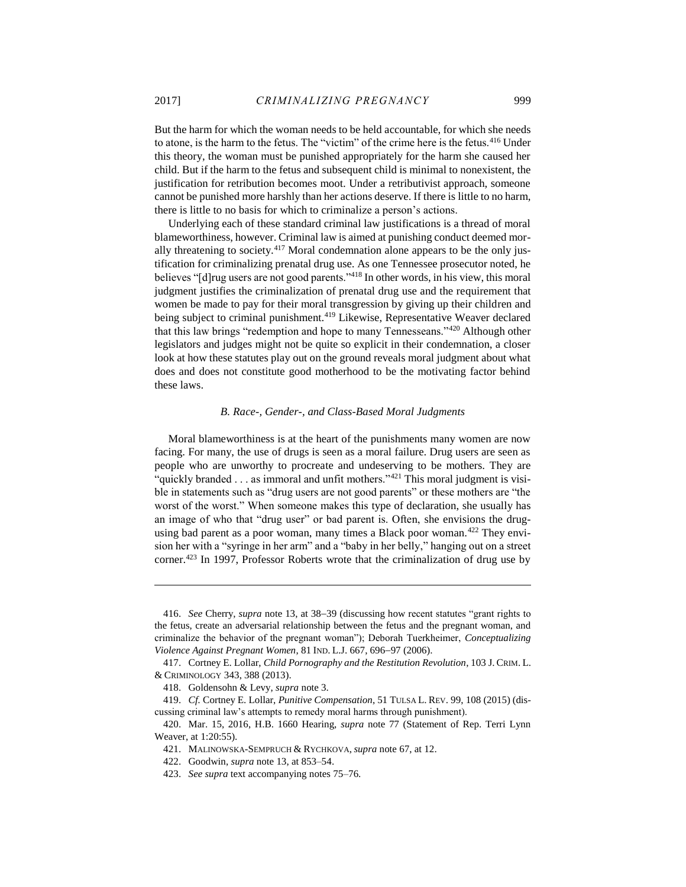But the harm for which the woman needs to be held accountable, for which she needs to atone, is the harm to the fetus. The "victim" of the crime here is the fetus.[416] Under this theory, the woman must be punished appropriately for the harm she caused her child. But if the harm to the fetus and subsequent child is minimal to nonexistent, the justification for retribution becomes moot. Under a retributivist approach, someone cannot be punished more harshly than her actions deserve. If there is little to no harm, there is little to no basis for which to criminalize a person's actions.

Underlying each of these standard criminal law justifications is a thread of moral blameworthiness, however. Criminal law is aimed at punishing conduct deemed morally threatening to society.[417] Moral condemnation alone appears to be the only justification for criminalizing prenatal drug use. As one Tennessee prosecutor noted, he believes "[d]rug users are not good parents."[418] In other words, in his view, this moral judgment justifies the criminalization of prenatal drug use and the requirement that women be made to pay for their moral transgression by giving up their children and being subject to criminal punishment.[419] Likewise, Representative Weaver declared that this law brings "redemption and hope to many Tennesseans."[420] Although other legislators and judges might not be quite so explicit in their condemnation, a closer look at how these statutes play out on the ground reveals moral judgment about what does and does not constitute good motherhood to be the motivating factor behind these laws.

### *B. Race-, Gender-, and Class-Based Moral Judgments*

Moral blameworthiness is at the heart of the punishments many women are now facing. For many, the use of drugs is seen as a moral failure. Drug users are seen as people who are unworthy to procreate and undeserving to be mothers. They are "quickly branded . . . as immoral and unfit mothers."[421] This moral judgment is visible in statements such as "drug users are not good parents" or these mothers are "the worst of the worst." When someone makes this type of declaration, she usually has an image of who that "drug user" or bad parent is. Often, she envisions the drug-using bad parent as a poor woman, many times a Black poor woman.[422] They envision her with a "syringe in her arm" and a "baby in her belly," hanging out on a street corner.[423] In 1997, Professor Roberts wrote that the criminalization of drug use by

---

416. *See* Cherry, *supra* note 13, at 38–39 (discussing how recent statutes "grant rights to the fetus, create an adversarial relationship between the fetus and the pregnant woman, and criminalize the behavior of the pregnant woman"); Deborah Tuerkheimer, *Conceptualizing Violence Against Pregnant Women*, 81 IND. L.J. 667, 696–97 (2006).

417. Cortney E. Lollar, *Child Pornography and the Restitution Revolution*, 103 J. CRIM. L. & CRIMINOLOGY 343, 388 (2013).

418. Goldensohn & Levy, *supra* note 3.

419. *Cf.* Cortney E. Lollar, *Punitive Compensation*, 51 TULSA L. REV. 99, 108 (2015) (discussing criminal law's attempts to remedy moral harms through punishment).

420. Mar. 15, 2016, H.B. 1660 Hearing, *supra* note 77 (Statement of Rep. Terri Lynn Weaver, at 1:20:55).

421. MALINOWSKA-SEMPRUCH & RYCHKOVA, *supra* note 67, at 12.

422. Goodwin, *supra* note 13, at 853–54.

423. *See supra* text accompanying notes 75–76.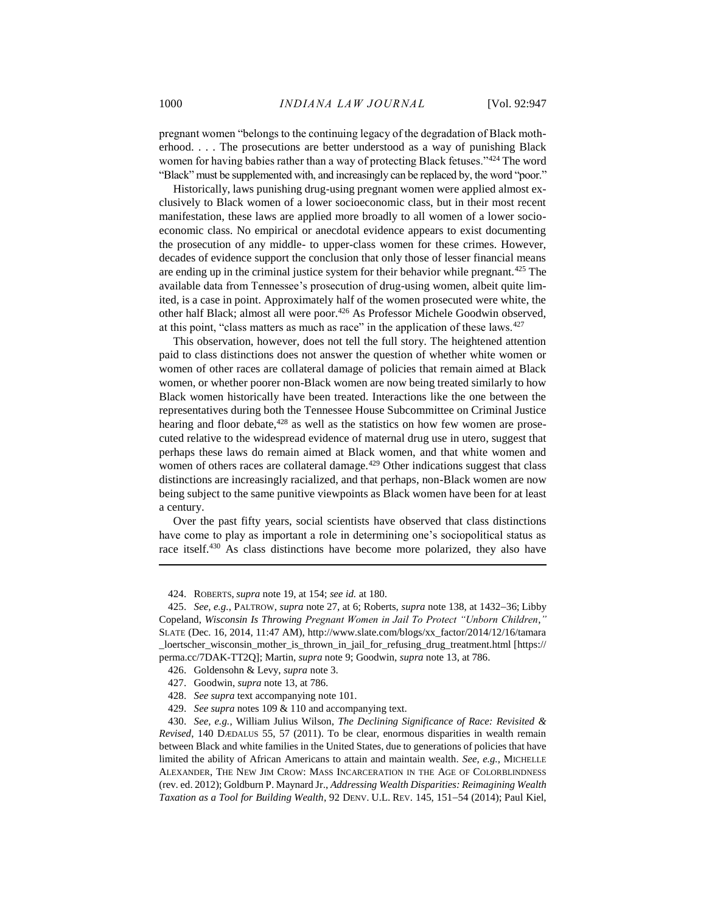pregnant women "belongs to the continuing legacy of the degradation of Black motherhood. . . . The prosecutions are better understood as a way of punishing Black women for having babies rather than a way of protecting Black fetuses."[424] The word "Black" must be supplemented with, and increasingly can be replaced by, the word "poor."

Historically, laws punishing drug-using pregnant women were applied almost exclusively to Black women of a lower socioeconomic class, but in their most recent manifestation, these laws are applied more broadly to all women of a lower socioeconomic class. No empirical or anecdotal evidence appears to exist documenting the prosecution of any middle- to upper-class women for these crimes. However, decades of evidence support the conclusion that only those of lesser financial means are ending up in the criminal justice system for their behavior while pregnant.[425] The available data from Tennessee's prosecution of drug-using women, albeit quite limited, is a case in point. Approximately half of the women prosecuted were white, the other half Black; almost all were poor.[426] As Professor Michele Goodwin observed, at this point, "class matters as much as race" in the application of these laws.[427]

This observation, however, does not tell the full story. The heightened attention paid to class distinctions does not answer the question of whether white women or women of other races are collateral damage of policies that remain aimed at Black women, or whether poorer non-Black women are now being treated similarly to how Black women historically have been treated. Interactions like the one between the representatives during both the Tennessee House Subcommittee on Criminal Justice hearing and floor debate,[428] as well as the statistics on how few women are prosecuted relative to the widespread evidence of maternal drug use in utero, suggest that perhaps these laws do remain aimed at Black women, and that white women and women of others races are collateral damage.[429] Other indications suggest that class distinctions are increasingly racialized, and that perhaps, non-Black women are now being subject to the same punitive viewpoints as Black women have been for at least a century.

Over the past fifty years, social scientists have observed that class distinctions have come to play as important a role in determining one's sociopolitical status as race itself.[430] As class distinctions have become more polarized, they also have

---

424. ROBERTS, *supra* note 19, at 154; *see id.* at 180.

425. *See, e.g.*, PALTROW, *supra* note 27, at 6; Roberts, *supra* note 138, at 1432–36; Libby Copeland, *Wisconsin Is Throwing Pregnant Women in Jail To Protect "Unborn Children*,*"* SLATE (Dec. 16, 2014, 11:47 AM), http://www.slate.com/blogs/xx_factor/2014/12/16/tamara_loertscher_wisconsin_mother_is_thrown_in_jail_for_refusing_drug_treatment.html [https://perma.cc/7DAK-TT2Q]; Martin, *supra* note 9; Goodwin, *supra* note 13, at 786.

426. Goldensohn & Levy, *supra* note 3.

427. Goodwin, *supra* note 13, at 786.

428. *See supra* text accompanying note 101.

429. *See supra* notes 109 & 110 and accompanying text.

430. *See, e.g.*, William Julius Wilson, *The Declining Significance of Race: Revisited & Revised*, 140 DÆDALUS 55, 57 (2011). To be clear, enormous disparities in wealth remain between Black and white families in the United States, due to generations of policies that have limited the ability of African Americans to attain and maintain wealth. *See, e.g.*, MICHELLE ALEXANDER, THE NEW JIM CROW: MASS INCARCERATION IN THE AGE OF COLORBLINDNESS (rev. ed. 2012); Goldburn P. Maynard Jr., *Addressing Wealth Disparities: Reimagining Wealth Taxation as a Tool for Building Wealth*, 92 DENV. U.L. REV. 145, 151–54 (2014); Paul Kiel,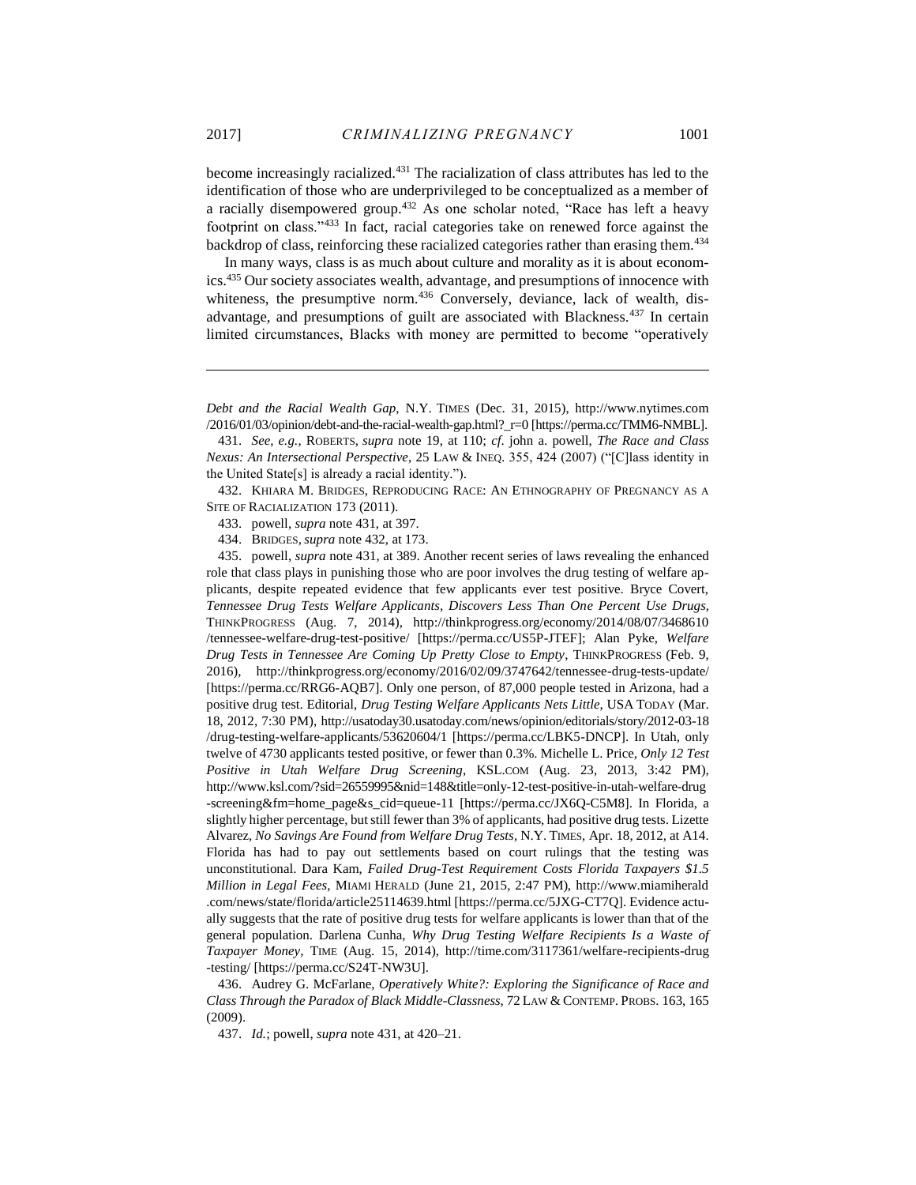become increasingly racialized.[431] The racialization of class attributes has led to the identification of those who are underprivileged to be conceptualized as a member of a racially disempowered group.[432] As one scholar noted, "Race has left a heavy footprint on class."[433] In fact, racial categories take on renewed force against the backdrop of class, reinforcing these racialized categories rather than erasing them.[434]

In many ways, class is as much about culture and morality as it is about economics.[435] Our society associates wealth, advantage, and presumptions of innocence with whiteness, the presumptive norm.[436] Conversely, deviance, lack of wealth, disadvantage, and presumptions of guilt are associated with Blackness.[437] In certain limited circumstances, Blacks with money are permitted to become "operatively

---

*Debt and the Racial Wealth Gap*, N.Y. TIMES (Dec. 31, 2015), http://www.nytimes.com/2016/01/03/opinion/debt-and-the-racial-wealth-gap.html?_r=0 [https://perma.cc/TMM6-NMBL].

431. *See, e.g.*, ROBERTS, *supra* note 19, at 110; *cf.* john a. powell, *The Race and Class Nexus: An Intersectional Perspective*, 25 LAW & INEQ. 355, 424 (2007) ("[C]lass identity in the United State[s] is already a racial identity.").

432. KHIARA M. BRIDGES, REPRODUCING RACE: AN ETHNOGRAPHY OF PREGNANCY AS A SITE OF RACIALIZATION 173 (2011).

433. powell, *supra* note 431, at 397.

434. BRIDGES, *supra* note 432, at 173.

435. powell, *supra* note 431, at 389. Another recent series of laws revealing the enhanced role that class plays in punishing those who are poor involves the drug testing of welfare applicants, despite repeated evidence that few applicants ever test positive. Bryce Covert, *Tennessee Drug Tests Welfare Applicants, Discovers Less Than One Percent Use Drugs*, THINKPROGRESS (Aug. 7, 2014), http://thinkprogress.org/economy/2014/08/07/3468610/tennessee-welfare-drug-test-positive/ [https://perma.cc/US5P-JTEF]; Alan Pyke, *Welfare Drug Tests in Tennessee Are Coming Up Pretty Close to Empty*, THINKPROGRESS (Feb. 9, 2016), http://thinkprogress.org/economy/2016/02/09/3747642/tennessee-drug-tests-update/ [https://perma.cc/RRG6-AQB7]. Only one person, of 87,000 people tested in Arizona, had a positive drug test. Editorial, *Drug Testing Welfare Applicants Nets Little*, USA TODAY (Mar. 18, 2012, 7:30 PM), http://usatoday30.usatoday.com/news/opinion/editorials/story/2012-03-18/drug-testing-welfare-applicants/53620604/1 [https://perma.cc/LBK5-DNCP]. In Utah, only twelve of 4730 applicants tested positive, or fewer than 0.3%. Michelle L. Price, *Only 12 Test Positive in Utah Welfare Drug Screening*, KSL.COM (Aug. 23, 2013, 3:42 PM), http://www.ksl.com/?sid=26559995&nid=148&title=only-12-test-positive-in-utah-welfare-drug-screening&fm=home_page&s_cid=queue-11 [https://perma.cc/JX6Q-C5M8]. In Florida, a slightly higher percentage, but still fewer than 3% of applicants, had positive drug tests. Lizette Alvarez, *No Savings Are Found from Welfare Drug Tests*, N.Y. TIMES, Apr. 18, 2012, at A14. Florida has had to pay out settlements based on court rulings that the testing was unconstitutional. Dara Kam, *Failed Drug-Test Requirement Costs Florida Taxpayers $1.5 Million in Legal Fees*, MIAMI HERALD (June 21, 2015, 2:47 PM), http://www.miamiherald.com/news/state/florida/article25114639.html [https://perma.cc/5JXG-CT7Q]. Evidence actually suggests that the rate of positive drug tests for welfare applicants is lower than that of the general population. Darlena Cunha, *Why Drug Testing Welfare Recipients Is a Waste of Taxpayer Money*, TIME (Aug. 15, 2014), http://time.com/3117361/welfare-recipients-drug-testing/ [https://perma.cc/S24T-NW3U].

436. Audrey G. McFarlane, *Operatively White?: Exploring the Significance of Race and Class Through the Paradox of Black Middle-Classness*, 72 LAW & CONTEMP. PROBS. 163, 165 (2009).

437. *Id.*; powell, *supra* note 431, at 420–21.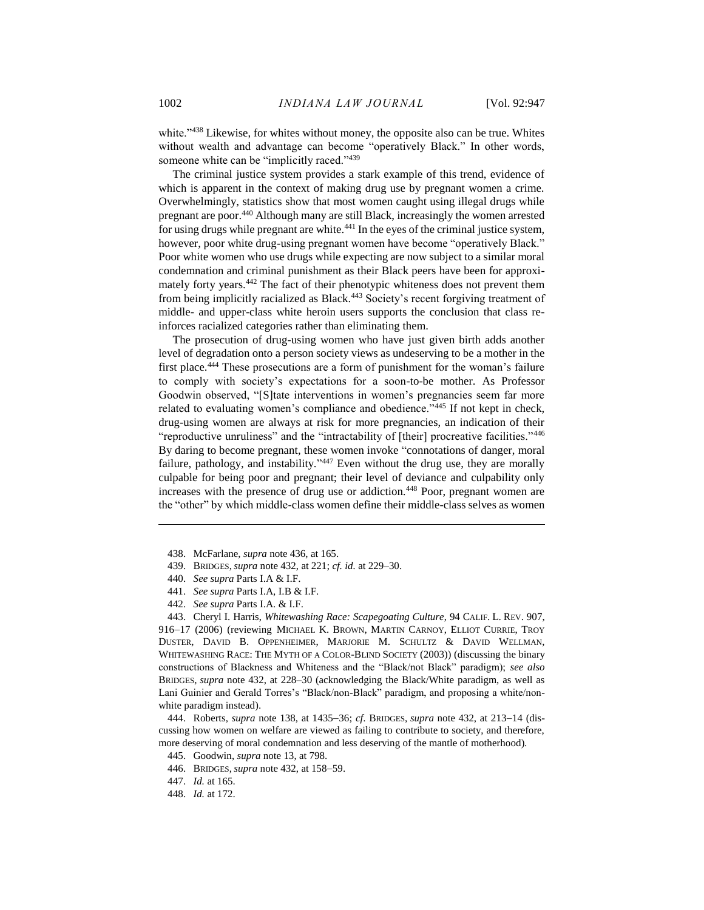white."[438] Likewise, for whites without money, the opposite also can be true. Whites without wealth and advantage can become "operatively Black." In other words, someone white can be "implicitly raced."[439]

The criminal justice system provides a stark example of this trend, evidence of which is apparent in the context of making drug use by pregnant women a crime. Overwhelmingly, statistics show that most women caught using illegal drugs while pregnant are poor.[440] Although many are still Black, increasingly the women arrested for using drugs while pregnant are white.[441] In the eyes of the criminal justice system, however, poor white drug-using pregnant women have become "operatively Black." Poor white women who use drugs while expecting are now subject to a similar moral condemnation and criminal punishment as their Black peers have been for approximately forty years.[442] The fact of their phenotypic whiteness does not prevent them from being implicitly racialized as Black.[443] Society's recent forgiving treatment of middle- and upper-class white heroin users supports the conclusion that class reinforces racialized categories rather than eliminating them.

The prosecution of drug-using women who have just given birth adds another level of degradation onto a person society views as undeserving to be a mother in the first place.[444] These prosecutions are a form of punishment for the woman's failure to comply with society's expectations for a soon-to-be mother. As Professor Goodwin observed, "[S]tate interventions in women's pregnancies seem far more related to evaluating women's compliance and obedience."[445] If not kept in check, drug-using women are always at risk for more pregnancies, an indication of their "reproductive unruliness" and the "intractability of [their] procreative facilities."[446] By daring to become pregnant, these women invoke "connotations of danger, moral failure, pathology, and instability."[447] Even without the drug use, they are morally culpable for being poor and pregnant; their level of deviance and culpability only increases with the presence of drug use or addiction.[448] Poor, pregnant women are the "other" by which middle-class women define their middle-class selves as women

---

438. McFarlane, *supra* note 436, at 165.

439. BRIDGES, *supra* note 432, at 221; *cf. id.* at 229–30.

440. *See supra* Parts I.A & I.F.

441. *See supra* Parts I.A, I.B & I.F.

442. *See supra* Parts I.A. & I.F.

443. Cheryl I. Harris, *Whitewashing Race: Scapegoating Culture*, 94 CALIF. L. REV. 907, 916–17 (2006) (reviewing MICHAEL K. BROWN, MARTIN CARNOY, ELLIOT CURRIE, TROY DUSTER, DAVID B. OPPENHEIMER, MARJORIE M. SCHULTZ & DAVID WELLMAN, WHITEWASHING RACE: THE MYTH OF A COLOR-BLIND SOCIETY (2003)) (discussing the binary constructions of Blackness and Whiteness and the "Black/not Black" paradigm); *see also* BRIDGES, *supra* note 432, at 228–30 (acknowledging the Black/White paradigm, as well as Lani Guinier and Gerald Torres's "Black/non-Black" paradigm, and proposing a white/non-white paradigm instead).

444. Roberts, *supra* note 138, at 1435–36; *cf.* BRIDGES, *supra* note 432, at 213–14 (discussing how women on welfare are viewed as failing to contribute to society, and therefore, more deserving of moral condemnation and less deserving of the mantle of motherhood).

445. Goodwin, *supra* note 13, at 798.

446. BRIDGES, *supra* note 432, at 158–59.

447. *Id.* at 165.

448. *Id.* at 172.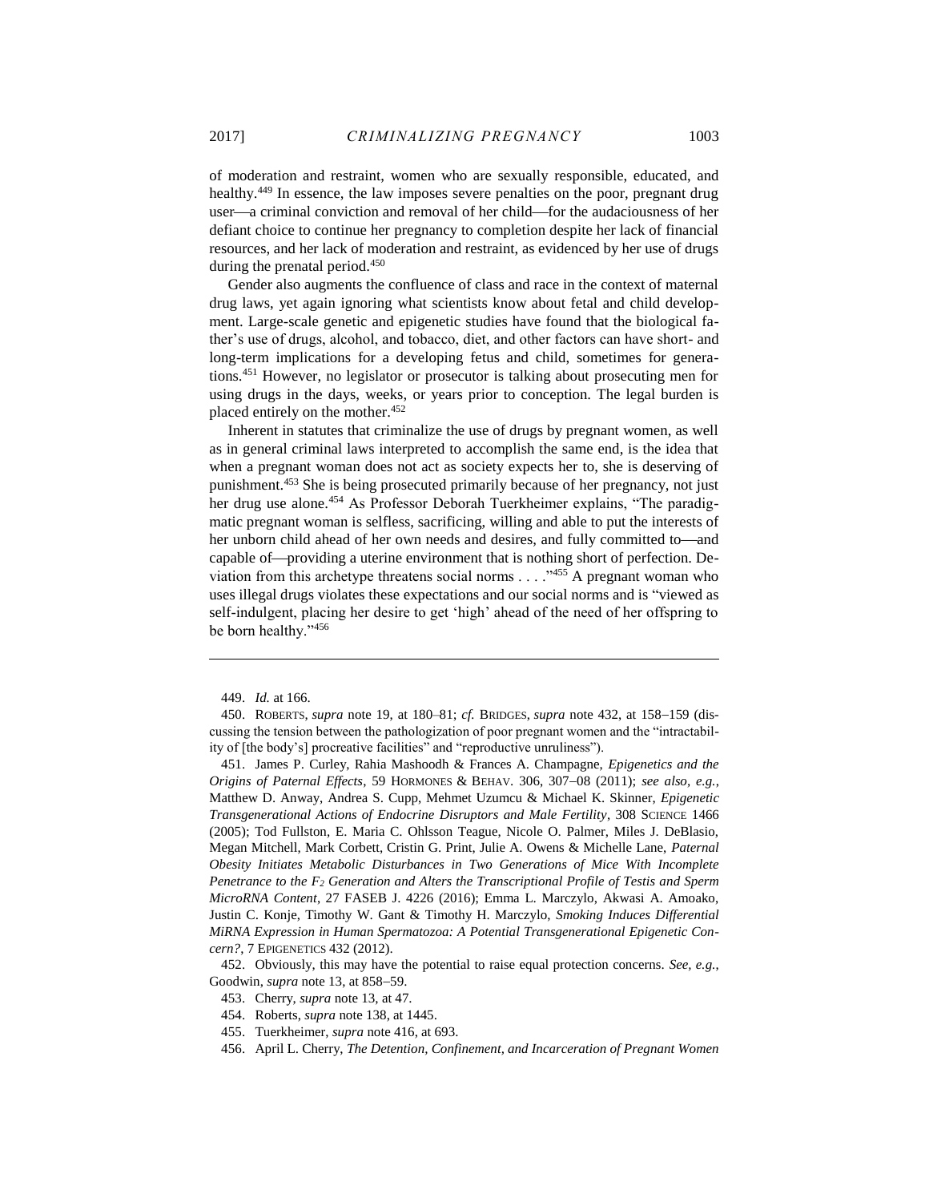of moderation and restraint, women who are sexually responsible, educated, and healthy.[449] In essence, the law imposes severe penalties on the poor, pregnant drug user—a criminal conviction and removal of her child—for the audaciousness of her defiant choice to continue her pregnancy to completion despite her lack of financial resources, and her lack of moderation and restraint, as evidenced by her use of drugs during the prenatal period.[450]

Gender also augments the confluence of class and race in the context of maternal drug laws, yet again ignoring what scientists know about fetal and child development. Large-scale genetic and epigenetic studies have found that the biological father's use of drugs, alcohol, and tobacco, diet, and other factors can have short- and long-term implications for a developing fetus and child, sometimes for generations.[451] However, no legislator or prosecutor is talking about prosecuting men for using drugs in the days, weeks, or years prior to conception. The legal burden is placed entirely on the mother.[452]

Inherent in statutes that criminalize the use of drugs by pregnant women, as well as in general criminal laws interpreted to accomplish the same end, is the idea that when a pregnant woman does not act as society expects her to, she is deserving of punishment.[453] She is being prosecuted primarily because of her pregnancy, not just her drug use alone.[454] As Professor Deborah Tuerkheimer explains, "The paradigmatic pregnant woman is selfless, sacrificing, willing and able to put the interests of her unborn child ahead of her own needs and desires, and fully committed to—and capable of—providing a uterine environment that is nothing short of perfection. Deviation from this archetype threatens social norms . . . ."[455] A pregnant woman who uses illegal drugs violates these expectations and our social norms and is "viewed as self-indulgent, placing her desire to get 'high' ahead of the need of her offspring to be born healthy."[456]

---

449. *Id.* at 166.

450. ROBERTS, *supra* note 19, at 180–81; *cf.* BRIDGES, *supra* note 432, at 158–159 (discussing the tension between the pathologization of poor pregnant women and the "intractability of [the body's] procreative facilities" and "reproductive unruliness").

451. James P. Curley, Rahia Mashoodh & Frances A. Champagne, *Epigenetics and the Origins of Paternal Effects*, 59 HORMONES & BEHAV. 306, 307–08 (2011); *see also, e.g.*, Matthew D. Anway, Andrea S. Cupp, Mehmet Uzumcu & Michael K. Skinner, *Epigenetic Transgenerational Actions of Endocrine Disruptors and Male Fertility*, 308 SCIENCE 1466 (2005); Tod Fullston, E. Maria C. Ohlsson Teague, Nicole O. Palmer, Miles J. DeBlasio, Megan Mitchell, Mark Corbett, Cristin G. Print, Julie A. Owens & Michelle Lane, *Paternal Obesity Initiates Metabolic Disturbances in Two Generations of Mice With Incomplete Penetrance to the $F_2$ Generation and Alters the Transcriptional Profile of Testis and Sperm MicroRNA Content*, 27 FASEB J. 4226 (2016); Emma L. Marczylo, Akwasi A. Amoako, Justin C. Konje, Timothy W. Gant & Timothy H. Marczylo, *Smoking Induces Differential MiRNA Expression in Human Spermatozoa: A Potential Transgenerational Epigenetic Concern?*, 7 EPIGENETICS 432 (2012).

452. Obviously, this may have the potential to raise equal protection concerns. *See, e.g.*, Goodwin, *supra* note 13, at 858–59.

453. Cherry, *supra* note 13, at 47.

454. Roberts, *supra* note 138, at 1445.

455. Tuerkheimer, *supra* note 416, at 693.

456. April L. Cherry, *The Detention, Confinement, and Incarceration of Pregnant Women*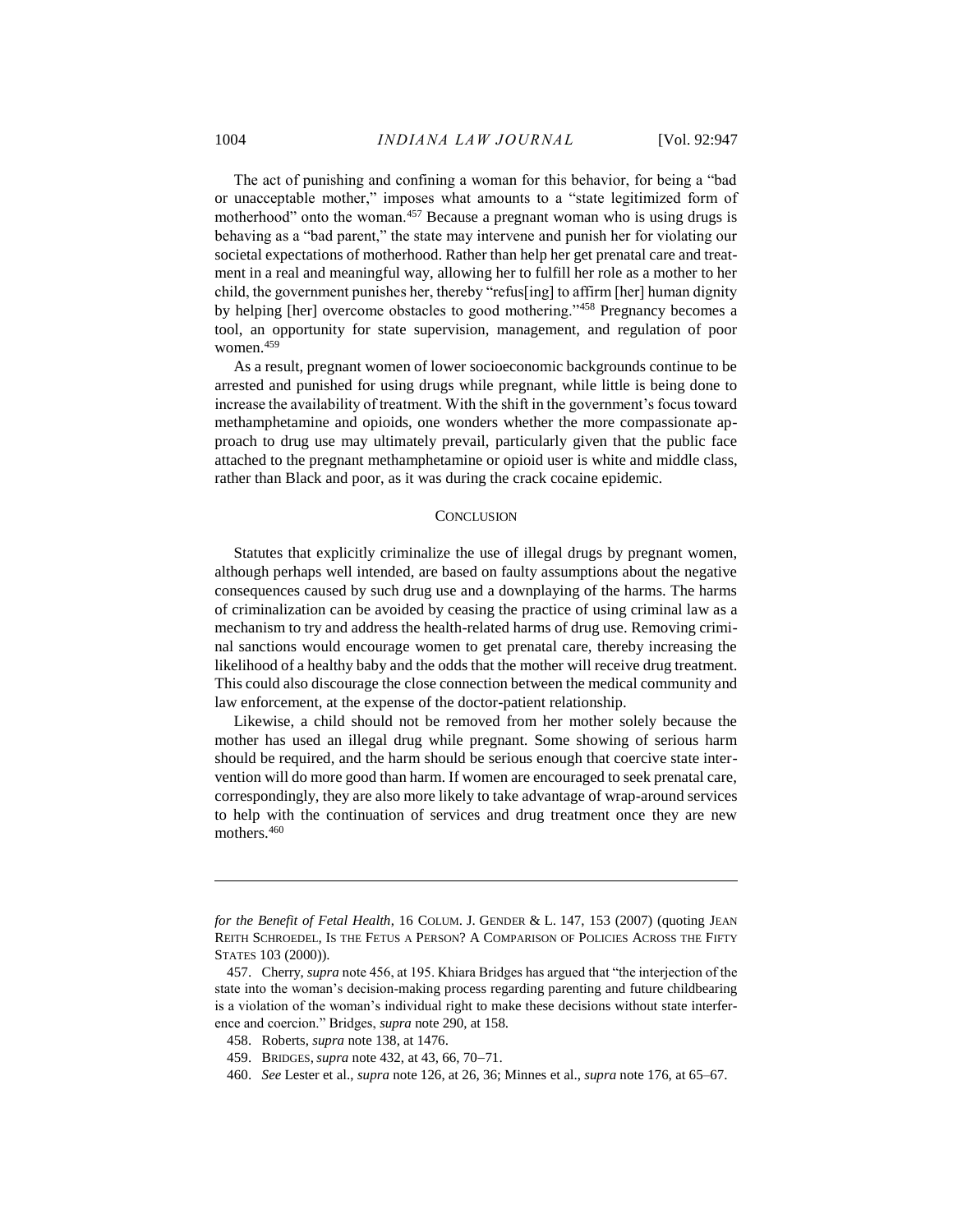The act of punishing and confining a woman for this behavior, for being a "bad or unacceptable mother," imposes what amounts to a "state legitimized form of motherhood" onto the woman.[457] Because a pregnant woman who is using drugs is behaving as a "bad parent," the state may intervene and punish her for violating our societal expectations of motherhood. Rather than help her get prenatal care and treatment in a real and meaningful way, allowing her to fulfill her role as a mother to her child, the government punishes her, thereby "refus[ing] to affirm [her] human dignity by helping [her] overcome obstacles to good mothering."[458] Pregnancy becomes a tool, an opportunity for state supervision, management, and regulation of poor women.[459]

As a result, pregnant women of lower socioeconomic backgrounds continue to be arrested and punished for using drugs while pregnant, while little is being done to increase the availability of treatment. With the shift in the government's focus toward methamphetamine and opioids, one wonders whether the more compassionate approach to drug use may ultimately prevail, particularly given that the public face attached to the pregnant methamphetamine or opioid user is white and middle class, rather than Black and poor, as it was during the crack cocaine epidemic.

## CONCLUSION

Statutes that explicitly criminalize the use of illegal drugs by pregnant women, although perhaps well intended, are based on faulty assumptions about the negative consequences caused by such drug use and a downplaying of the harms. The harms of criminalization can be avoided by ceasing the practice of using criminal law as a mechanism to try and address the health-related harms of drug use. Removing criminal sanctions would encourage women to get prenatal care, thereby increasing the likelihood of a healthy baby and the odds that the mother will receive drug treatment. This could also discourage the close connection between the medical community and law enforcement, at the expense of the doctor-patient relationship.

Likewise, a child should not be removed from her mother solely because the mother has used an illegal drug while pregnant. Some showing of serious harm should be required, and the harm should be serious enough that coercive state intervention will do more good than harm. If women are encouraged to seek prenatal care, correspondingly, they are also more likely to take advantage of wrap-around services to help with the continuation of services and drug treatment once they are new mothers.[460]

---

*for the Benefit of Fetal Health*, 16 COLUM. J. GENDER & L. 147, 153 (2007) (quoting JEAN REITH SCHROEDEL, IS THE FETUS A PERSON? A COMPARISON OF POLICIES ACROSS THE FIFTY STATES 103 (2000)).

457. Cherry, *supra* note 456, at 195. Khiara Bridges has argued that "the interjection of the state into the woman's decision-making process regarding parenting and future childbearing is a violation of the woman's individual right to make these decisions without state interference and coercion." Bridges, *supra* note 290, at 158.

458. Roberts, *supra* note 138, at 1476.

459. BRIDGES, *supra* note 432, at 43, 66, 70–71.

460. *See* Lester et al., *supra* note 126, at 26, 36; Minnes et al., *supra* note 176, at 65–67.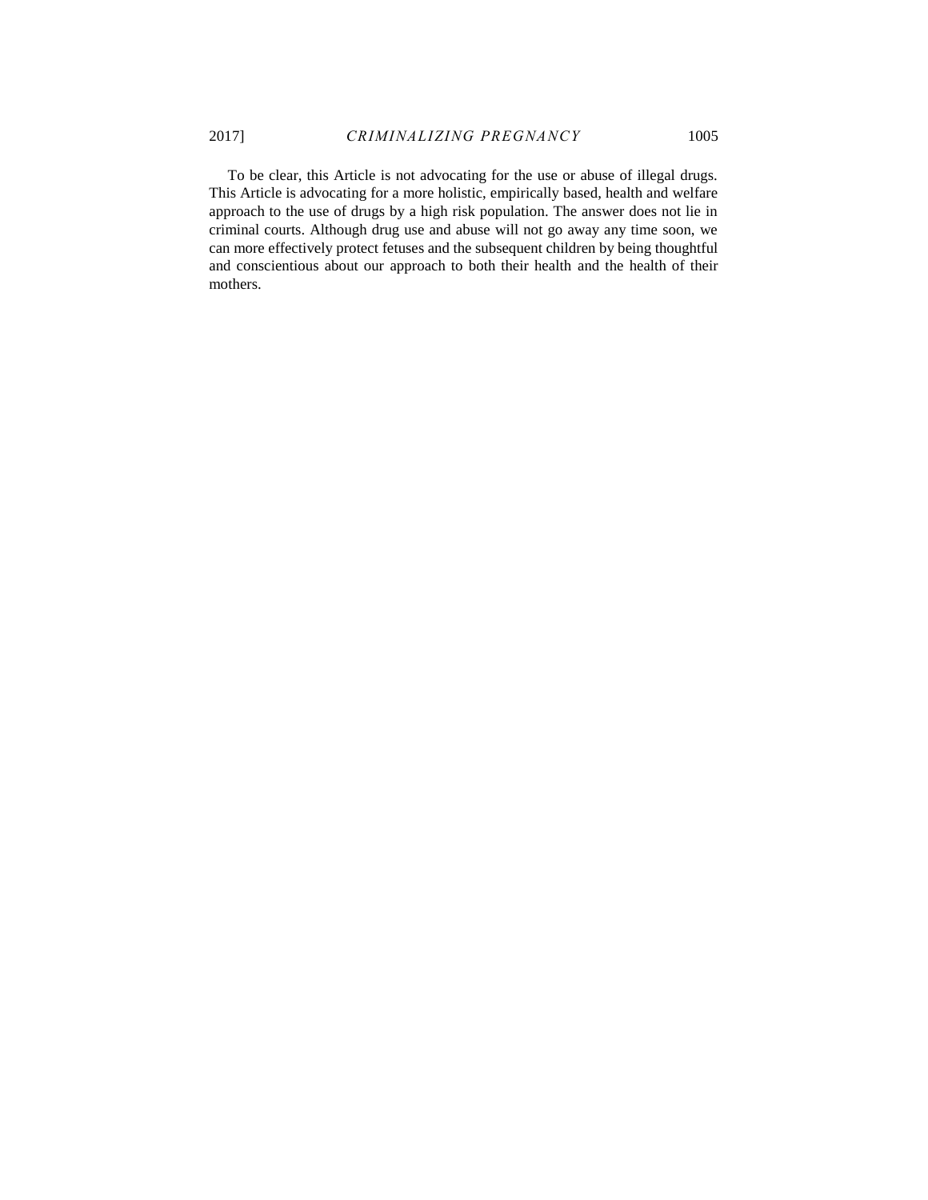To be clear, this Article is not advocating for the use or abuse of illegal drugs. This Article is advocating for a more holistic, empirically based, health and welfare approach to the use of drugs by a high risk population. The answer does not lie in criminal courts. Although drug use and abuse will not go away any time soon, we can more effectively protect fetuses and the subsequent children by being thoughtful and conscientious about our approach to both their health and the health of their mothers.